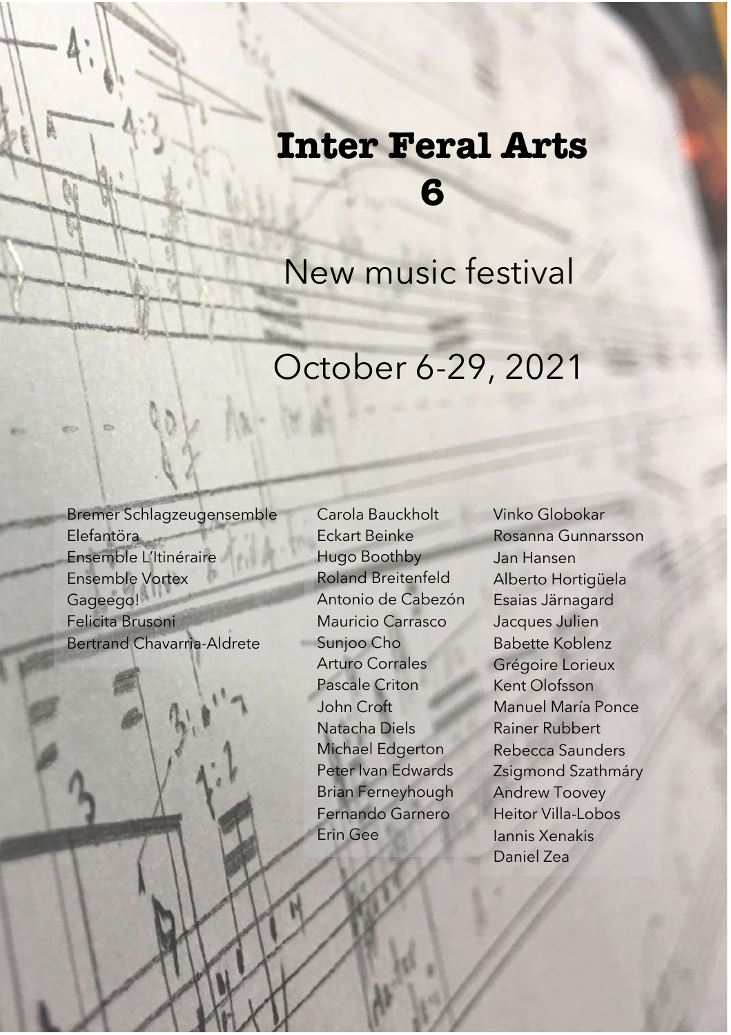# Inter Feral Arts 6

## New music festival

## October 6-29, 2021

Bremer Schlagzeugensemble
Elefantöra
Ensemble L'Itinéraire
Ensemble Vortex
Gageego!
Felicita Brusoni
Bertrand Chavarria-Aldrete

Carola Bauckholt
Eckart Beinke
Hugo Boothby
Roland Breitenfeld
Antonio de Cabezón
Mauricio Carrasco
Sunjoo Cho
Arturo Corrales
Pascale Criton
John Croft
Natacha Diels
Michael Edgerton
Peter Ivan Edwards
Brian Ferneyhough
Fernando Garnero
Erin Gee

Vinko Globokar
Rosanna Gunnarsson
Jan Hansen
Alberto Hortigüela
Esaias Järnagard
Jacques Julien
Babette Koblenz
Grégoire Lorieux
Kent Olofsson
Manuel María Ponce
Rainer Rubbert
Rebecca Saunders
Zsigmond Szathmáry
Andrew Toovey
Heitor Villa-Lobos
Iannis Xenakis
Daniel Zea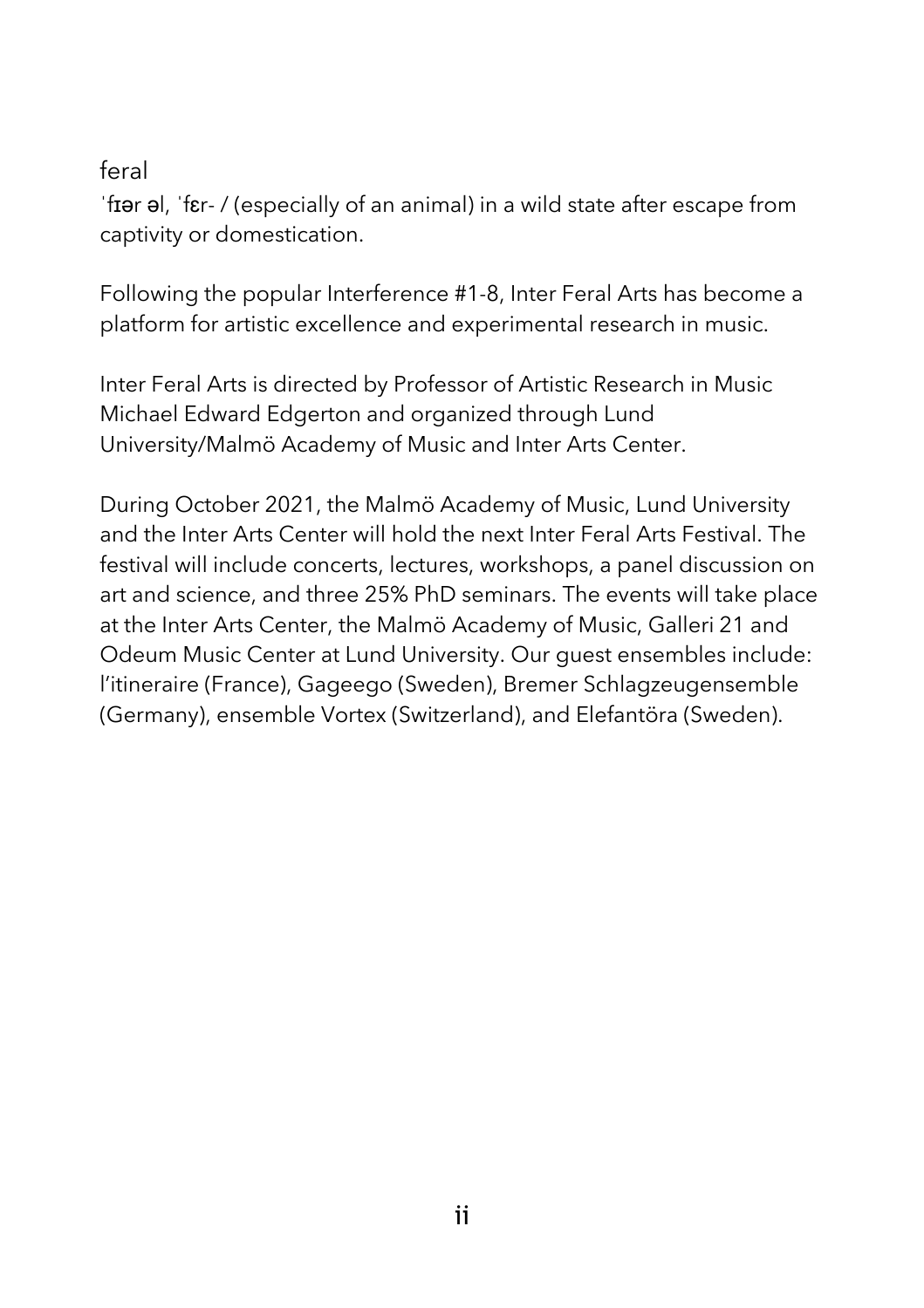feral

ˈfɪər əl, ˈfɛr- / (especially of an animal) in a wild state after escape from captivity or domestication.

Following the popular Interference #1-8, Inter Feral Arts has become a platform for artistic excellence and experimental research in music.

Inter Feral Arts is directed by Professor of Artistic Research in Music Michael Edward Edgerton and organized through Lund University/Malmö Academy of Music and Inter Arts Center.

During October 2021, the Malmö Academy of Music, Lund University and the Inter Arts Center will hold the next Inter Feral Arts Festival. The festival will include concerts, lectures, workshops, a panel discussion on art and science, and three 25% PhD seminars. The events will take place at the Inter Arts Center, the Malmö Academy of Music, Galleri 21 and Odeum Music Center at Lund University. Our guest ensembles include: l'itineraire (France), Gageego (Sweden), Bremer Schlagzeugensemble (Germany), ensemble Vortex (Switzerland), and Elefantöra (Sweden).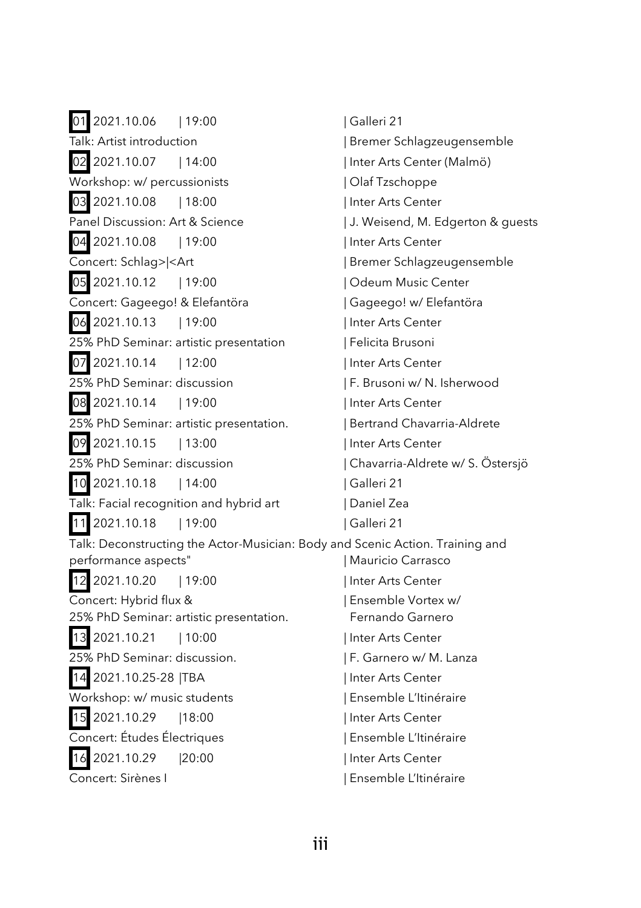**01** 2021.10.06 | 19:00 | Galleri 21
Talk: Artist introduction | Bremer Schlagzeugensemble

**02** 2021.10.07 | 14:00 | Inter Arts Center (Malmö)
Workshop: w/ percussionists | Olaf Tzschoppe

**03** 2021.10.08 | 18:00 | Inter Arts Center
Panel Discussion: Art & Science | J. Weisend, M. Edgerton & guests

**04** 2021.10.08 | 19:00 | Inter Arts Center
Concert: Schlag>|<Art | Bremer Schlagzeugensemble

**05** 2021.10.12 | 19:00 | Odeum Music Center
Concert: Gageego! & Elefantöra | Gageego! w/ Elefantöra

**06** 2021.10.13 | 19:00 | Inter Arts Center
25% PhD Seminar: artistic presentation | Felicita Brusoni

**07** 2021.10.14 | 12:00 | Inter Arts Center
25% PhD Seminar: discussion | F. Brusoni w/ N. Isherwood

**08** 2021.10.14 | 19:00 | Inter Arts Center
25% PhD Seminar: artistic presentation. | Bertrand Chavarria-Aldrete

**09** 2021.10.15 | 13:00 | Inter Arts Center
25% PhD Seminar: discussion | Chavarria-Aldrete w/ S. Östersjö

**10** 2021.10.18 | 14:00 | Galleri 21
Talk: Facial recognition and hybrid art | Daniel Zea

**11** 2021.10.18 | 19:00 | Galleri 21
Talk: Deconstructing the Actor-Musician: Body and Scenic Action. Training and performance aspects" | Mauricio Carrasco

**12** 2021.10.20 | 19:00 | Inter Arts Center
Concert: Hybrid flux & 25% PhD Seminar: artistic presentation. | Ensemble Vortex w/ Fernando Garnero

**13** 2021.10.21 | 10:00 | Inter Arts Center
25% PhD Seminar: discussion. | F. Garnero w/ M. Lanza

**14** 2021.10.25-28 |TBA | Inter Arts Center
Workshop: w/ music students | Ensemble L'Itinéraire

**15** 2021.10.29 |18:00 | Inter Arts Center
Concert: Études Électriques | Ensemble L'Itinéraire

**16** 2021.10.29 |20:00 | Inter Arts Center
Concert: Sirènes I | Ensemble L'Itinéraire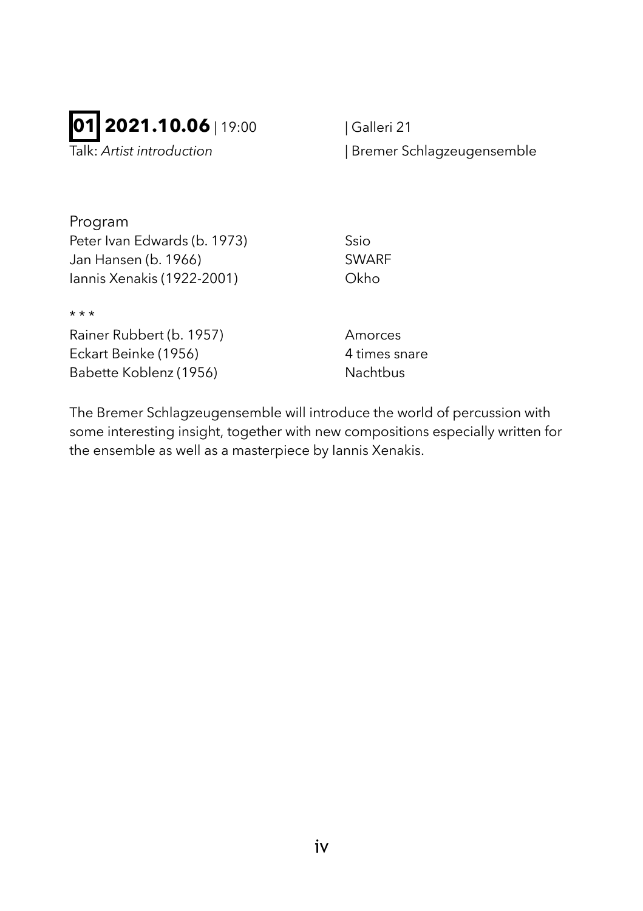**01** **2021.10.06** | 19:00 | Galleri 21

Talk: *Artist introduction* | Bremer Schlagzeugensemble

Program

| | |
|---|---|
| Peter Ivan Edwards (b. 1973) | Ssio |
| Jan Hansen (b. 1966) | SWARF |
| Iannis Xenakis (1922-2001) | Okho |

* * *

| | |
|---|---|
| Rainer Rubbert (b. 1957) | Amorces |
| Eckart Beinke (1956) | 4 times snare |
| Babette Koblenz (1956) | Nachtbus |

The Bremer Schlagzeugensemble will introduce the world of percussion with some interesting insight, together with new compositions especially written for the ensemble as well as a masterpiece by Iannis Xenakis.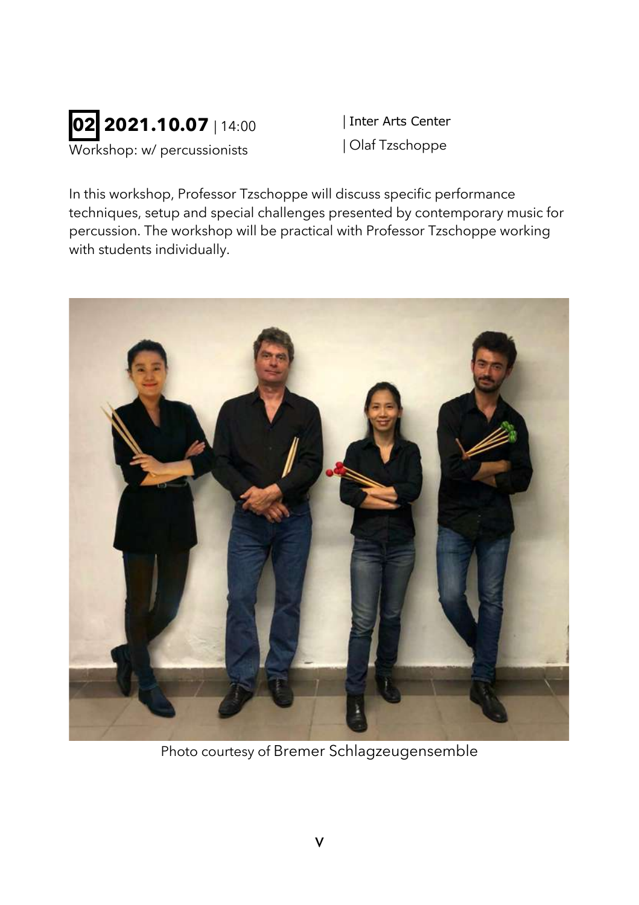**02 2021.10.07** | 14:00

Workshop: w/ percussionists

| Inter Arts Center

| Olaf Tzschoppe

In this workshop, Professor Tzschoppe will discuss specific performance techniques, setup and special challenges presented by contemporary music for percussion. The workshop will be practical with Professor Tzschoppe working with students individually.

Photo courtesy of Bremer Schlagzeugensemble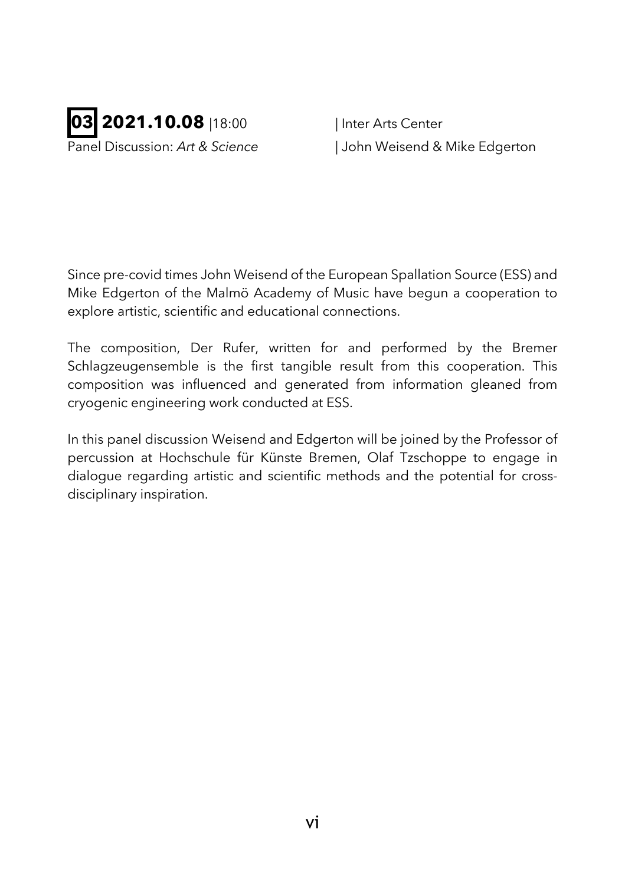**03** **2021.10.08** |18:00 | Inter Arts Center

Panel Discussion: *Art & Science* | John Weisend & Mike Edgerton

Since pre-covid times John Weisend of the European Spallation Source (ESS) and Mike Edgerton of the Malmö Academy of Music have begun a cooperation to explore artistic, scientific and educational connections.

The composition, Der Rufer, written for and performed by the Bremer Schlagzeugensemble is the first tangible result from this cooperation. This composition was influenced and generated from information gleaned from cryogenic engineering work conducted at ESS.

In this panel discussion Weisend and Edgerton will be joined by the Professor of percussion at Hochschule für Künste Bremen, Olaf Tzschoppe to engage in dialogue regarding artistic and scientific methods and the potential for cross-disciplinary inspiration.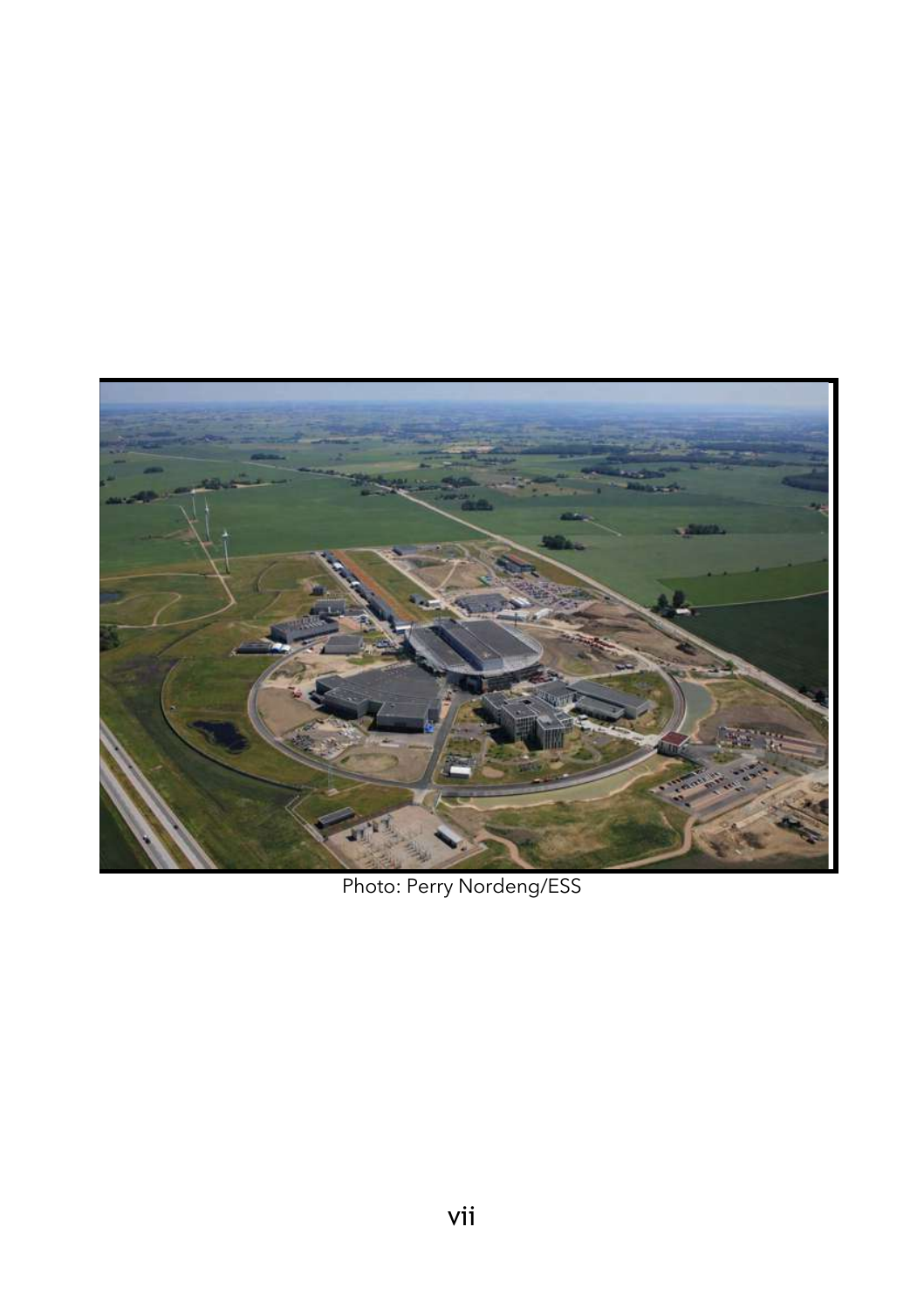Photo: Perry Nordeng/ESS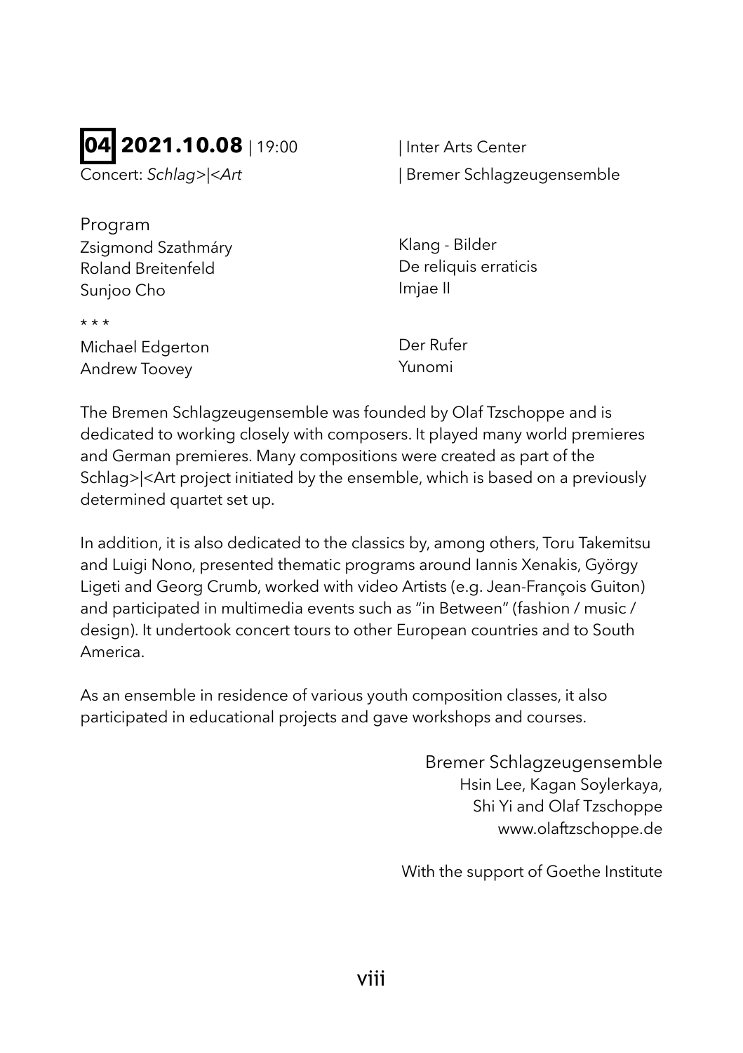## **04** **2021.10.08** | 19:00 | Inter Arts Center

Concert: *Schlag>|<Art* | Bremer Schlagzeugensemble

Program

| | |
|---|---|
| Zsigmond Szathmáry | Klang - Bilder |
| Roland Breitenfeld | De reliquis erraticis |
| Sunjoo Cho | Imjae II |
| * * * | |
| Michael Edgerton | Der Rufer |
| Andrew Toovey | Yunomi |

The Bremen Schlagzeugensemble was founded by Olaf Tzschoppe and is dedicated to working closely with composers. It played many world premieres and German premieres. Many compositions were created as part of the Schlag>|<Art project initiated by the ensemble, which is based on a previously determined quartet set up.

In addition, it is also dedicated to the classics by, among others, Toru Takemitsu and Luigi Nono, presented thematic programs around Iannis Xenakis, György Ligeti and Georg Crumb, worked with video Artists (e.g. Jean-François Guiton) and participated in multimedia events such as "in Between" (fashion / music / design). It undertook concert tours to other European countries and to South America.

As an ensemble in residence of various youth composition classes, it also participated in educational projects and gave workshops and courses.

Bremer Schlagzeugensemble
Hsin Lee, Kagan Soylerkaya,
Shi Yi and Olaf Tzschoppe
www.olaftzschoppe.de

With the support of Goethe Institute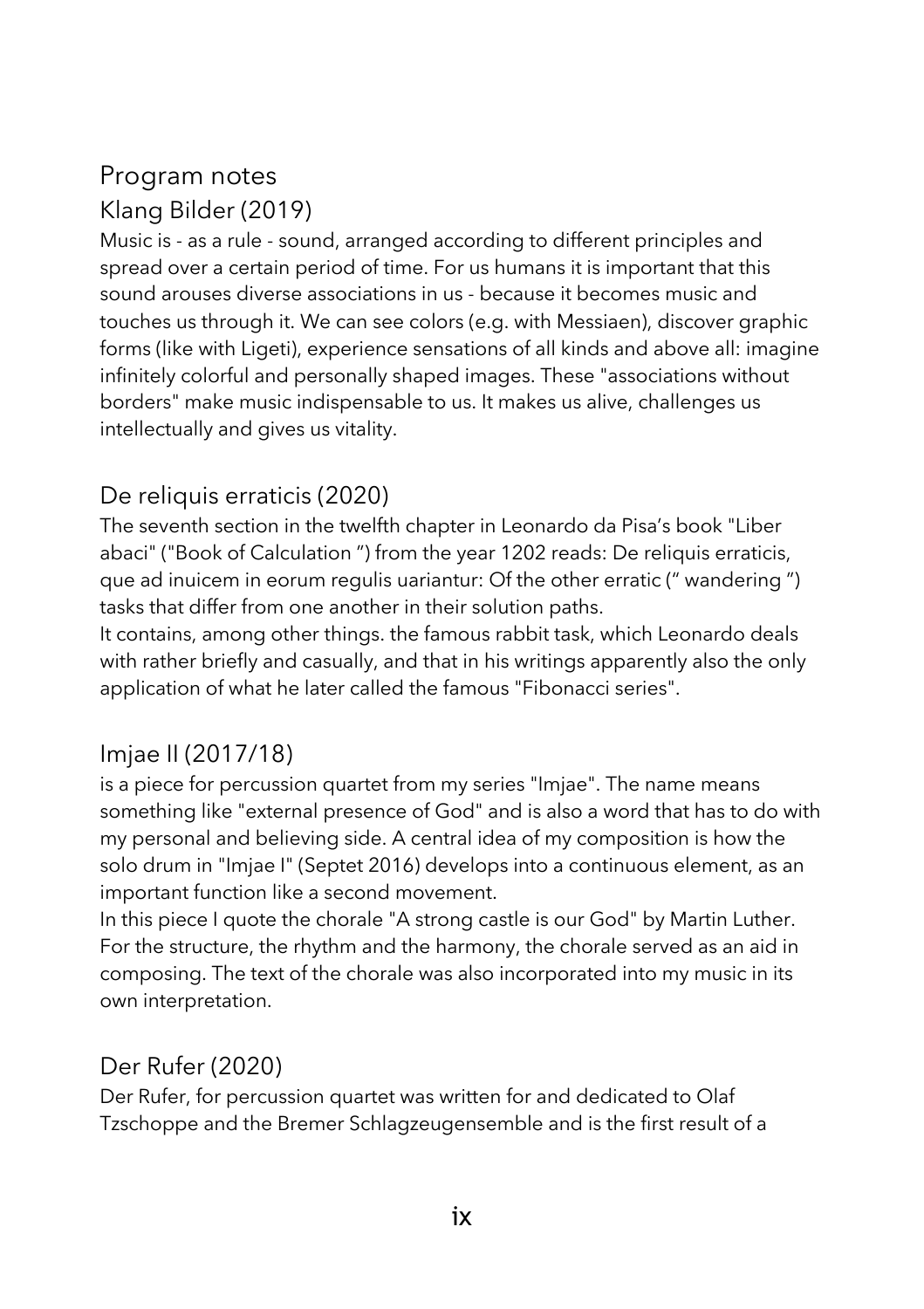# Program notes

## Klang Bilder (2019)

Music is - as a rule - sound, arranged according to different principles and spread over a certain period of time. For us humans it is important that this sound arouses diverse associations in us - because it becomes music and touches us through it. We can see colors (e.g. with Messiaen), discover graphic forms (like with Ligeti), experience sensations of all kinds and above all: imagine infinitely colorful and personally shaped images. These "associations without borders" make music indispensable to us. It makes us alive, challenges us intellectually and gives us vitality.

## De reliquis erraticis (2020)

The seventh section in the twelfth chapter in Leonardo da Pisa's book "Liber abaci" ("Book of Calculation ") from the year 1202 reads: De reliquis erraticis, que ad inuicem in eorum regulis uariantur: Of the other erratic (" wandering ") tasks that differ from one another in their solution paths.
It contains, among other things. the famous rabbit task, which Leonardo deals with rather briefly and casually, and that in his writings apparently also the only application of what he later called the famous "Fibonacci series".

## Imjae II (2017/18)

is a piece for percussion quartet from my series "Imjae". The name means something like "external presence of God" and is also a word that has to do with my personal and believing side. A central idea of my composition is how the solo drum in "Imjae I" (Septet 2016) develops into a continuous element, as an important function like a second movement.
In this piece I quote the chorale "A strong castle is our God" by Martin Luther. For the structure, the rhythm and the harmony, the chorale served as an aid in composing. The text of the chorale was also incorporated into my music in its own interpretation.

## Der Rufer (2020)

Der Rufer, for percussion quartet was written for and dedicated to Olaf Tzschoppe and the Bremer Schlagzeugensemble and is the first result of a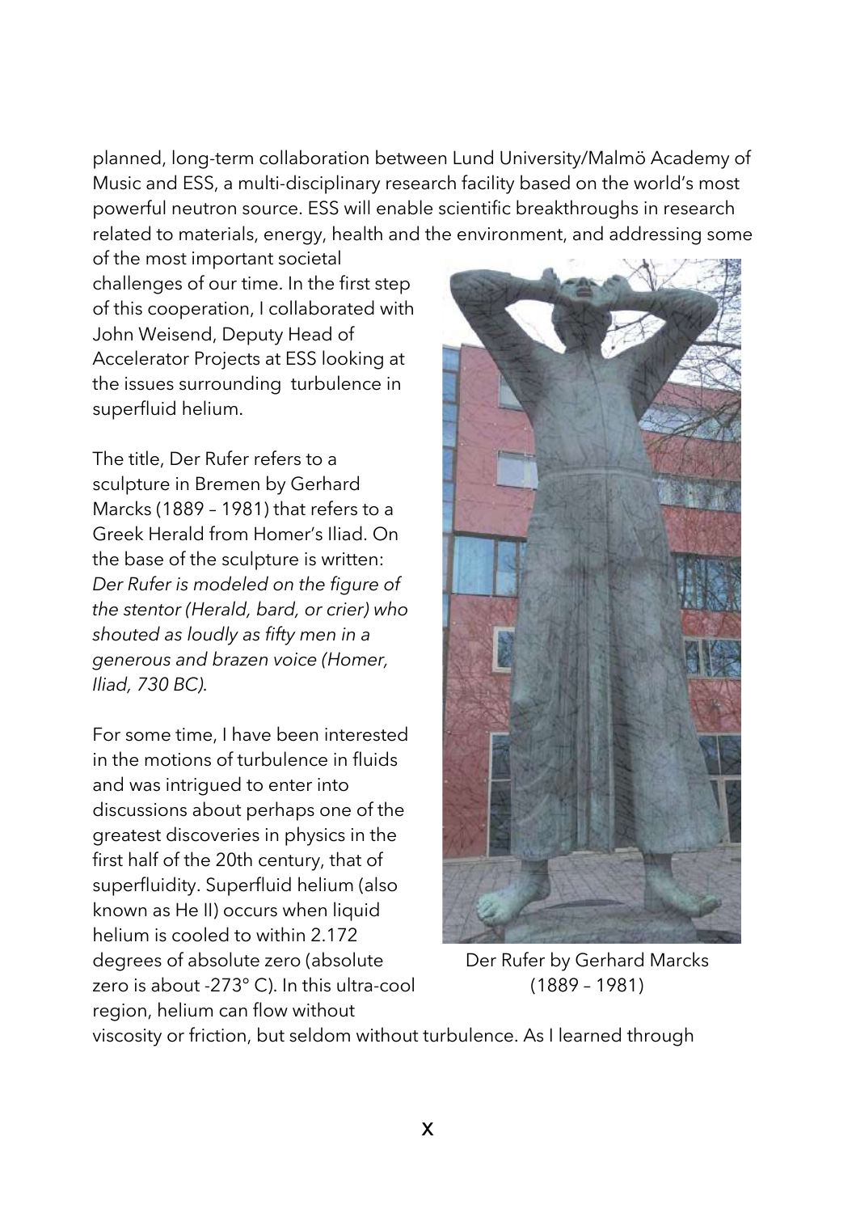planned, long-term collaboration between Lund University/Malmö Academy of Music and ESS, a multi-disciplinary research facility based on the world's most powerful neutron source. ESS will enable scientific breakthroughs in research related to materials, energy, health and the environment, and addressing some of the most important societal challenges of our time. In the first step of this cooperation, I collaborated with John Weisend, Deputy Head of Accelerator Projects at ESS looking at the issues surrounding turbulence in superfluid helium.

The title, Der Rufer refers to a sculpture in Bremen by Gerhard Marcks (1889 – 1981) that refers to a Greek Herald from Homer's Iliad. On the base of the sculpture is written: *Der Rufer is modeled on the figure of the stentor (Herald, bard, or crier) who shouted as loudly as fifty men in a generous and brazen voice (Homer, Iliad, 730 BC).*

Der Rufer by Gerhard Marcks (1889 – 1981)

For some time, I have been interested in the motions of turbulence in fluids and was intrigued to enter into discussions about perhaps one of the greatest discoveries in physics in the first half of the 20th century, that of superfluidity. Superfluid helium (also known as He II) occurs when liquid helium is cooled to within 2.172 degrees of absolute zero (absolute zero is about -273° C). In this ultra-cool region, helium can flow without viscosity or friction, but seldom without turbulence. As I learned through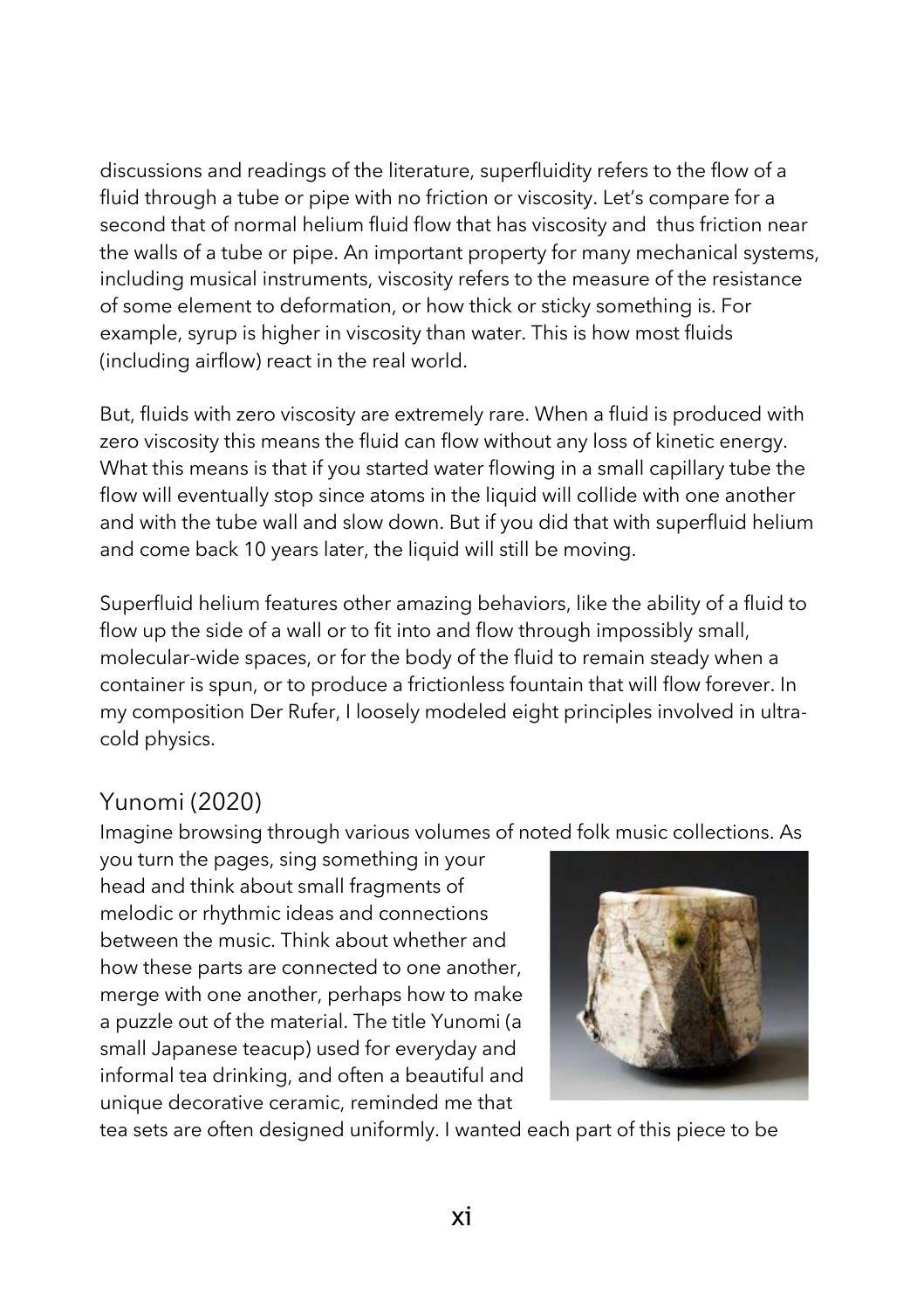discussions and readings of the literature, superfluidity refers to the flow of a fluid through a tube or pipe with no friction or viscosity. Let's compare for a second that of normal helium fluid flow that has viscosity and thus friction near the walls of a tube or pipe. An important property for many mechanical systems, including musical instruments, viscosity refers to the measure of the resistance of some element to deformation, or how thick or sticky something is. For example, syrup is higher in viscosity than water. This is how most fluids (including airflow) react in the real world.

But, fluids with zero viscosity are extremely rare. When a fluid is produced with zero viscosity this means the fluid can flow without any loss of kinetic energy. What this means is that if you started water flowing in a small capillary tube the flow will eventually stop since atoms in the liquid will collide with one another and with the tube wall and slow down. But if you did that with superfluid helium and come back 10 years later, the liquid will still be moving.

Superfluid helium features other amazing behaviors, like the ability of a fluid to flow up the side of a wall or to fit into and flow through impossibly small, molecular-wide spaces, or for the body of the fluid to remain steady when a container is spun, or to produce a frictionless fountain that will flow forever. In my composition Der Rufer, I loosely modeled eight principles involved in ultra-cold physics.

## Yunomi (2020)

Imagine browsing through various volumes of noted folk music collections. As you turn the pages, sing something in your head and think about small fragments of melodic or rhythmic ideas and connections between the music. Think about whether and how these parts are connected to one another, merge with one another, perhaps how to make a puzzle out of the material. The title Yunomi (a small Japanese teacup) used for everyday and informal tea drinking, and often a beautiful and unique decorative ceramic, reminded me that tea sets are often designed uniformly. I wanted each part of this piece to be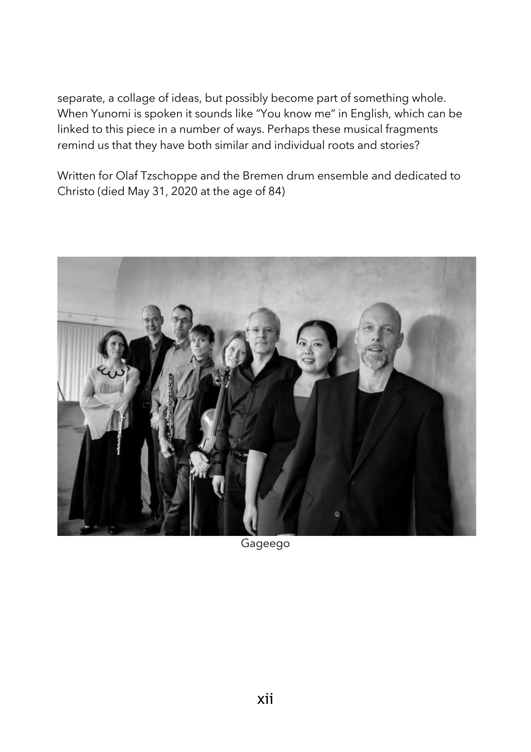separate, a collage of ideas, but possibly become part of something whole. When Yunomi is spoken it sounds like "You know me" in English, which can be linked to this piece in a number of ways. Perhaps these musical fragments remind us that they have both similar and individual roots and stories?

Written for Olaf Tzschoppe and the Bremen drum ensemble and dedicated to Christo (died May 31, 2020 at the age of 84)

Gageego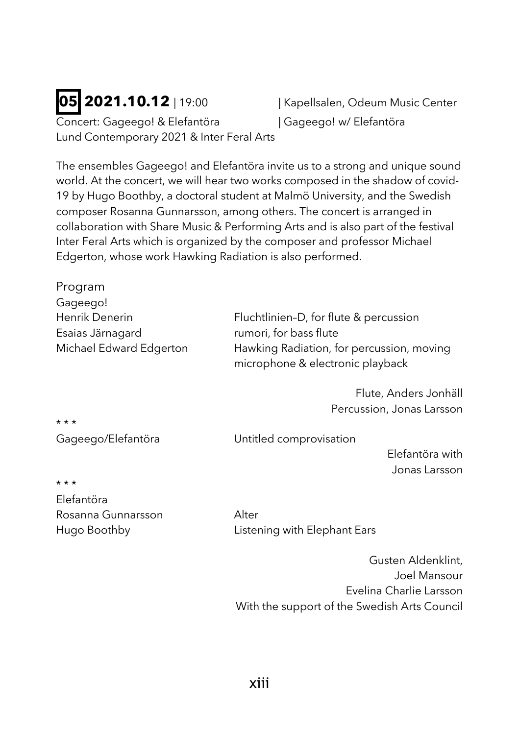**05** **2021.10.12** | 19:00 | Kapellsalen, Odeum Music Center

Concert: Gageego! & Elefantöra | Gageego! w/ Elefantöra

Lund Contemporary 2021 & Inter Feral Arts

The ensembles Gageego! and Elefantöra invite us to a strong and unique sound world. At the concert, we will hear two works composed in the shadow of covid-19 by Hugo Boothby, a doctoral student at Malmö University, and the Swedish composer Rosanna Gunnarsson, among others. The concert is arranged in collaboration with Share Music & Performing Arts and is also part of the festival Inter Feral Arts which is organized by the composer and professor Michael Edgerton, whose work Hawking Radiation is also performed.

Program

Gageego!

Henrik Denerin — Fluchtlinien–D, for flute & percussion

Esaias Järnagard — rumori, for bass flute

Michael Edward Edgerton — Hawking Radiation, for percussion, moving microphone & electronic playback

Flute, Anders Jonhäll
Percussion, Jonas Larsson

* * *

Gageego/Elefantöra — Untitled comprovisation

Elefantöra with
Jonas Larsson

* * *

Elefantöra

Rosanna Gunnarsson — Alter

Hugo Boothby — Listening with Elephant Ears

Gusten Aldenklint,
Joel Mansour
Evelina Charlie Larsson
With the support of the Swedish Arts Council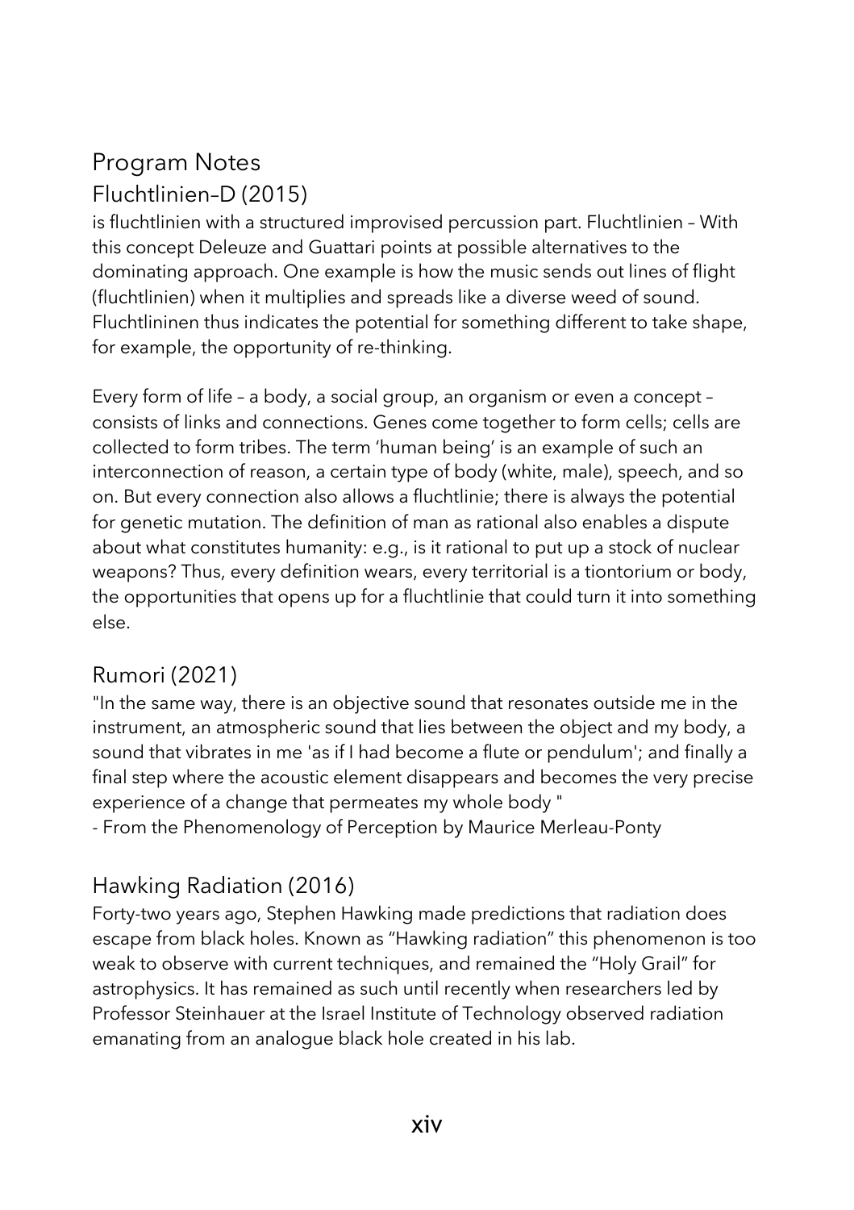# Program Notes

## Fluchtlinien–D (2015)

is fluchtlinien with a structured improvised percussion part. Fluchtlinien – With this concept Deleuze and Guattari points at possible alternatives to the dominating approach. One example is how the music sends out lines of flight (fluchtlinien) when it multiplies and spreads like a diverse weed of sound. Fluchtlininen thus indicates the potential for something different to take shape, for example, the opportunity of re-thinking.

Every form of life – a body, a social group, an organism or even a concept – consists of links and connections. Genes come together to form cells; cells are collected to form tribes. The term 'human being' is an example of such an interconnection of reason, a certain type of body (white, male), speech, and so on. But every connection also allows a fluchtlinie; there is always the potential for genetic mutation. The definition of man as rational also enables a dispute about what constitutes humanity: e.g., is it rational to put up a stock of nuclear weapons? Thus, every definition wears, every territorial is a tiontorium or body, the opportunities that opens up for a fluchtlinie that could turn it into something else.

## Rumori (2021)

"In the same way, there is an objective sound that resonates outside me in the instrument, an atmospheric sound that lies between the object and my body, a sound that vibrates in me 'as if I had become a flute or pendulum'; and finally a final step where the acoustic element disappears and becomes the very precise experience of a change that permeates my whole body "

- From the Phenomenology of Perception by Maurice Merleau-Ponty

## Hawking Radiation (2016)

Forty-two years ago, Stephen Hawking made predictions that radiation does escape from black holes. Known as "Hawking radiation" this phenomenon is too weak to observe with current techniques, and remained the "Holy Grail" for astrophysics. It has remained as such until recently when researchers led by Professor Steinhauer at the Israel Institute of Technology observed radiation emanating from an analogue black hole created in his lab.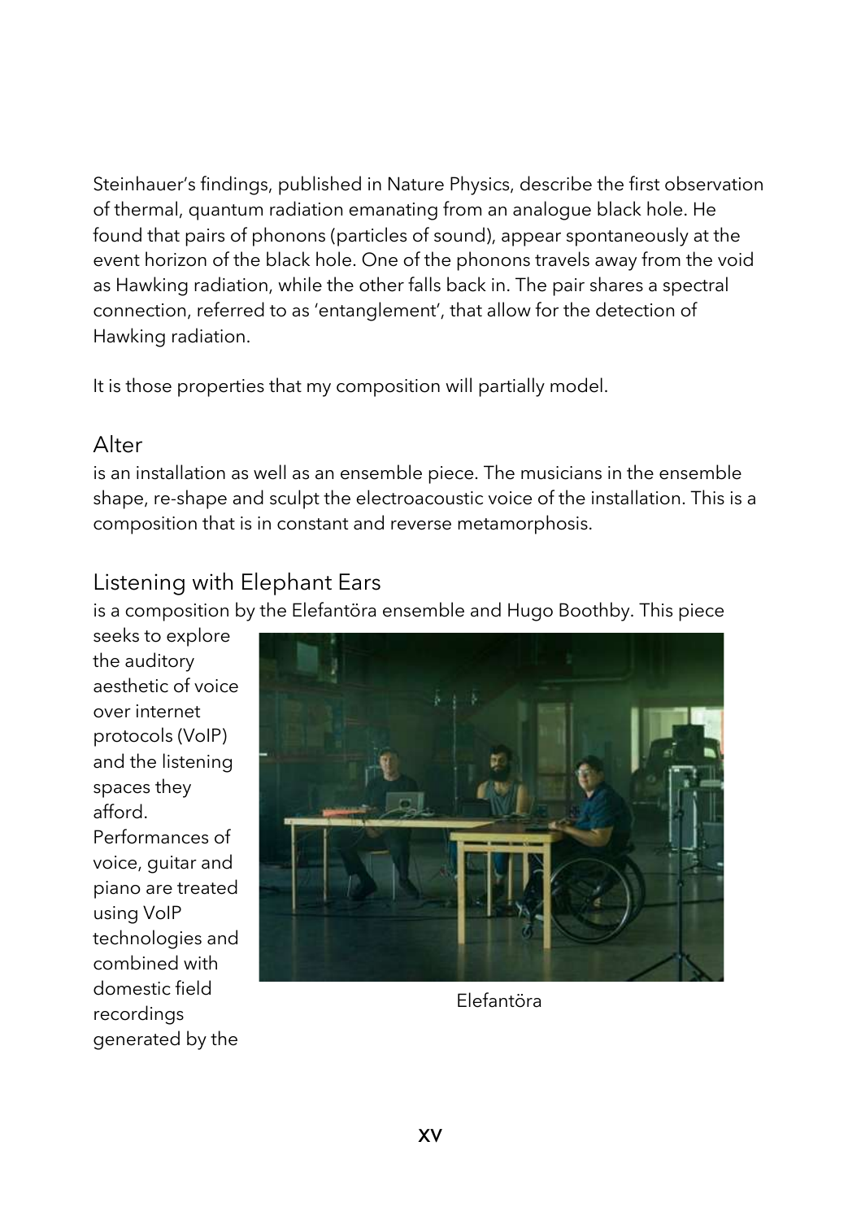Steinhauer's findings, published in Nature Physics, describe the first observation of thermal, quantum radiation emanating from an analogue black hole. He found that pairs of phonons (particles of sound), appear spontaneously at the event horizon of the black hole. One of the phonons travels away from the void as Hawking radiation, while the other falls back in. The pair shares a spectral connection, referred to as 'entanglement', that allow for the detection of Hawking radiation.

It is those properties that my composition will partially model.

## Alter

is an installation as well as an ensemble piece. The musicians in the ensemble shape, re-shape and sculpt the electroacoustic voice of the installation. This is a composition that is in constant and reverse metamorphosis.

## Listening with Elephant Ears

is a composition by the Elefantöra ensemble and Hugo Boothby. This piece seeks to explore the auditory aesthetic of voice over internet protocols (VoIP) and the listening spaces they afford. Performances of voice, guitar and piano are treated using VoIP technologies and combined with domestic field recordings generated by the

Elefantöra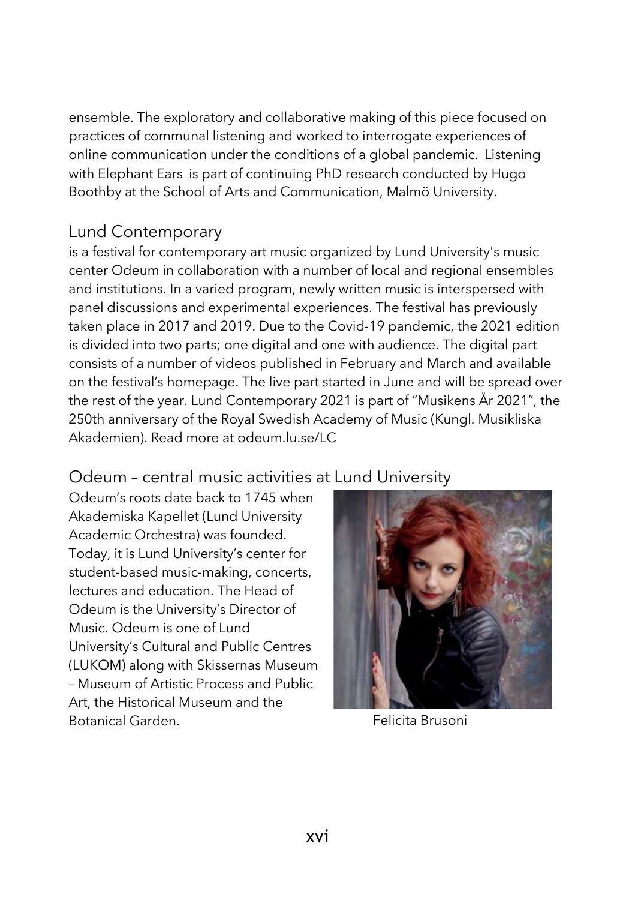ensemble. The exploratory and collaborative making of this piece focused on practices of communal listening and worked to interrogate experiences of online communication under the conditions of a global pandemic. Listening with Elephant Ears is part of continuing PhD research conducted by Hugo Boothby at the School of Arts and Communication, Malmö University.

## Lund Contemporary

is a festival for contemporary art music organized by Lund University's music center Odeum in collaboration with a number of local and regional ensembles and institutions. In a varied program, newly written music is interspersed with panel discussions and experimental experiences. The festival has previously taken place in 2017 and 2019. Due to the Covid-19 pandemic, the 2021 edition is divided into two parts; one digital and one with audience. The digital part consists of a number of videos published in February and March and available on the festival's homepage. The live part started in June and will be spread over the rest of the year. Lund Contemporary 2021 is part of "Musikens År 2021", the 250th anniversary of the Royal Swedish Academy of Music (Kungl. Musikliska Akademien). Read more at odeum.lu.se/LC

## Odeum – central music activities at Lund University

Odeum's roots date back to 1745 when Akademiska Kapellet (Lund University Academic Orchestra) was founded. Today, it is Lund University's center for student-based music-making, concerts, lectures and education. The Head of Odeum is the University's Director of Music. Odeum is one of Lund University's Cultural and Public Centres (LUKOM) along with Skissernas Museum – Museum of Artistic Process and Public Art, the Historical Museum and the Botanical Garden.

Felicita Brusoni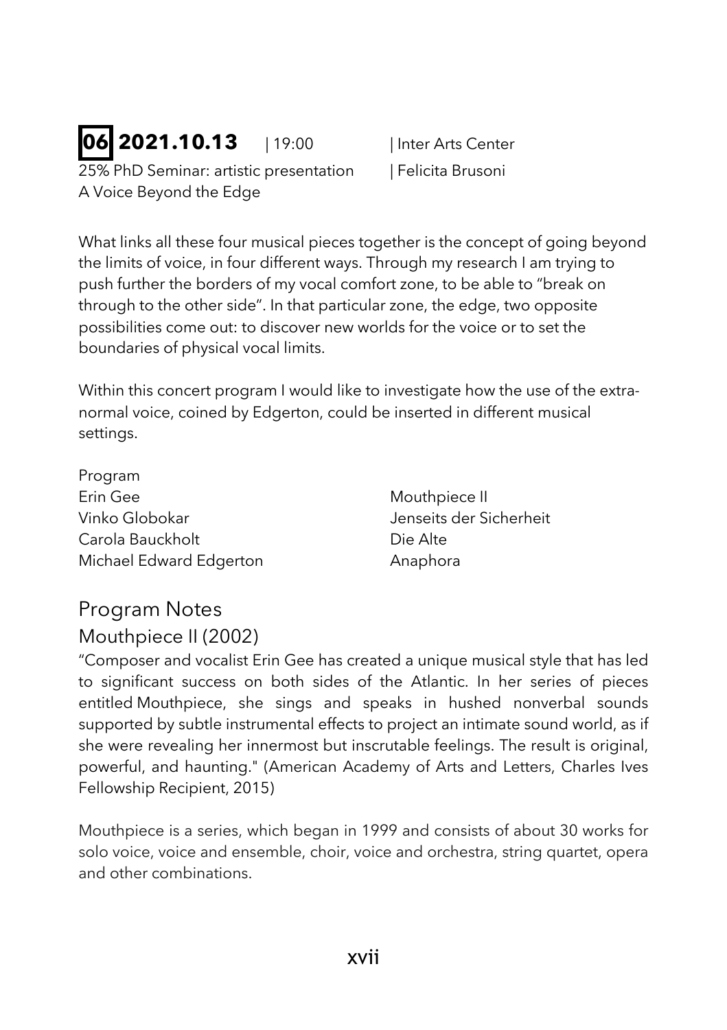**06** **2021.10.13** | 19:00 | Inter Arts Center

25% PhD Seminar: artistic presentation | Felicita Brusoni

A Voice Beyond the Edge

What links all these four musical pieces together is the concept of going beyond the limits of voice, in four different ways. Through my research I am trying to push further the borders of my vocal comfort zone, to be able to "break on through to the other side". In that particular zone, the edge, two opposite possibilities come out: to discover new worlds for the voice or to set the boundaries of physical vocal limits.

Within this concert program I would like to investigate how the use of the extra-normal voice, coined by Edgerton, could be inserted in different musical settings.

Program

| | |
|---|---|
| Erin Gee | Mouthpiece II |
| Vinko Globokar | Jenseits der Sicherheit |
| Carola Bauckholt | Die Alte |
| Michael Edward Edgerton | Anaphora |

## Program Notes

### Mouthpiece II (2002)

"Composer and vocalist Erin Gee has created a unique musical style that has led to significant success on both sides of the Atlantic. In her series of pieces entitled Mouthpiece, she sings and speaks in hushed nonverbal sounds supported by subtle instrumental effects to project an intimate sound world, as if she were revealing her innermost but inscrutable feelings. The result is original, powerful, and haunting." (American Academy of Arts and Letters, Charles Ives Fellowship Recipient, 2015)

Mouthpiece is a series, which began in 1999 and consists of about 30 works for solo voice, voice and ensemble, choir, voice and orchestra, string quartet, opera and other combinations.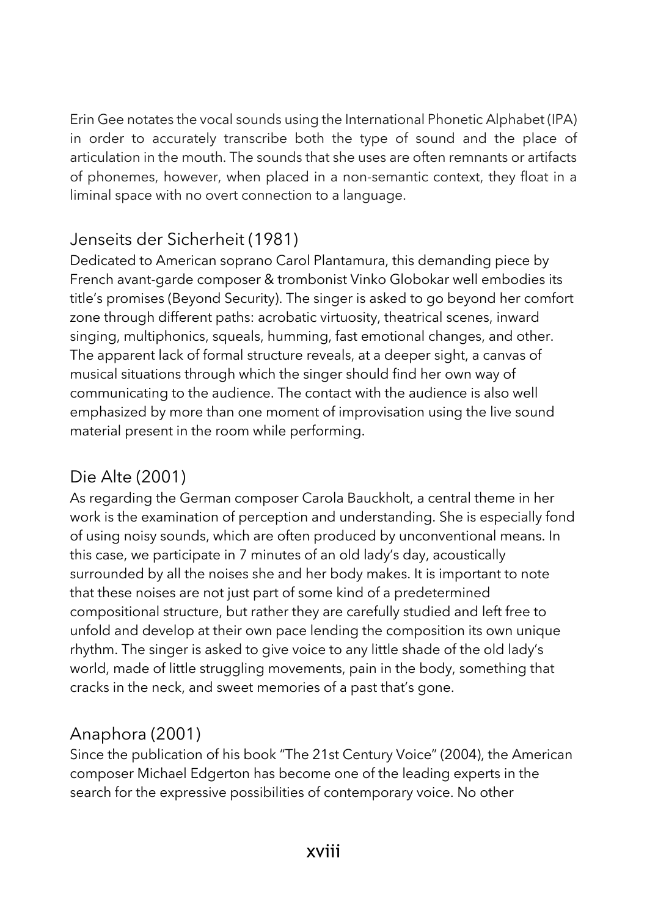Erin Gee notates the vocal sounds using the International Phonetic Alphabet (IPA) in order to accurately transcribe both the type of sound and the place of articulation in the mouth. The sounds that she uses are often remnants or artifacts of phonemes, however, when placed in a non-semantic context, they float in a liminal space with no overt connection to a language.

## Jenseits der Sicherheit (1981)

Dedicated to American soprano Carol Plantamura, this demanding piece by French avant-garde composer & trombonist Vinko Globokar well embodies its title's promises (Beyond Security). The singer is asked to go beyond her comfort zone through different paths: acrobatic virtuosity, theatrical scenes, inward singing, multiphonics, squeals, humming, fast emotional changes, and other. The apparent lack of formal structure reveals, at a deeper sight, a canvas of musical situations through which the singer should find her own way of communicating to the audience. The contact with the audience is also well emphasized by more than one moment of improvisation using the live sound material present in the room while performing.

## Die Alte (2001)

As regarding the German composer Carola Bauckholt, a central theme in her work is the examination of perception and understanding. She is especially fond of using noisy sounds, which are often produced by unconventional means. In this case, we participate in 7 minutes of an old lady's day, acoustically surrounded by all the noises she and her body makes. It is important to note that these noises are not just part of some kind of a predetermined compositional structure, but rather they are carefully studied and left free to unfold and develop at their own pace lending the composition its own unique rhythm. The singer is asked to give voice to any little shade of the old lady's world, made of little struggling movements, pain in the body, something that cracks in the neck, and sweet memories of a past that's gone.

## Anaphora (2001)

Since the publication of his book "The 21st Century Voice" (2004), the American composer Michael Edgerton has become one of the leading experts in the search for the expressive possibilities of contemporary voice. No other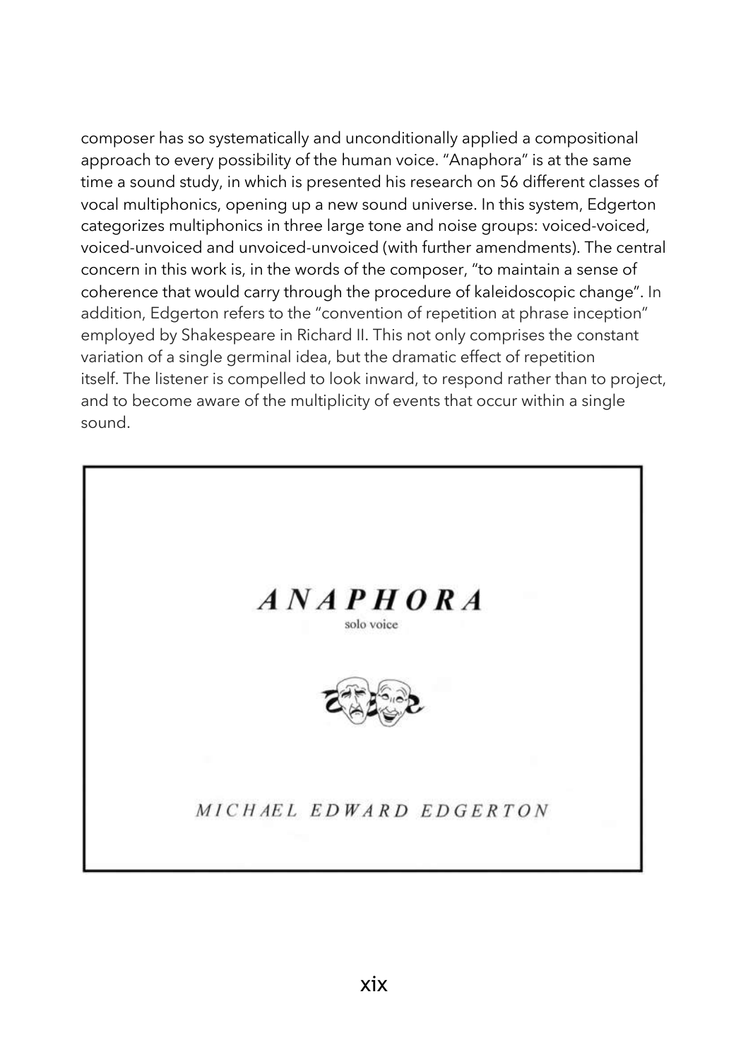composer has so systematically and unconditionally applied a compositional approach to every possibility of the human voice. "Anaphora" is at the same time a sound study, in which is presented his research on 56 different classes of vocal multiphonics, opening up a new sound universe. In this system, Edgerton categorizes multiphonics in three large tone and noise groups: voiced-voiced, voiced-unvoiced and unvoiced-unvoiced (with further amendments). The central concern in this work is, in the words of the composer, "to maintain a sense of coherence that would carry through the procedure of kaleidoscopic change". In addition, Edgerton refers to the "convention of repetition at phrase inception" employed by Shakespeare in Richard II. This not only comprises the constant variation of a single germinal idea, but the dramatic effect of repetition itself. The listener is compelled to look inward, to respond rather than to project, and to become aware of the multiplicity of events that occur within a single sound.

***ANAPHORA***

solo voice

*MICHAEL EDWARD EDGERTON*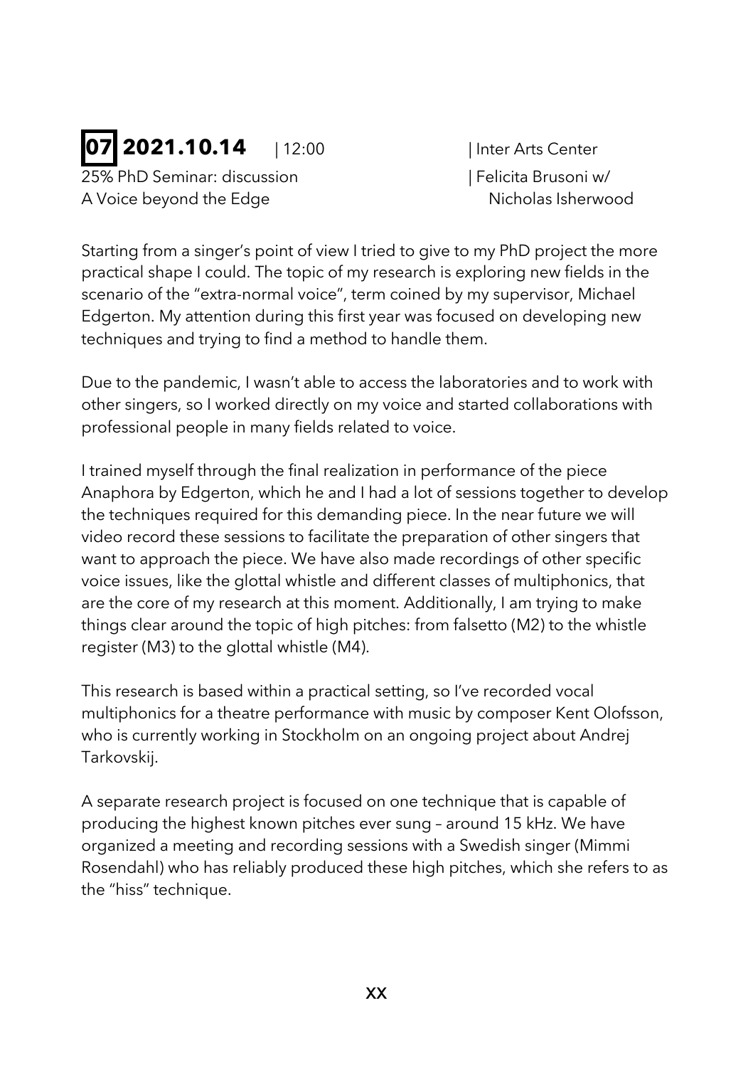**07 2021.10.14** | 12:00 | Inter Arts Center

25% PhD Seminar: discussion | Felicita Brusoni w/
A Voice beyond the Edge Nicholas Isherwood

Starting from a singer's point of view I tried to give to my PhD project the more practical shape I could. The topic of my research is exploring new fields in the scenario of the "extra-normal voice", term coined by my supervisor, Michael Edgerton. My attention during this first year was focused on developing new techniques and trying to find a method to handle them.

Due to the pandemic, I wasn't able to access the laboratories and to work with other singers, so I worked directly on my voice and started collaborations with professional people in many fields related to voice.

I trained myself through the final realization in performance of the piece Anaphora by Edgerton, which he and I had a lot of sessions together to develop the techniques required for this demanding piece. In the near future we will video record these sessions to facilitate the preparation of other singers that want to approach the piece. We have also made recordings of other specific voice issues, like the glottal whistle and different classes of multiphonics, that are the core of my research at this moment. Additionally, I am trying to make things clear around the topic of high pitches: from falsetto (M2) to the whistle register (M3) to the glottal whistle (M4).

This research is based within a practical setting, so I've recorded vocal multiphonics for a theatre performance with music by composer Kent Olofsson, who is currently working in Stockholm on an ongoing project about Andrej Tarkovskij.

A separate research project is focused on one technique that is capable of producing the highest known pitches ever sung – around 15 kHz. We have organized a meeting and recording sessions with a Swedish singer (Mimmi Rosendahl) who has reliably produced these high pitches, which she refers to as the "hiss" technique.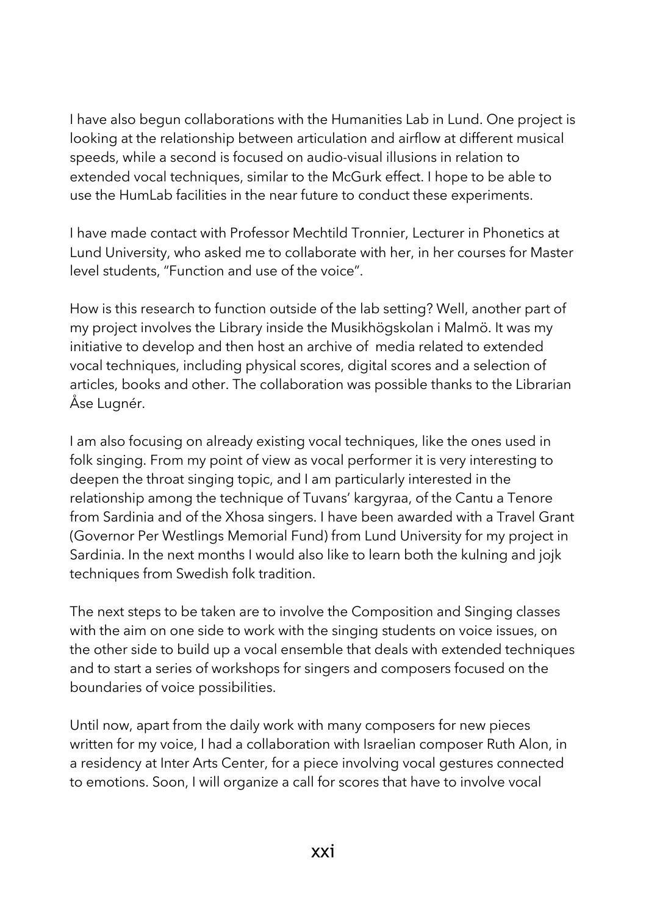I have also begun collaborations with the Humanities Lab in Lund. One project is looking at the relationship between articulation and airflow at different musical speeds, while a second is focused on audio-visual illusions in relation to extended vocal techniques, similar to the McGurk effect. I hope to be able to use the HumLab facilities in the near future to conduct these experiments.

I have made contact with Professor Mechtild Tronnier, Lecturer in Phonetics at Lund University, who asked me to collaborate with her, in her courses for Master level students, "Function and use of the voice".

How is this research to function outside of the lab setting? Well, another part of my project involves the Library inside the Musikhögskolan i Malmö. It was my initiative to develop and then host an archive of media related to extended vocal techniques, including physical scores, digital scores and a selection of articles, books and other. The collaboration was possible thanks to the Librarian Åse Lugnér.

I am also focusing on already existing vocal techniques, like the ones used in folk singing. From my point of view as vocal performer it is very interesting to deepen the throat singing topic, and I am particularly interested in the relationship among the technique of Tuvans' kargyraa, of the Cantu a Tenore from Sardinia and of the Xhosa singers. I have been awarded with a Travel Grant (Governor Per Westlings Memorial Fund) from Lund University for my project in Sardinia. In the next months I would also like to learn both the kulning and jojk techniques from Swedish folk tradition.

The next steps to be taken are to involve the Composition and Singing classes with the aim on one side to work with the singing students on voice issues, on the other side to build up a vocal ensemble that deals with extended techniques and to start a series of workshops for singers and composers focused on the boundaries of voice possibilities.

Until now, apart from the daily work with many composers for new pieces written for my voice, I had a collaboration with Israelian composer Ruth Alon, in a residency at Inter Arts Center, for a piece involving vocal gestures connected to emotions. Soon, I will organize a call for scores that have to involve vocal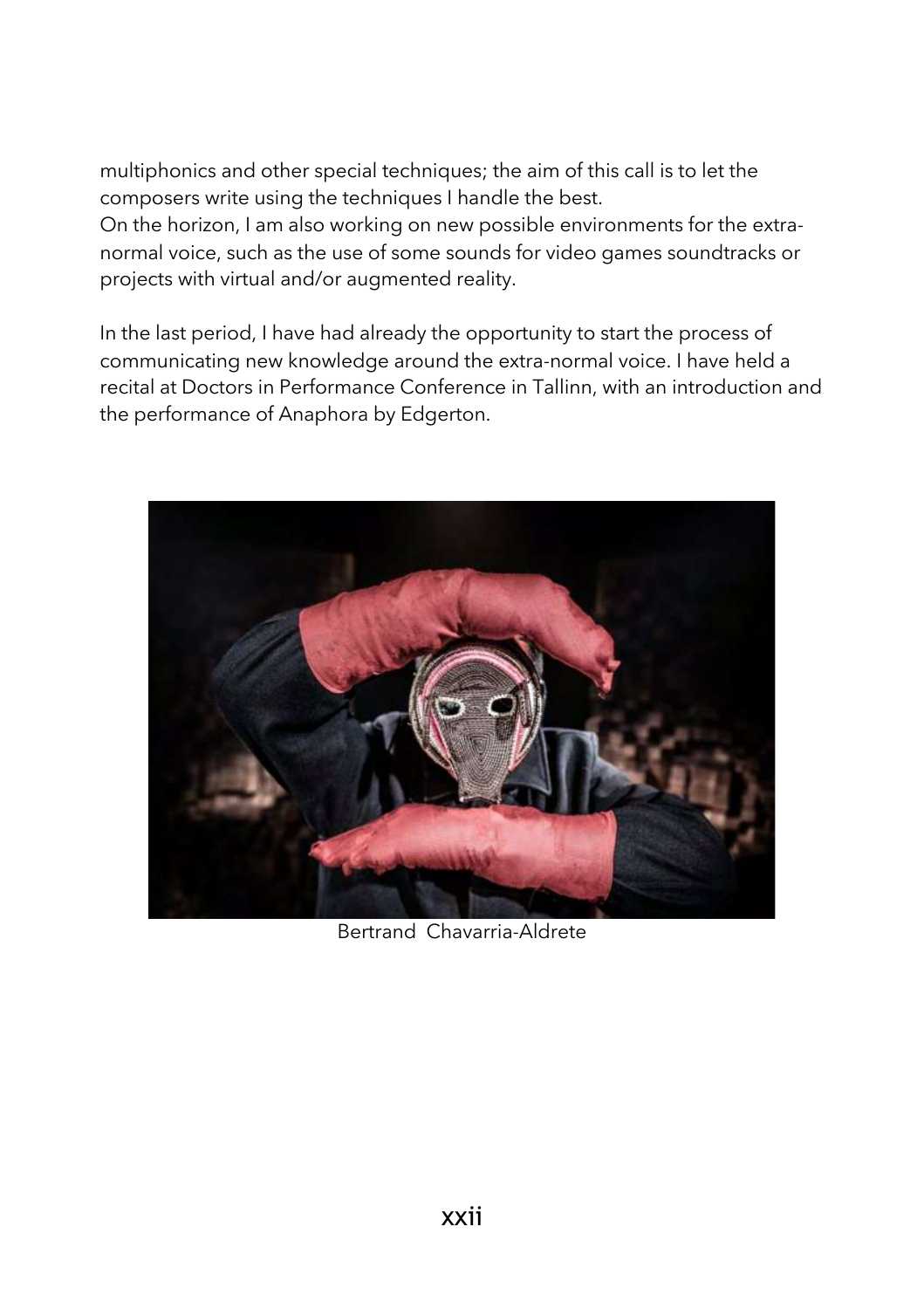multiphonics and other special techniques; the aim of this call is to let the composers write using the techniques I handle the best.
On the horizon, I am also working on new possible environments for the extra-normal voice, such as the use of some sounds for video games soundtracks or projects with virtual and/or augmented reality.

In the last period, I have had already the opportunity to start the process of communicating new knowledge around the extra-normal voice. I have held a recital at Doctors in Performance Conference in Tallinn, with an introduction and the performance of Anaphora by Edgerton.

Bertrand Chavarria-Aldrete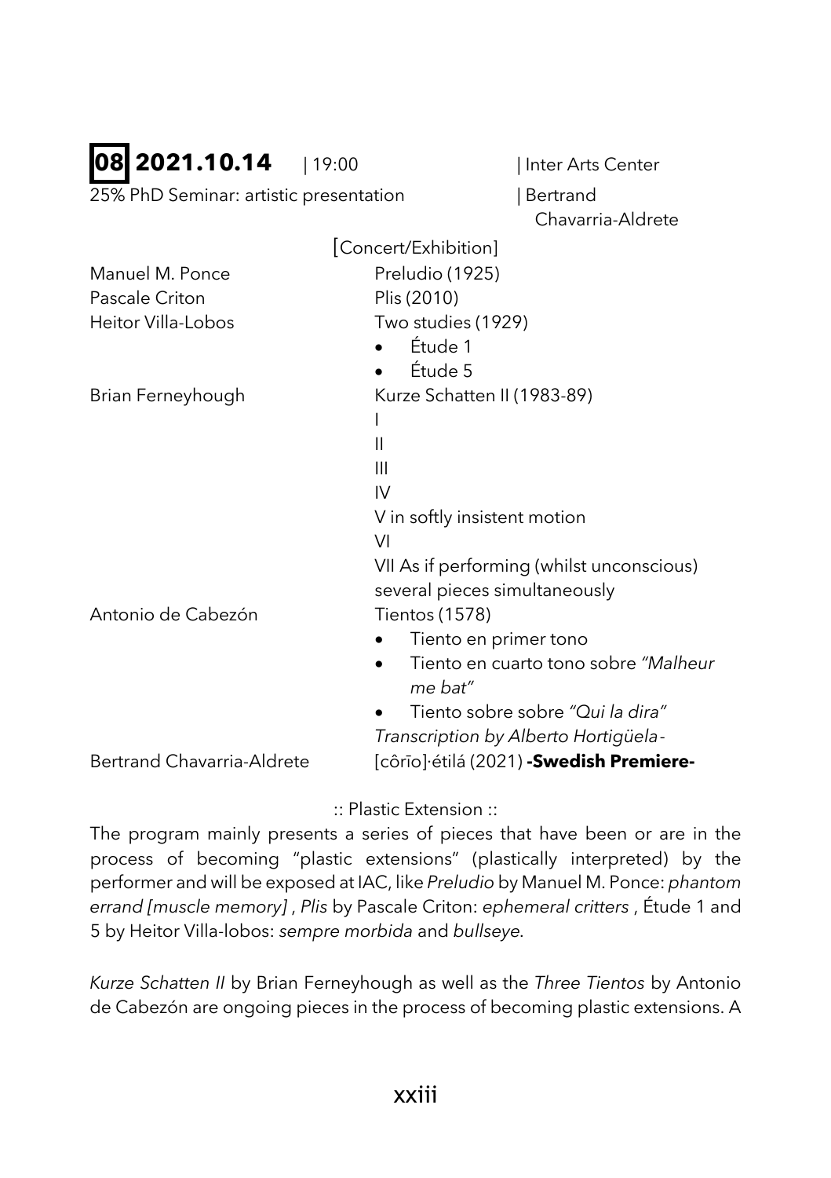**08** **2021.10.14** | 19:00 | Inter Arts Center

25% PhD Seminar: artistic presentation | Bertrand Chavarria-Aldrete

[Concert/Exhibition]

| | |
|---|---|
| Manuel M. Ponce | Preludio (1925) |
| Pascale Criton | Plis (2010) |
| Heitor Villa-Lobos | Two studies (1929)<br>• Étude 1<br>• Étude 5 |
| Brian Ferneyhough | Kurze Schatten II (1983-89)<br>I<br>II<br>III<br>IV<br>V in softly insistent motion<br>VI<br>VII As if performing (whilst unconscious) several pieces simultaneously |
| Antonio de Cabezón | Tientos (1578)<br>• Tiento en primer tono<br>• Tiento en cuarto tono sobre *"Malheur me bat"*<br>• Tiento sobre sobre *"Qui la dira"*<br>*Transcription by Alberto Hortigüela-* |
| Bertrand Chavarria-Aldrete | [côrīo]·étilá (2021) **-Swedish Premiere-** |

:: Plastic Extension ::

The program mainly presents a series of pieces that have been or are in the process of becoming "plastic extensions" (plastically interpreted) by the performer and will be exposed at IAC, like *Preludio* by Manuel M. Ponce: *phantom errand [muscle memory]* , *Plis* by Pascale Criton: *ephemeral critters* , Étude 1 and 5 by Heitor Villa-lobos: *sempre morbida* and *bullseye*.

*Kurze Schatten II* by Brian Ferneyhough as well as the *Three Tientos* by Antonio de Cabezón are ongoing pieces in the process of becoming plastic extensions. A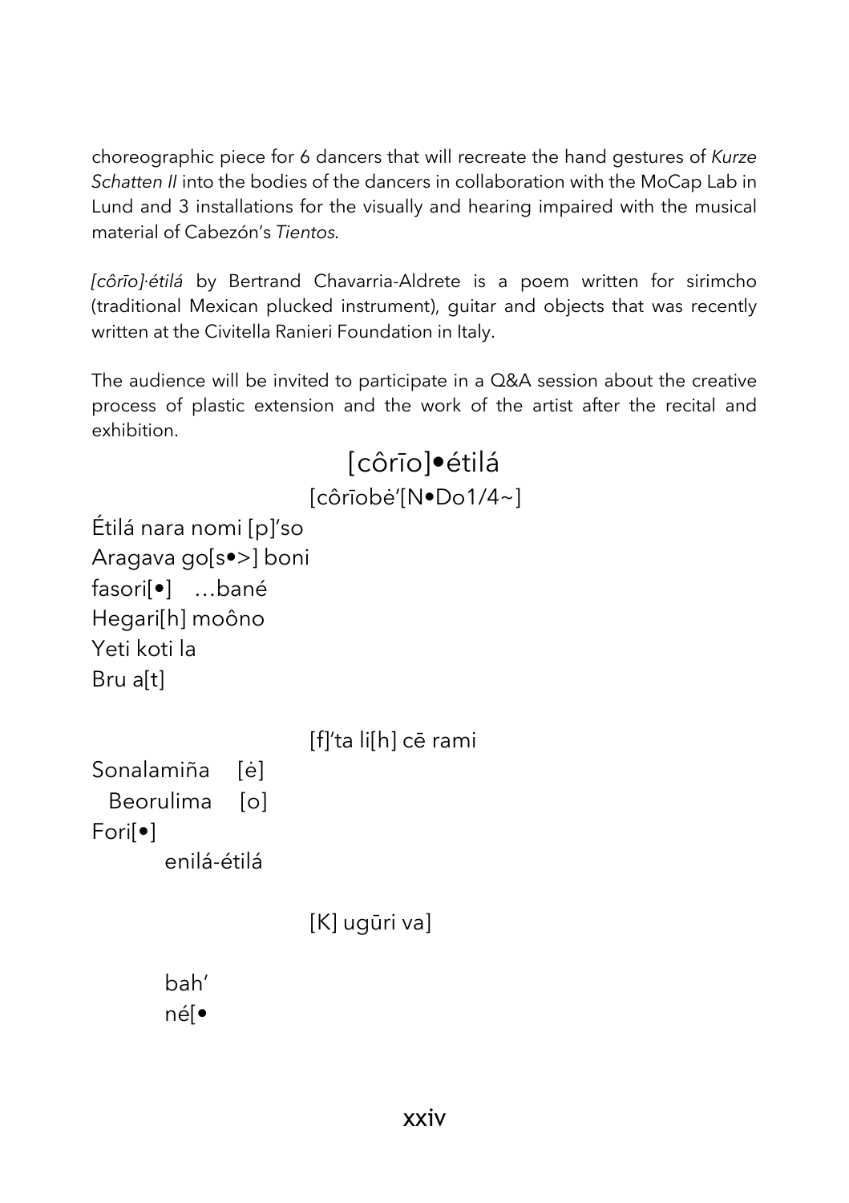choreographic piece for 6 dancers that will recreate the hand gestures of *Kurze Schatten II* into the bodies of the dancers in collaboration with the MoCap Lab in Lund and 3 installations for the visually and hearing impaired with the musical material of Cabezón's *Tientos*.

*[côrīo]·étilá* by Bertrand Chavarria-Aldrete is a poem written for sirimcho (traditional Mexican plucked instrument), guitar and objects that was recently written at the Civitella Ranieri Foundation in Italy.

The audience will be invited to participate in a Q&A session about the creative process of plastic extension and the work of the artist after the recital and exhibition.

## [côrīo]•étilá

[côrīobė'[N•Do1/4~]

Étilá nara nomi [p]'so
Aragava go[s•>] boni
fasori[•]    …bané
Hegari[h] moôno
Yeti koti la
Bru a[t]

[f]'ta li[h] cē rami

Sonalamiña    [ė]
  Beorulima    [o]
Fori[•]
    enilá-étilá

[K] ugūri va]

bah'
né[•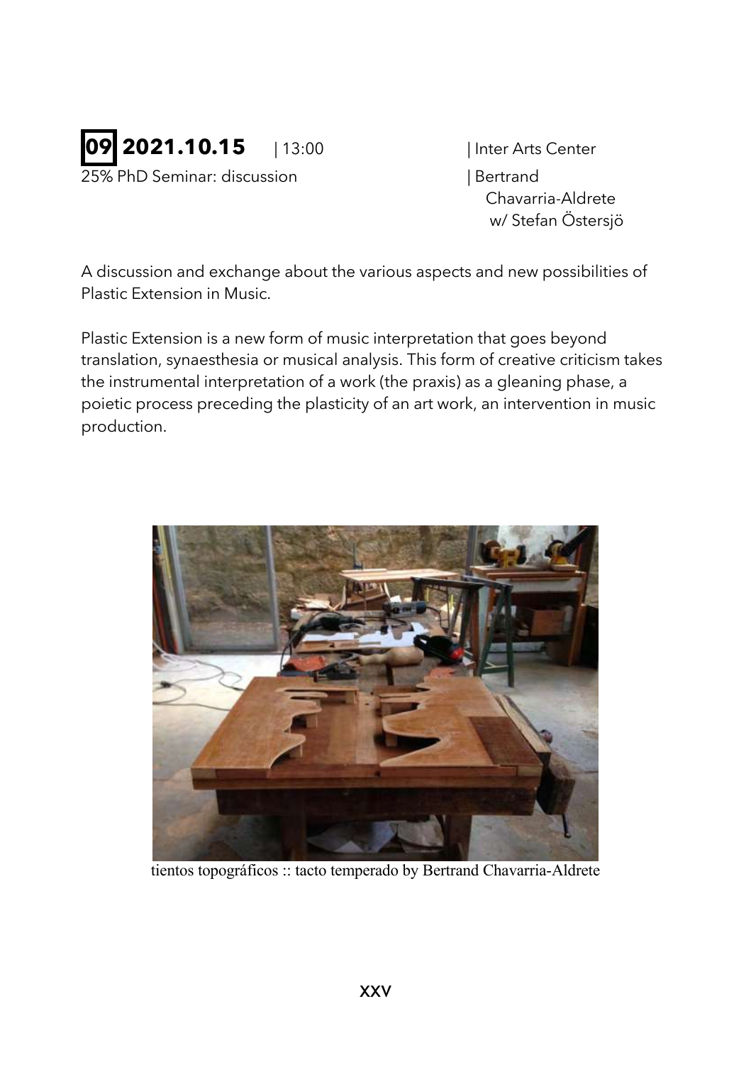**09** **2021.10.15** | 13:00 | Inter Arts Center

25% PhD Seminar: discussion | Bertrand Chavarria-Aldrete w/ Stefan Östersjö

A discussion and exchange about the various aspects and new possibilities of Plastic Extension in Music.

Plastic Extension is a new form of music interpretation that goes beyond translation, synaesthesia or musical analysis. This form of creative criticism takes the instrumental interpretation of a work (the praxis) as a gleaning phase, a poietic process preceding the plasticity of an art work, an intervention in music production.

tientos topográficos :: tacto temperado by Bertrand Chavarria-Aldrete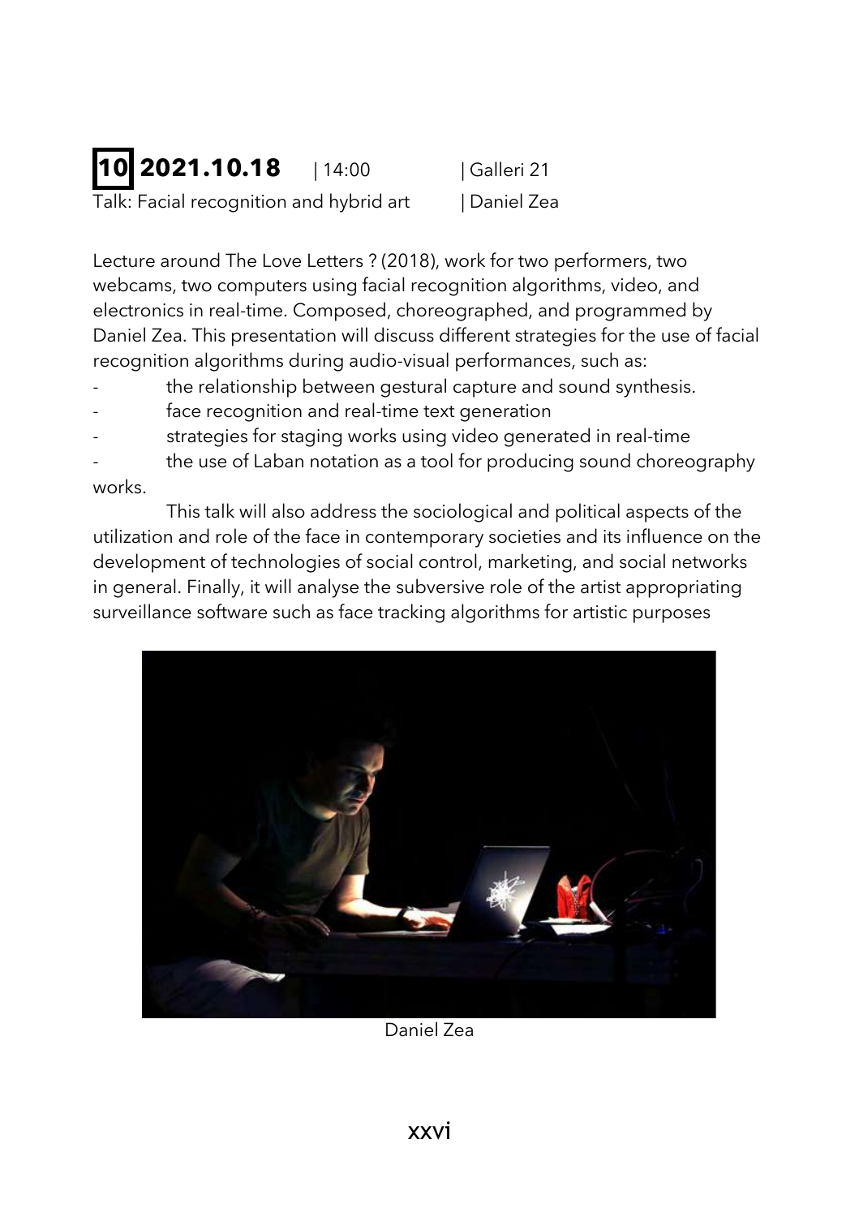**10** **2021.10.18** | 14:00 | Galleri 21

Talk: Facial recognition and hybrid art | Daniel Zea

Lecture around The Love Letters ? (2018), work for two performers, two webcams, two computers using facial recognition algorithms, video, and electronics in real-time. Composed, choreographed, and programmed by Daniel Zea. This presentation will discuss different strategies for the use of facial recognition algorithms during audio-visual performances, such as:

- the relationship between gestural capture and sound synthesis.
- face recognition and real-time text generation
- strategies for staging works using video generated in real-time
- the use of Laban notation as a tool for producing sound choreography works.

This talk will also address the sociological and political aspects of the utilization and role of the face in contemporary societies and its influence on the development of technologies of social control, marketing, and social networks in general. Finally, it will analyse the subversive role of the artist appropriating surveillance software such as face tracking algorithms for artistic purposes

Daniel Zea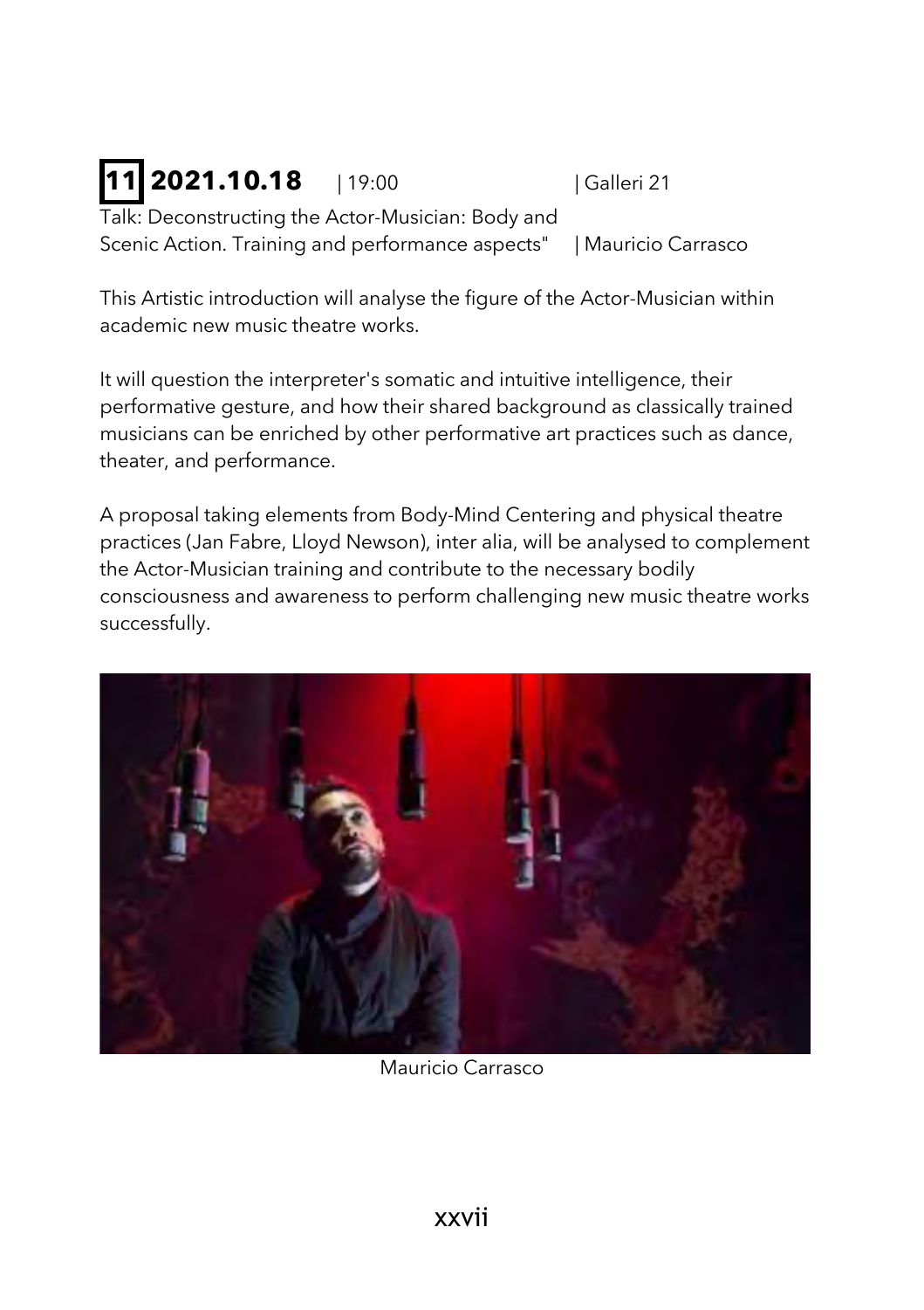# 11 2021.10.18 | 19:00 | Galleri 21

Talk: Deconstructing the Actor-Musician: Body and Scenic Action. Training and performance aspects" | Mauricio Carrasco

This Artistic introduction will analyse the figure of the Actor-Musician within academic new music theatre works.

It will question the interpreter's somatic and intuitive intelligence, their performative gesture, and how their shared background as classically trained musicians can be enriched by other performative art practices such as dance, theater, and performance.

A proposal taking elements from Body-Mind Centering and physical theatre practices (Jan Fabre, Lloyd Newson), inter alia, will be analysed to complement the Actor-Musician training and contribute to the necessary bodily consciousness and awareness to perform challenging new music theatre works successfully.

Mauricio Carrasco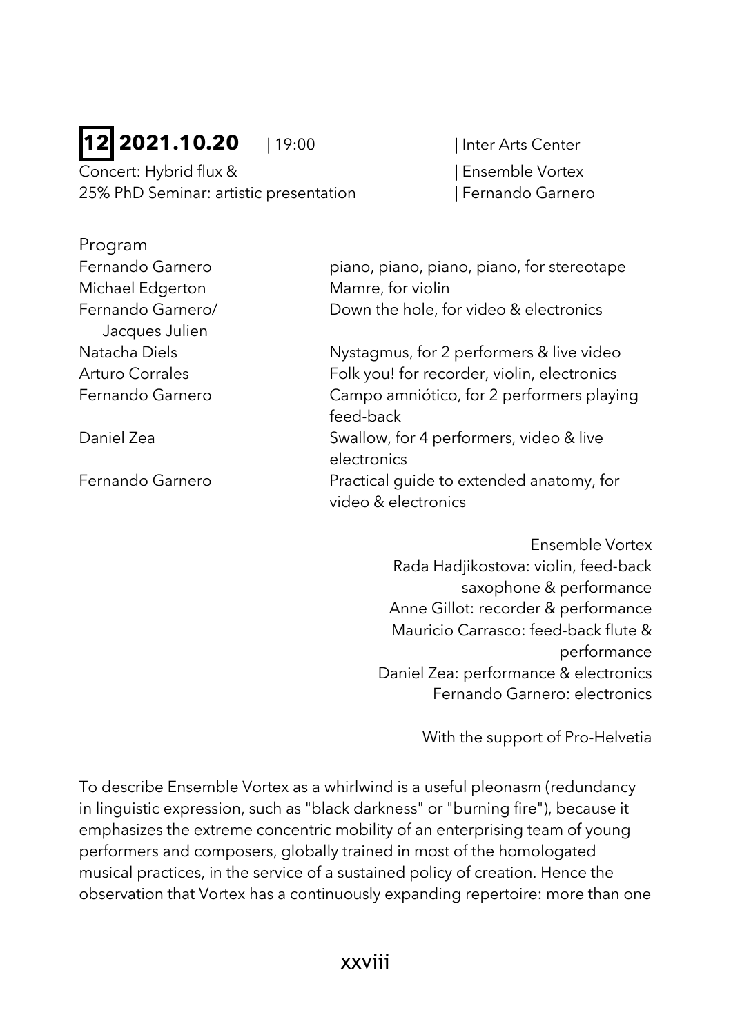## **12** 2021.10.20 | 19:00 | Inter Arts Center

Concert: Hybrid flux & | Ensemble Vortex
25% PhD Seminar: artistic presentation | Fernando Garnero

Program

| | |
|---|---|
| Fernando Garnero | piano, piano, piano, piano, for stereotape |
| Michael Edgerton | Mamre, for violin |
| Fernando Garnero/ Jacques Julien | Down the hole, for video & electronics |
| Natacha Diels | Nystagmus, for 2 performers & live video |
| Arturo Corrales | Folk you! for recorder, violin, electronics |
| Fernando Garnero | Campo amniótico, for 2 performers playing feed-back |
| Daniel Zea | Swallow, for 4 performers, video & live electronics |
| Fernando Garnero | Practical guide to extended anatomy, for video & electronics |

Ensemble Vortex
Rada Hadjikostova: violin, feed-back saxophone & performance
Anne Gillot: recorder & performance
Mauricio Carrasco: feed-back flute & performance
Daniel Zea: performance & electronics
Fernando Garnero: electronics

With the support of Pro-Helvetia

To describe Ensemble Vortex as a whirlwind is a useful pleonasm (redundancy in linguistic expression, such as "black darkness" or "burning fire"), because it emphasizes the extreme concentric mobility of an enterprising team of young performers and composers, globally trained in most of the homologated musical practices, in the service of a sustained policy of creation. Hence the observation that Vortex has a continuously expanding repertoire: more than one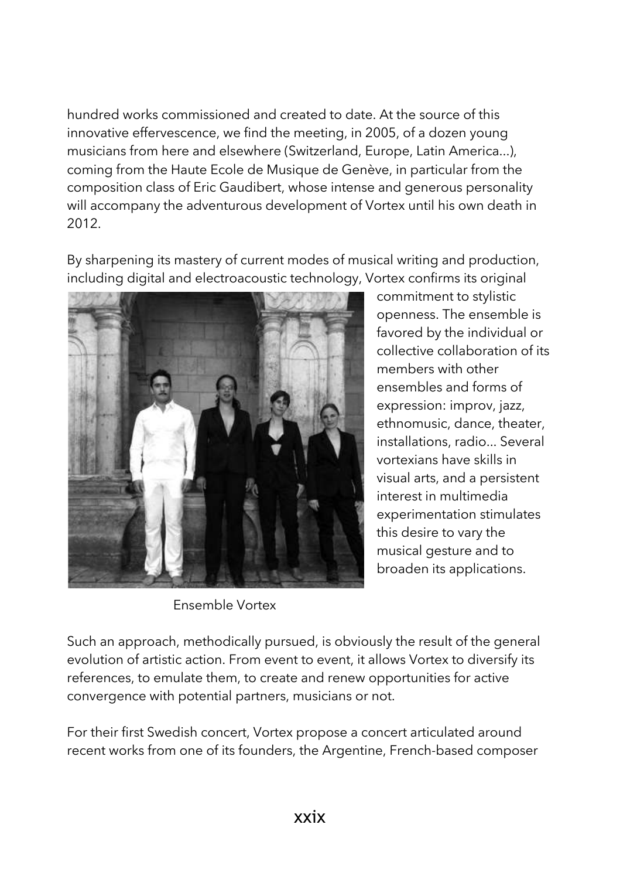hundred works commissioned and created to date. At the source of this innovative effervescence, we find the meeting, in 2005, of a dozen young musicians from here and elsewhere (Switzerland, Europe, Latin America...), coming from the Haute Ecole de Musique de Genève, in particular from the composition class of Eric Gaudibert, whose intense and generous personality will accompany the adventurous development of Vortex until his own death in 2012.

By sharpening its mastery of current modes of musical writing and production, including digital and electroacoustic technology, Vortex confirms its original commitment to stylistic openness. The ensemble is favored by the individual or collective collaboration of its members with other ensembles and forms of expression: improv, jazz, ethnomusic, dance, theater, installations, radio... Several vortexians have skills in visual arts, and a persistent interest in multimedia experimentation stimulates this desire to vary the musical gesture and to broaden its applications.

Ensemble Vortex

Such an approach, methodically pursued, is obviously the result of the general evolution of artistic action. From event to event, it allows Vortex to diversify its references, to emulate them, to create and renew opportunities for active convergence with potential partners, musicians or not.

For their first Swedish concert, Vortex propose a concert articulated around recent works from one of its founders, the Argentine, French-based composer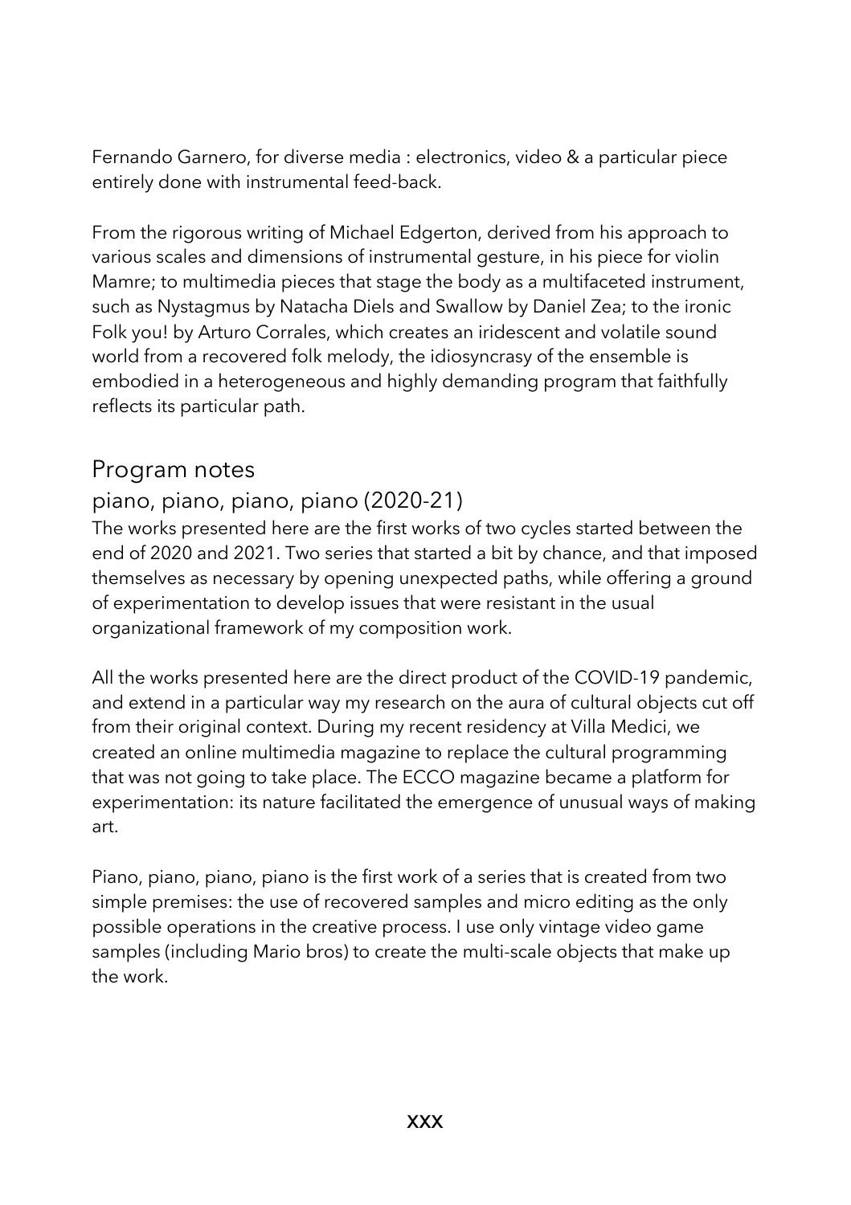Fernando Garnero, for diverse media : electronics, video & a particular piece entirely done with instrumental feed-back.

From the rigorous writing of Michael Edgerton, derived from his approach to various scales and dimensions of instrumental gesture, in his piece for violin Mamre; to multimedia pieces that stage the body as a multifaceted instrument, such as Nystagmus by Natacha Diels and Swallow by Daniel Zea; to the ironic Folk you! by Arturo Corrales, which creates an iridescent and volatile sound world from a recovered folk melody, the idiosyncrasy of the ensemble is embodied in a heterogeneous and highly demanding program that faithfully reflects its particular path.

## Program notes

### piano, piano, piano, piano (2020-21)

The works presented here are the first works of two cycles started between the end of 2020 and 2021. Two series that started a bit by chance, and that imposed themselves as necessary by opening unexpected paths, while offering a ground of experimentation to develop issues that were resistant in the usual organizational framework of my composition work.

All the works presented here are the direct product of the COVID-19 pandemic, and extend in a particular way my research on the aura of cultural objects cut off from their original context. During my recent residency at Villa Medici, we created an online multimedia magazine to replace the cultural programming that was not going to take place. The ECCO magazine became a platform for experimentation: its nature facilitated the emergence of unusual ways of making art.

Piano, piano, piano, piano is the first work of a series that is created from two simple premises: the use of recovered samples and micro editing as the only possible operations in the creative process. I use only vintage video game samples (including Mario bros) to create the multi-scale objects that make up the work.

XXX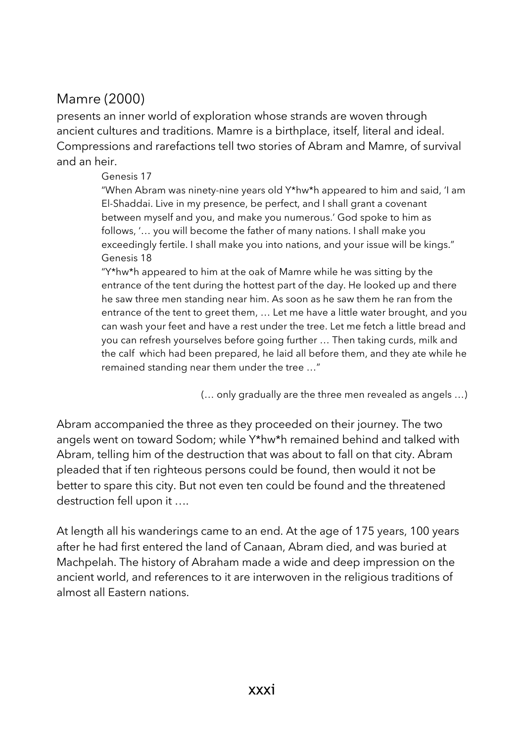## Mamre (2000)

presents an inner world of exploration whose strands are woven through ancient cultures and traditions. Mamre is a birthplace, itself, literal and ideal. Compressions and rarefactions tell two stories of Abram and Mamre, of survival and an heir.

> Genesis 17
>
> "When Abram was ninety-nine years old Y*hw*h appeared to him and said, 'I am El-Shaddai. Live in my presence, be perfect, and I shall grant a covenant between myself and you, and make you numerous.' God spoke to him as follows, '… you will become the father of many nations. I shall make you exceedingly fertile. I shall make you into nations, and your issue will be kings."
>
> Genesis 18
>
> "Y*hw*h appeared to him at the oak of Mamre while he was sitting by the entrance of the tent during the hottest part of the day. He looked up and there he saw three men standing near him. As soon as he saw them he ran from the entrance of the tent to greet them, … Let me have a little water brought, and you can wash your feet and have a rest under the tree. Let me fetch a little bread and you can refresh yourselves before going further … Then taking curds, milk and the calf which had been prepared, he laid all before them, and they ate while he remained standing near them under the tree …"
>
> (… only gradually are the three men revealed as angels …)

Abram accompanied the three as they proceeded on their journey. The two angels went on toward Sodom; while Y*hw*h remained behind and talked with Abram, telling him of the destruction that was about to fall on that city. Abram pleaded that if ten righteous persons could be found, then would it not be better to spare this city. But not even ten could be found and the threatened destruction fell upon it ….

At length all his wanderings came to an end. At the age of 175 years, 100 years after he had first entered the land of Canaan, Abram died, and was buried at Machpelah. The history of Abraham made a wide and deep impression on the ancient world, and references to it are interwoven in the religious traditions of almost all Eastern nations.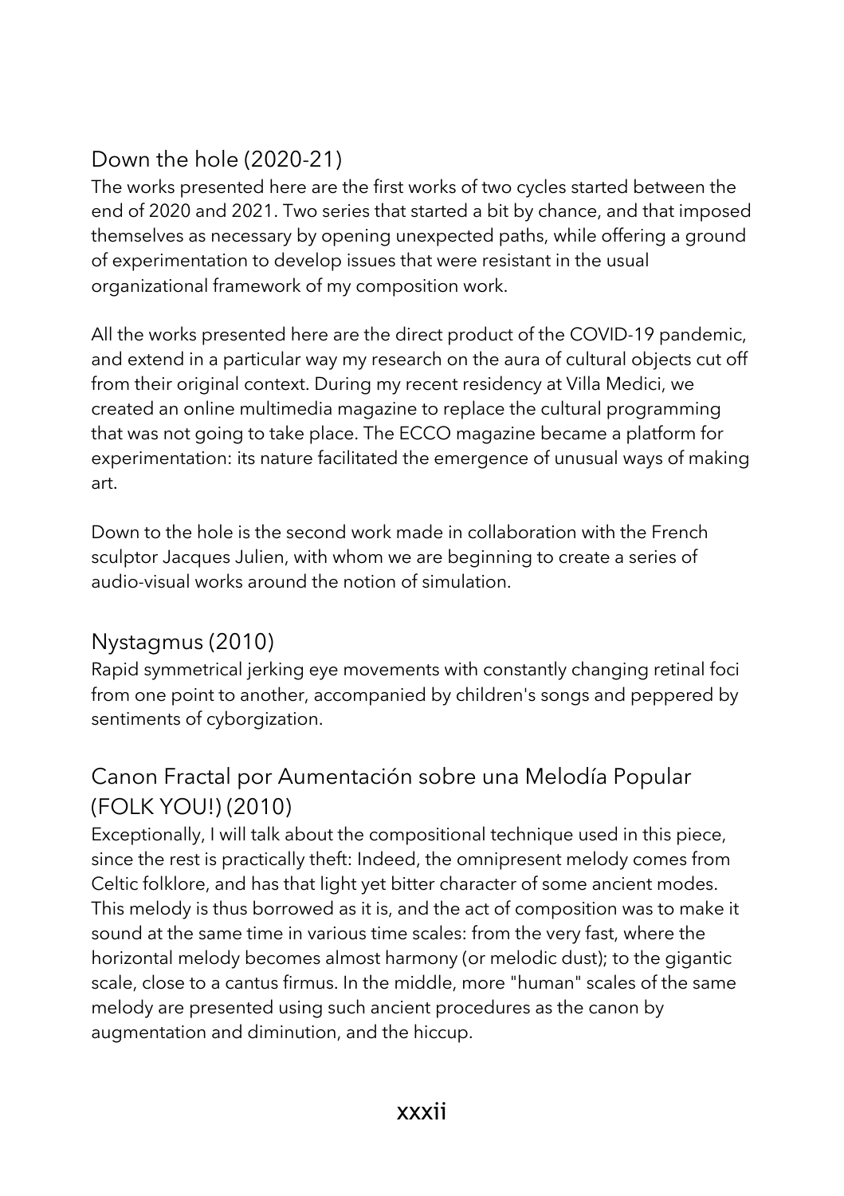## Down the hole (2020-21)

The works presented here are the first works of two cycles started between the end of 2020 and 2021. Two series that started a bit by chance, and that imposed themselves as necessary by opening unexpected paths, while offering a ground of experimentation to develop issues that were resistant in the usual organizational framework of my composition work.

All the works presented here are the direct product of the COVID-19 pandemic, and extend in a particular way my research on the aura of cultural objects cut off from their original context. During my recent residency at Villa Medici, we created an online multimedia magazine to replace the cultural programming that was not going to take place. The ECCO magazine became a platform for experimentation: its nature facilitated the emergence of unusual ways of making art.

Down to the hole is the second work made in collaboration with the French sculptor Jacques Julien, with whom we are beginning to create a series of audio-visual works around the notion of simulation.

## Nystagmus (2010)

Rapid symmetrical jerking eye movements with constantly changing retinal foci from one point to another, accompanied by children's songs and peppered by sentiments of cyborgization.

## Canon Fractal por Aumentación sobre una Melodía Popular (FOLK YOU!) (2010)

Exceptionally, I will talk about the compositional technique used in this piece, since the rest is practically theft: Indeed, the omnipresent melody comes from Celtic folklore, and has that light yet bitter character of some ancient modes. This melody is thus borrowed as it is, and the act of composition was to make it sound at the same time in various time scales: from the very fast, where the horizontal melody becomes almost harmony (or melodic dust); to the gigantic scale, close to a cantus firmus. In the middle, more "human" scales of the same melody are presented using such ancient procedures as the canon by augmentation and diminution, and the hiccup.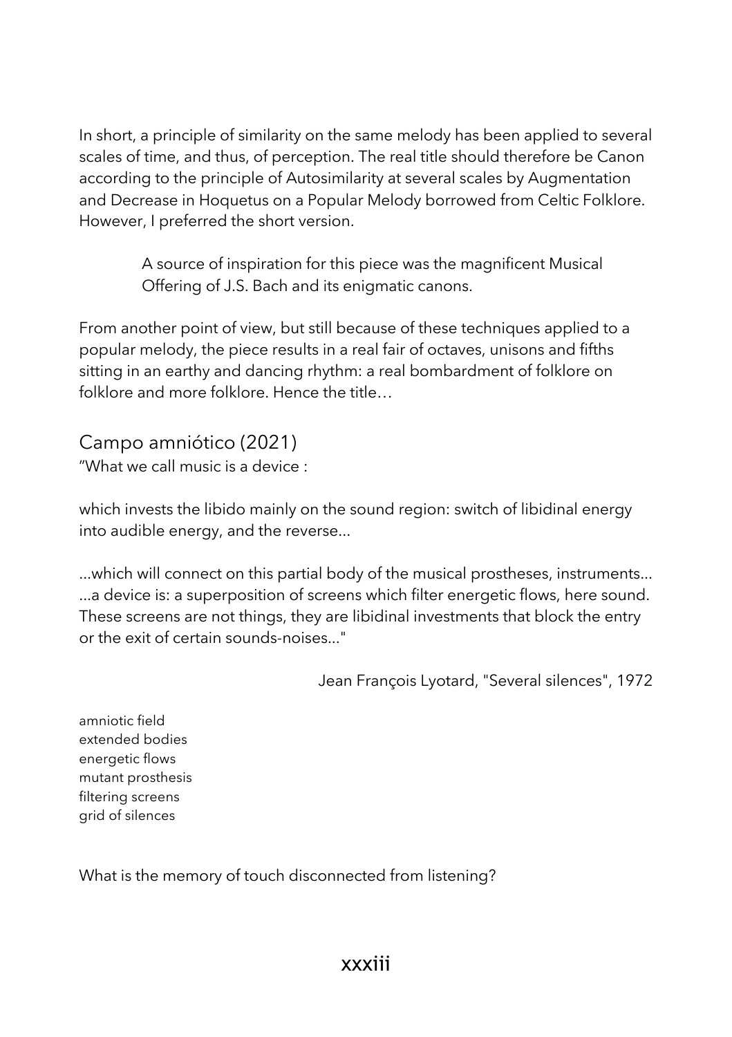In short, a principle of similarity on the same melody has been applied to several scales of time, and thus, of perception. The real title should therefore be Canon according to the principle of Autosimilarity at several scales by Augmentation and Decrease in Hoquetus on a Popular Melody borrowed from Celtic Folklore. However, I preferred the short version.

> A source of inspiration for this piece was the magnificent Musical Offering of J.S. Bach and its enigmatic canons.

From another point of view, but still because of these techniques applied to a popular melody, the piece results in a real fair of octaves, unisons and fifths sitting in an earthy and dancing rhythm: a real bombardment of folklore on folklore and more folklore. Hence the title…

## Campo amniótico (2021)

"What we call music is a device :

which invests the libido mainly on the sound region: switch of libidinal energy into audible energy, and the reverse...

...which will connect on this partial body of the musical prostheses, instruments...
...a device is: a superposition of screens which filter energetic flows, here sound. These screens are not things, they are libidinal investments that block the entry or the exit of certain sounds-noises..."

Jean François Lyotard, "Several silences", 1972

amniotic field
extended bodies
energetic flows
mutant prosthesis
filtering screens
grid of silences

What is the memory of touch disconnected from listening?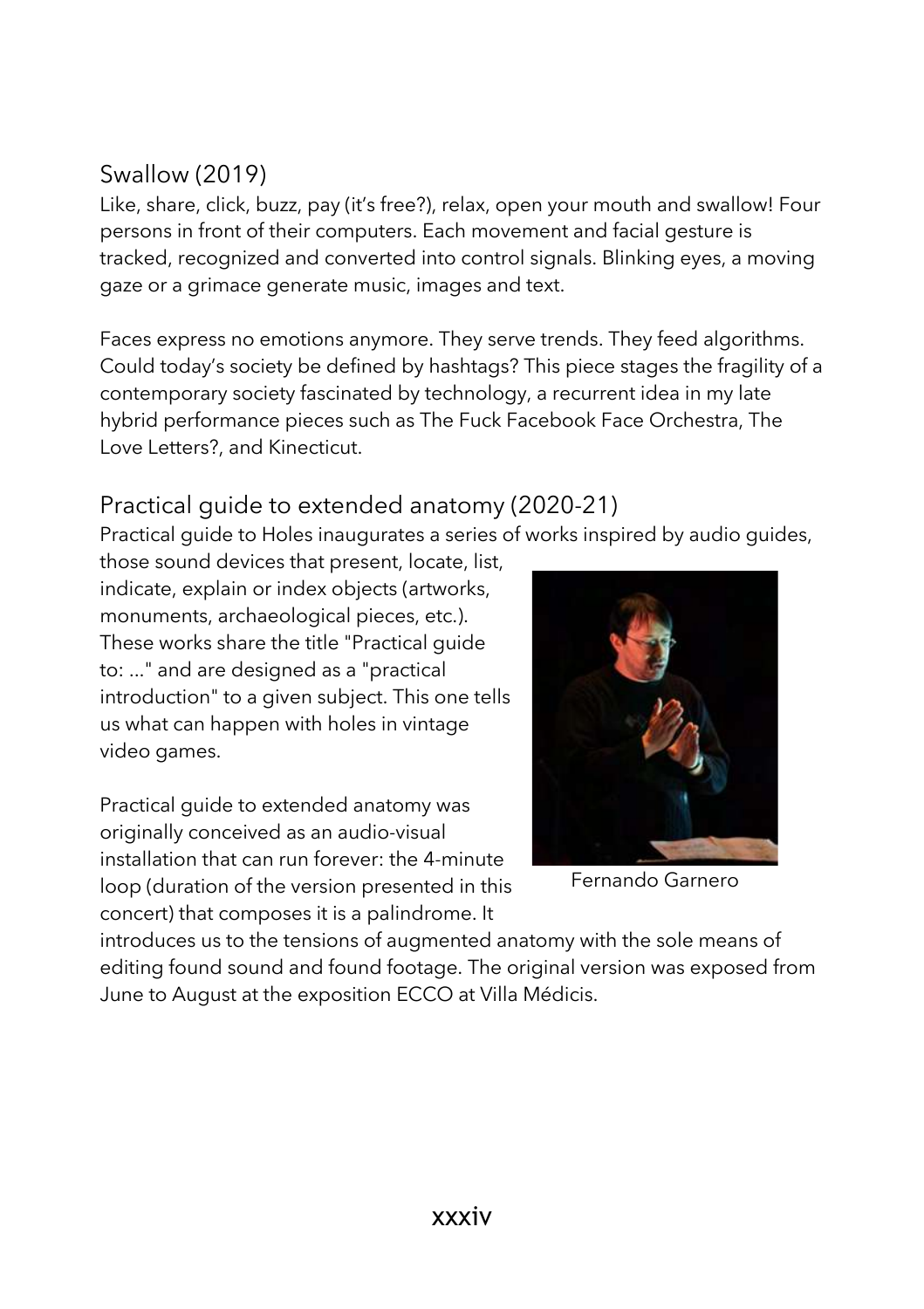## Swallow (2019)

Like, share, click, buzz, pay (it's free?), relax, open your mouth and swallow! Four persons in front of their computers. Each movement and facial gesture is tracked, recognized and converted into control signals. Blinking eyes, a moving gaze or a grimace generate music, images and text.

Faces express no emotions anymore. They serve trends. They feed algorithms. Could today's society be defined by hashtags? This piece stages the fragility of a contemporary society fascinated by technology, a recurrent idea in my late hybrid performance pieces such as The Fuck Facebook Face Orchestra, The Love Letters?, and Kinecticut.

## Practical guide to extended anatomy (2020-21)

Practical guide to Holes inaugurates a series of works inspired by audio guides, those sound devices that present, locate, list, indicate, explain or index objects (artworks, monuments, archaeological pieces, etc.). These works share the title "Practical guide to: ..." and are designed as a "practical introduction" to a given subject. This one tells us what can happen with holes in vintage video games.

Practical guide to extended anatomy was originally conceived as an audio-visual installation that can run forever: the 4-minute loop (duration of the version presented in this concert) that composes it is a palindrome. It introduces us to the tensions of augmented anatomy with the sole means of editing found sound and found footage. The original version was exposed from June to August at the exposition ECCO at Villa Médicis.

Fernando Garnero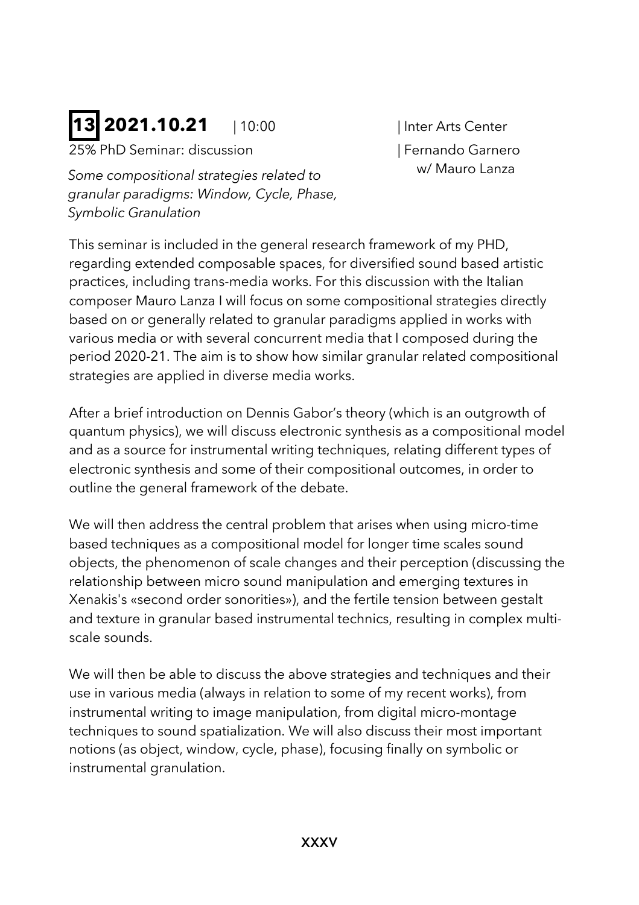## **13** **2021.10.21** | 10:00 | Inter Arts Center

25% PhD Seminar: discussion | Fernando Garnero w/ Mauro Lanza

*Some compositional strategies related to granular paradigms: Window, Cycle, Phase, Symbolic Granulation*

This seminar is included in the general research framework of my PHD, regarding extended composable spaces, for diversified sound based artistic practices, including trans-media works. For this discussion with the Italian composer Mauro Lanza I will focus on some compositional strategies directly based on or generally related to granular paradigms applied in works with various media or with several concurrent media that I composed during the period 2020-21. The aim is to show how similar granular related compositional strategies are applied in diverse media works.

After a brief introduction on Dennis Gabor's theory (which is an outgrowth of quantum physics), we will discuss electronic synthesis as a compositional model and as a source for instrumental writing techniques, relating different types of electronic synthesis and some of their compositional outcomes, in order to outline the general framework of the debate.

We will then address the central problem that arises when using micro-time based techniques as a compositional model for longer time scales sound objects, the phenomenon of scale changes and their perception (discussing the relationship between micro sound manipulation and emerging textures in Xenakis's «second order sonorities»), and the fertile tension between gestalt and texture in granular based instrumental technics, resulting in complex multi-scale sounds.

We will then be able to discuss the above strategies and techniques and their use in various media (always in relation to some of my recent works), from instrumental writing to image manipulation, from digital micro-montage techniques to sound spatialization. We will also discuss their most important notions (as object, window, cycle, phase), focusing finally on symbolic or instrumental granulation.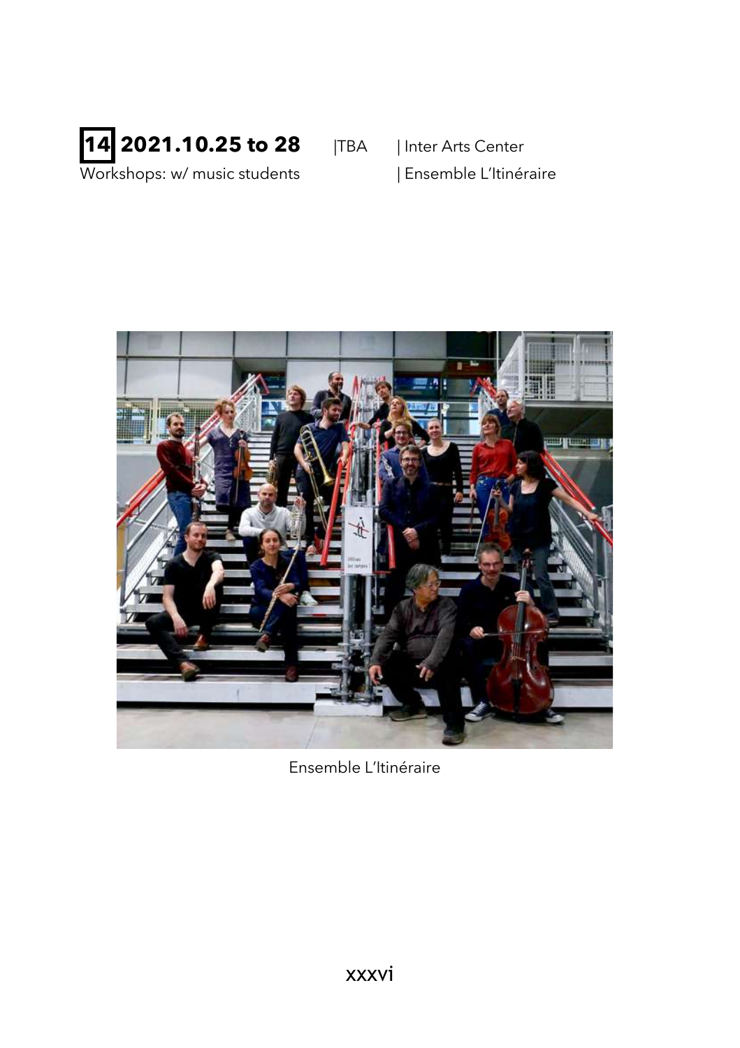**14** **2021.10.25 to 28** |TBA | Inter Arts Center

Workshops: w/ music students | Ensemble L'Itinéraire

Ensemble L'Itinéraire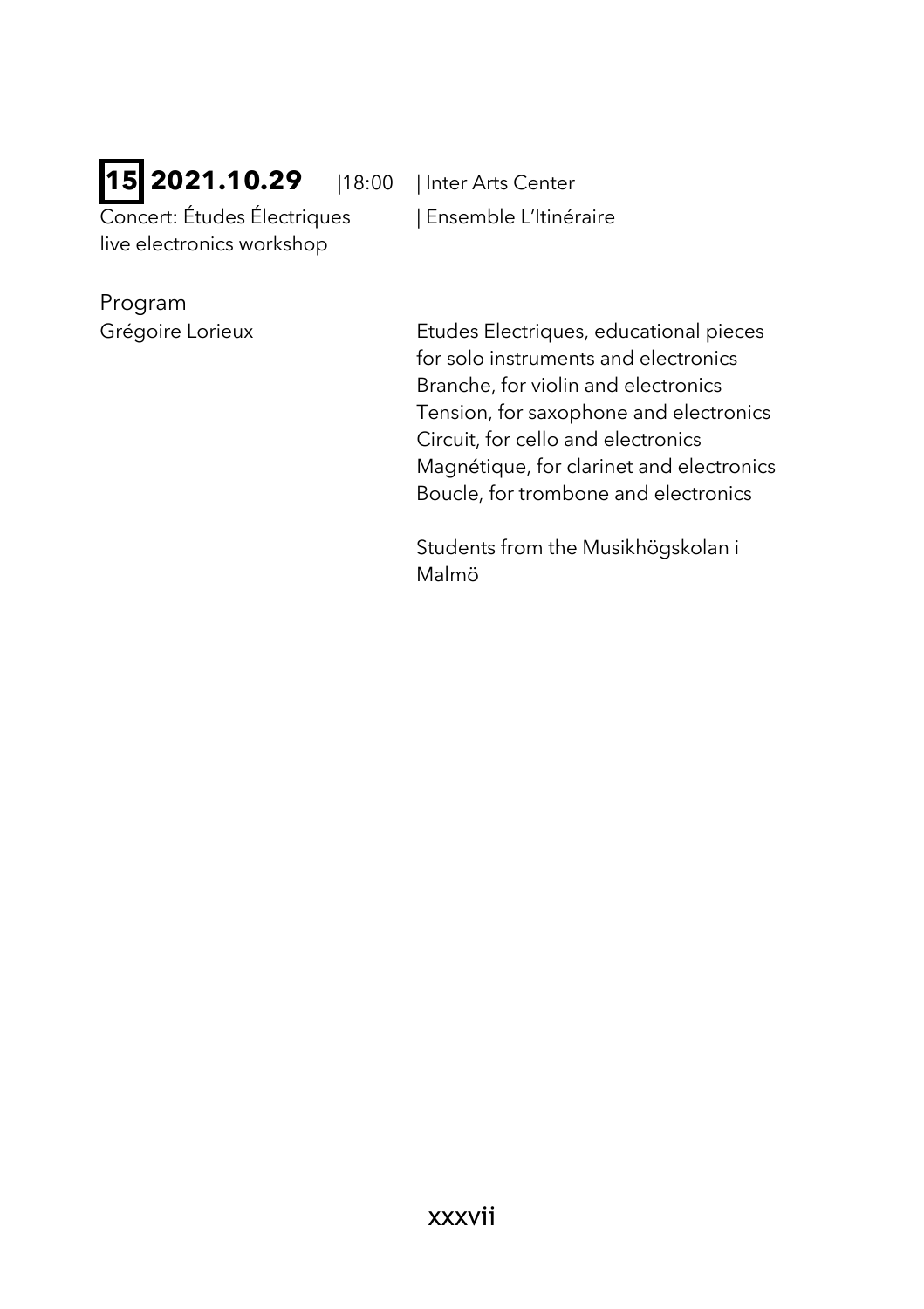**15** **2021.10.29** |18:00 | Inter Arts Center

Concert: Études Électriques | Ensemble L'Itinéraire

live electronics workshop

Program

Grégoire Lorieux

Etudes Electriques, educational pieces for solo instruments and electronics

Branche, for violin and electronics

Tension, for saxophone and electronics

Circuit, for cello and electronics

Magnétique, for clarinet and electronics

Boucle, for trombone and electronics

Students from the Musikhögskolan i Malmö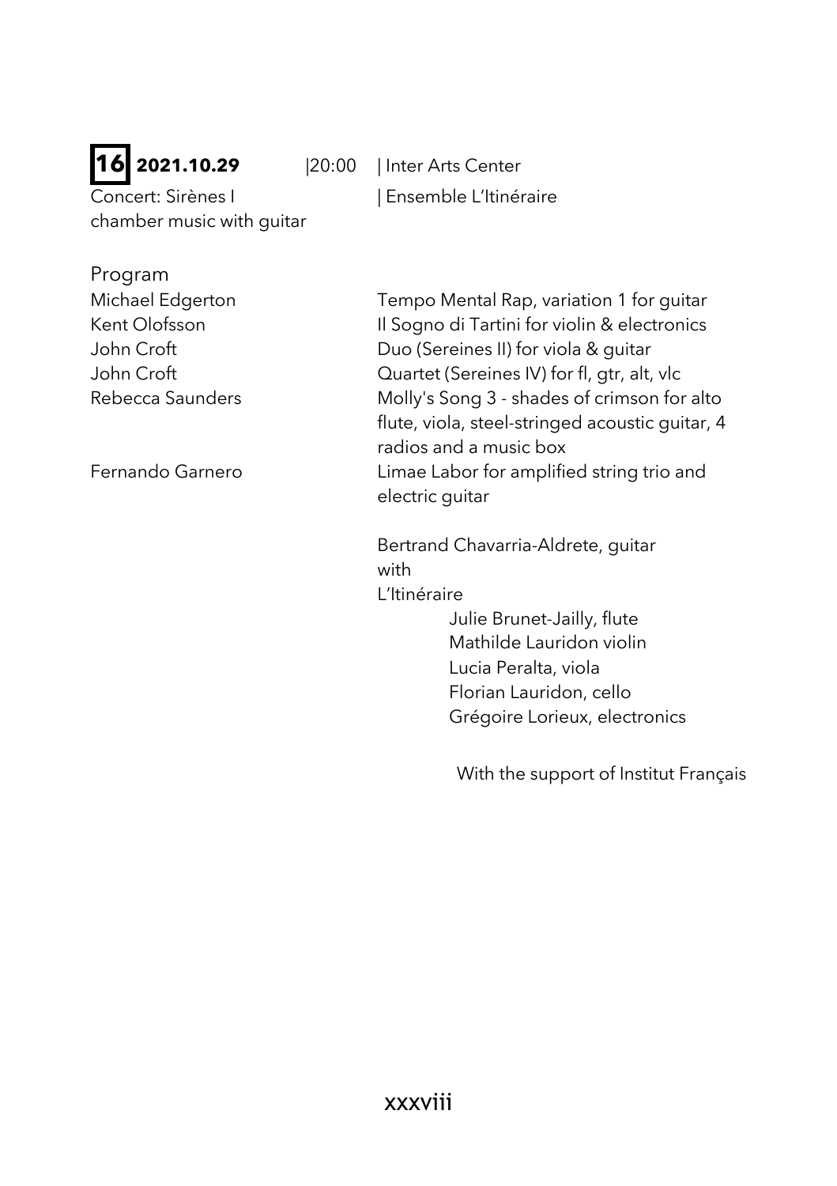**16** **2021.10.29** |20:00 | Inter Arts Center

Concert: Sirènes I | Ensemble L'Itinéraire

chamber music with guitar

Program

| | |
|---|---|
| Michael Edgerton | Tempo Mental Rap, variation 1 for guitar |
| Kent Olofsson | Il Sogno di Tartini for violin & electronics |
| John Croft | Duo (Sereines II) for viola & guitar |
| John Croft | Quartet (Sereines IV) for fl, gtr, alt, vlc |
| Rebecca Saunders | Molly's Song 3 - shades of crimson for alto flute, viola, steel-stringed acoustic guitar, 4 radios and a music box |
| Fernando Garnero | Limae Labor for amplified string trio and electric guitar |

Bertrand Chavarria-Aldrete, guitar
with
L'Itinéraire

Julie Brunet-Jailly, flute
Mathilde Lauridon violin
Lucia Peralta, viola
Florian Lauridon, cello
Grégoire Lorieux, electronics

With the support of Institut Français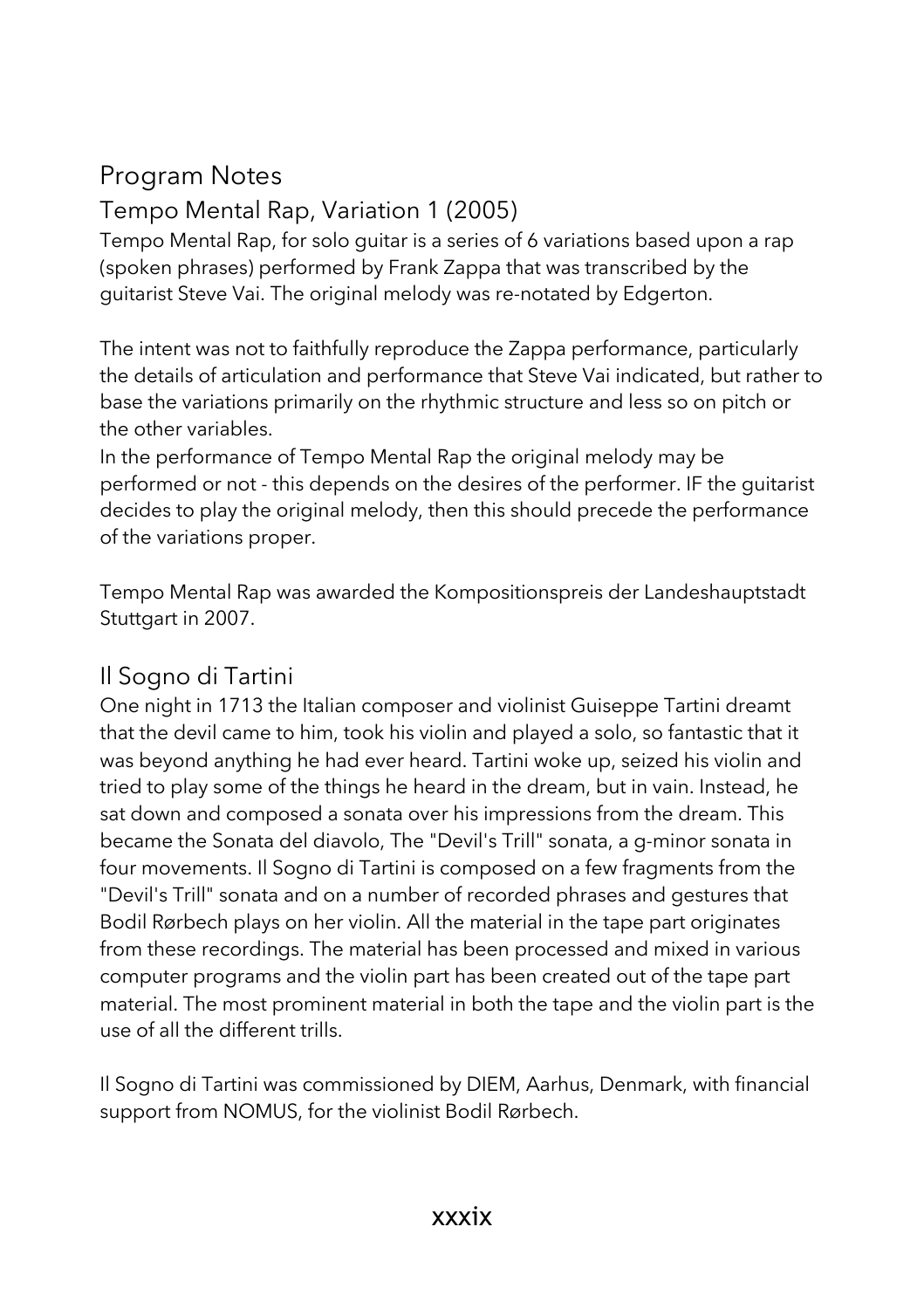# Program Notes

## Tempo Mental Rap, Variation 1 (2005)

Tempo Mental Rap, for solo guitar is a series of 6 variations based upon a rap (spoken phrases) performed by Frank Zappa that was transcribed by the guitarist Steve Vai. The original melody was re-notated by Edgerton.

The intent was not to faithfully reproduce the Zappa performance, particularly the details of articulation and performance that Steve Vai indicated, but rather to base the variations primarily on the rhythmic structure and less so on pitch or the other variables.
In the performance of Tempo Mental Rap the original melody may be performed or not - this depends on the desires of the performer. IF the guitarist decides to play the original melody, then this should precede the performance of the variations proper.

Tempo Mental Rap was awarded the Kompositionspreis der Landeshauptstadt Stuttgart in 2007.

## Il Sogno di Tartini

One night in 1713 the Italian composer and violinist Guiseppe Tartini dreamt that the devil came to him, took his violin and played a solo, so fantastic that it was beyond anything he had ever heard. Tartini woke up, seized his violin and tried to play some of the things he heard in the dream, but in vain. Instead, he sat down and composed a sonata over his impressions from the dream. This became the Sonata del diavolo, The "Devil's Trill" sonata, a g-minor sonata in four movements. Il Sogno di Tartini is composed on a few fragments from the "Devil's Trill" sonata and on a number of recorded phrases and gestures that Bodil Rørbech plays on her violin. All the material in the tape part originates from these recordings. The material has been processed and mixed in various computer programs and the violin part has been created out of the tape part material. The most prominent material in both the tape and the violin part is the use of all the different trills.

Il Sogno di Tartini was commissioned by DIEM, Aarhus, Denmark, with financial support from NOMUS, for the violinist Bodil Rørbech.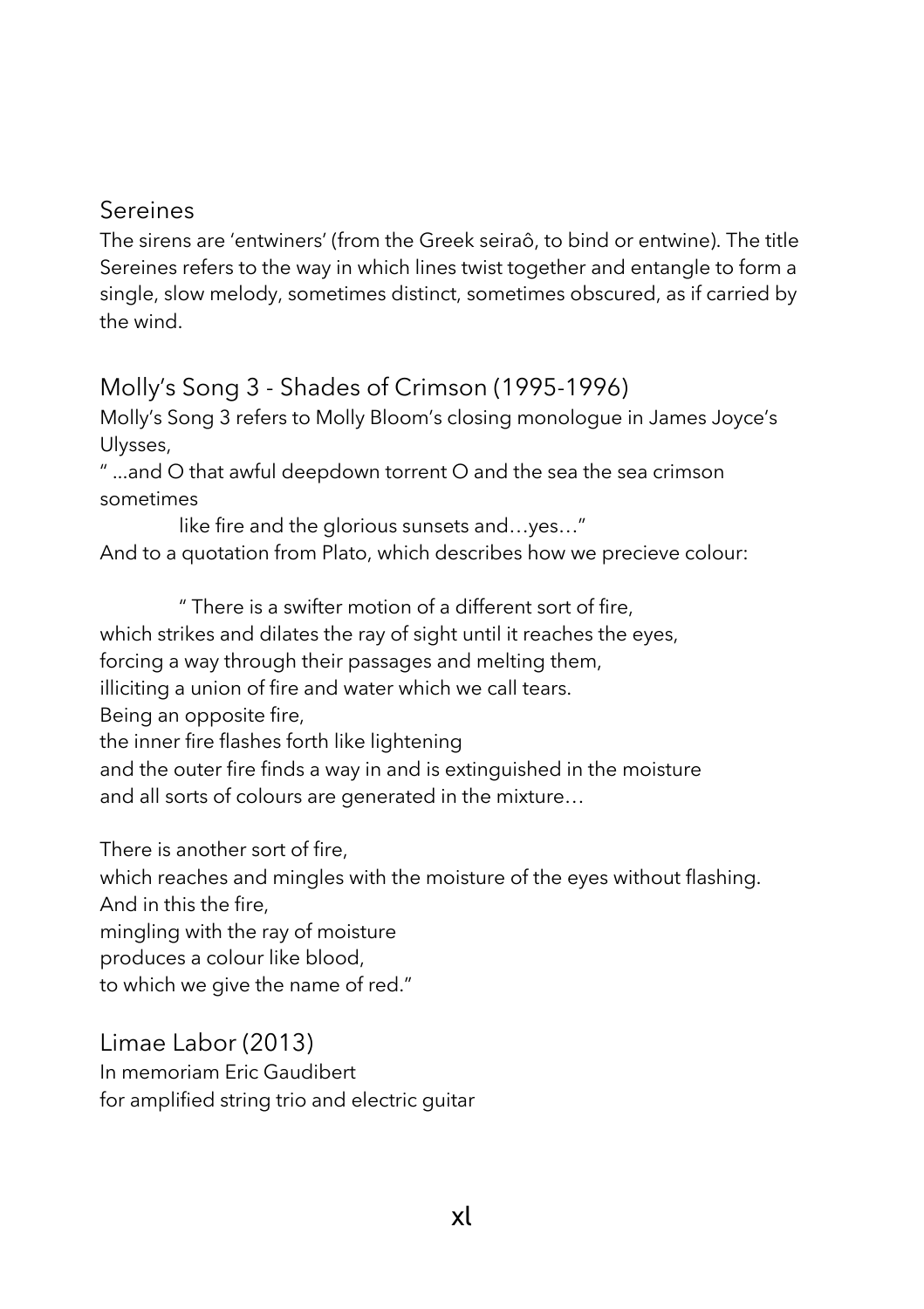## Sereines

The sirens are 'entwiners' (from the Greek seiraô, to bind or entwine). The title Sereines refers to the way in which lines twist together and entangle to form a single, slow melody, sometimes distinct, sometimes obscured, as if carried by the wind.

## Molly's Song 3 - Shades of Crimson (1995-1996)

Molly's Song 3 refers to Molly Bloom's closing monologue in James Joyce's Ulysses,

" ...and O that awful deepdown torrent O and the sea the sea crimson sometimes

like fire and the glorious sunsets and…yes…"

And to a quotation from Plato, which describes how we precieve colour:

" There is a swifter motion of a different sort of fire,
which strikes and dilates the ray of sight until it reaches the eyes,
forcing a way through their passages and melting them,
illiciting a union of fire and water which we call tears.
Being an opposite fire,
the inner fire flashes forth like lightening
and the outer fire finds a way in and is extinguished in the moisture
and all sorts of colours are generated in the mixture…

There is another sort of fire,
which reaches and mingles with the moisture of the eyes without flashing.
And in this the fire,
mingling with the ray of moisture
produces a colour like blood,
to which we give the name of red."

## Limae Labor (2013)

In memoriam Eric Gaudibert
for amplified string trio and electric guitar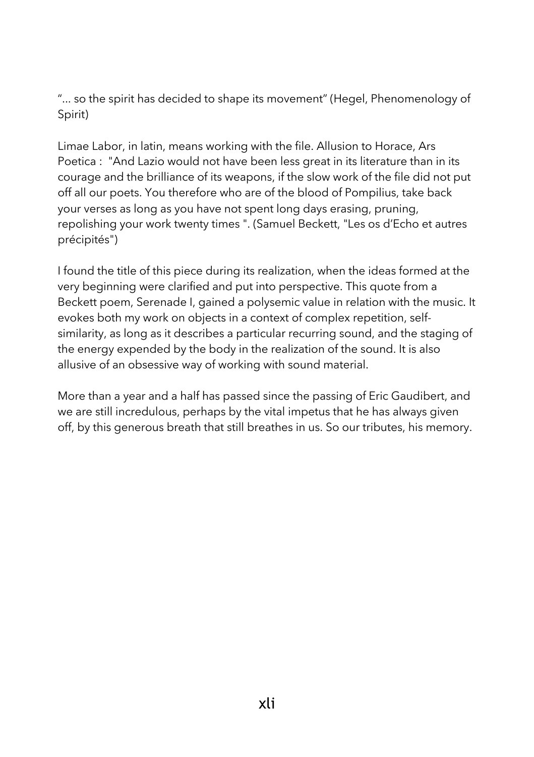"... so the spirit has decided to shape its movement" (Hegel, Phenomenology of Spirit)

Limae Labor, in latin, means working with the file. Allusion to Horace, Ars Poetica : "And Lazio would not have been less great in its literature than in its courage and the brilliance of its weapons, if the slow work of the file did not put off all our poets. You therefore who are of the blood of Pompilius, take back your verses as long as you have not spent long days erasing, pruning, repolishing your work twenty times ". (Samuel Beckett, "Les os d'Echo et autres précipités")

I found the title of this piece during its realization, when the ideas formed at the very beginning were clarified and put into perspective. This quote from a Beckett poem, Serenade I, gained a polysemic value in relation with the music. It evokes both my work on objects in a context of complex repetition, self-similarity, as long as it describes a particular recurring sound, and the staging of the energy expended by the body in the realization of the sound. It is also allusive of an obsessive way of working with sound material.

More than a year and a half has passed since the passing of Eric Gaudibert, and we are still incredulous, perhaps by the vital impetus that he has always given off, by this generous breath that still breathes in us. So our tributes, his memory.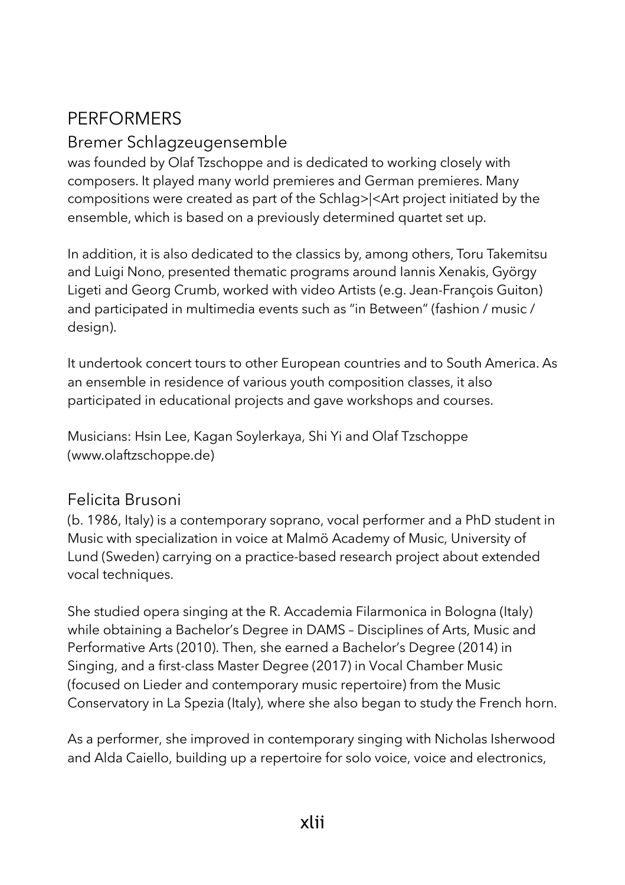# PERFORMERS

## Bremer Schlagzeugensemble

was founded by Olaf Tzschoppe and is dedicated to working closely with composers. It played many world premieres and German premieres. Many compositions were created as part of the Schlag>|<Art project initiated by the ensemble, which is based on a previously determined quartet set up.

In addition, it is also dedicated to the classics by, among others, Toru Takemitsu and Luigi Nono, presented thematic programs around Iannis Xenakis, György Ligeti and Georg Crumb, worked with video Artists (e.g. Jean-François Guiton) and participated in multimedia events such as "in Between" (fashion / music / design).

It undertook concert tours to other European countries and to South America. As an ensemble in residence of various youth composition classes, it also participated in educational projects and gave workshops and courses.

Musicians: Hsin Lee, Kagan Soylerkaya, Shi Yi and Olaf Tzschoppe (www.olaftzschoppe.de)

## Felicita Brusoni

(b. 1986, Italy) is a contemporary soprano, vocal performer and a PhD student in Music with specialization in voice at Malmö Academy of Music, University of Lund (Sweden) carrying on a practice-based research project about extended vocal techniques.

She studied opera singing at the R. Accademia Filarmonica in Bologna (Italy) while obtaining a Bachelor's Degree in DAMS – Disciplines of Arts, Music and Performative Arts (2010). Then, she earned a Bachelor's Degree (2014) in Singing, and a first-class Master Degree (2017) in Vocal Chamber Music (focused on Lieder and contemporary music repertoire) from the Music Conservatory in La Spezia (Italy), where she also began to study the French horn.

As a performer, she improved in contemporary singing with Nicholas Isherwood and Alda Caiello, building up a repertoire for solo voice, voice and electronics,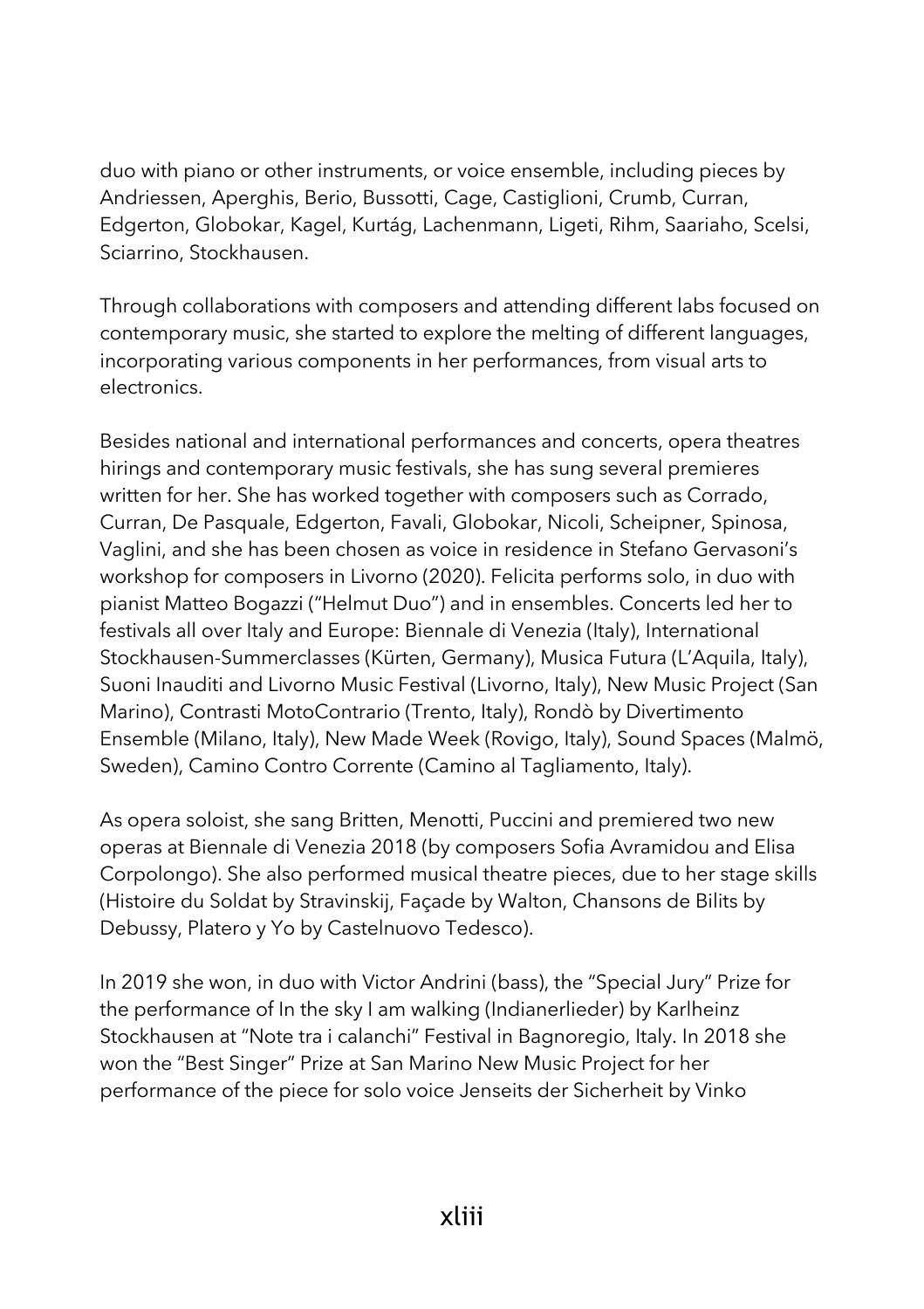duo with piano or other instruments, or voice ensemble, including pieces by Andriessen, Aperghis, Berio, Bussotti, Cage, Castiglioni, Crumb, Curran, Edgerton, Globokar, Kagel, Kurtág, Lachenmann, Ligeti, Rihm, Saariaho, Scelsi, Sciarrino, Stockhausen.

Through collaborations with composers and attending different labs focused on contemporary music, she started to explore the melting of different languages, incorporating various components in her performances, from visual arts to electronics.

Besides national and international performances and concerts, opera theatres hirings and contemporary music festivals, she has sung several premieres written for her. She has worked together with composers such as Corrado, Curran, De Pasquale, Edgerton, Favali, Globokar, Nicoli, Scheipner, Spinosa, Vaglini, and she has been chosen as voice in residence in Stefano Gervasoni's workshop for composers in Livorno (2020). Felicita performs solo, in duo with pianist Matteo Bogazzi ("Helmut Duo") and in ensembles. Concerts led her to festivals all over Italy and Europe: Biennale di Venezia (Italy), International Stockhausen-Summerclasses (Kürten, Germany), Musica Futura (L'Aquila, Italy), Suoni Inauditi and Livorno Music Festival (Livorno, Italy), New Music Project (San Marino), Contrasti MotoContrario (Trento, Italy), Rondò by Divertimento Ensemble (Milano, Italy), New Made Week (Rovigo, Italy), Sound Spaces (Malmö, Sweden), Camino Contro Corrente (Camino al Tagliamento, Italy).

As opera soloist, she sang Britten, Menotti, Puccini and premiered two new operas at Biennale di Venezia 2018 (by composers Sofia Avramidou and Elisa Corpolongo). She also performed musical theatre pieces, due to her stage skills (Histoire du Soldat by Stravinskij, Façade by Walton, Chansons de Bilits by Debussy, Platero y Yo by Castelnuovo Tedesco).

In 2019 she won, in duo with Victor Andrini (bass), the "Special Jury" Prize for the performance of In the sky I am walking (Indianerlieder) by Karlheinz Stockhausen at "Note tra i calanchi" Festival in Bagnoregio, Italy. In 2018 she won the "Best Singer" Prize at San Marino New Music Project for her performance of the piece for solo voice Jenseits der Sicherheit by Vinko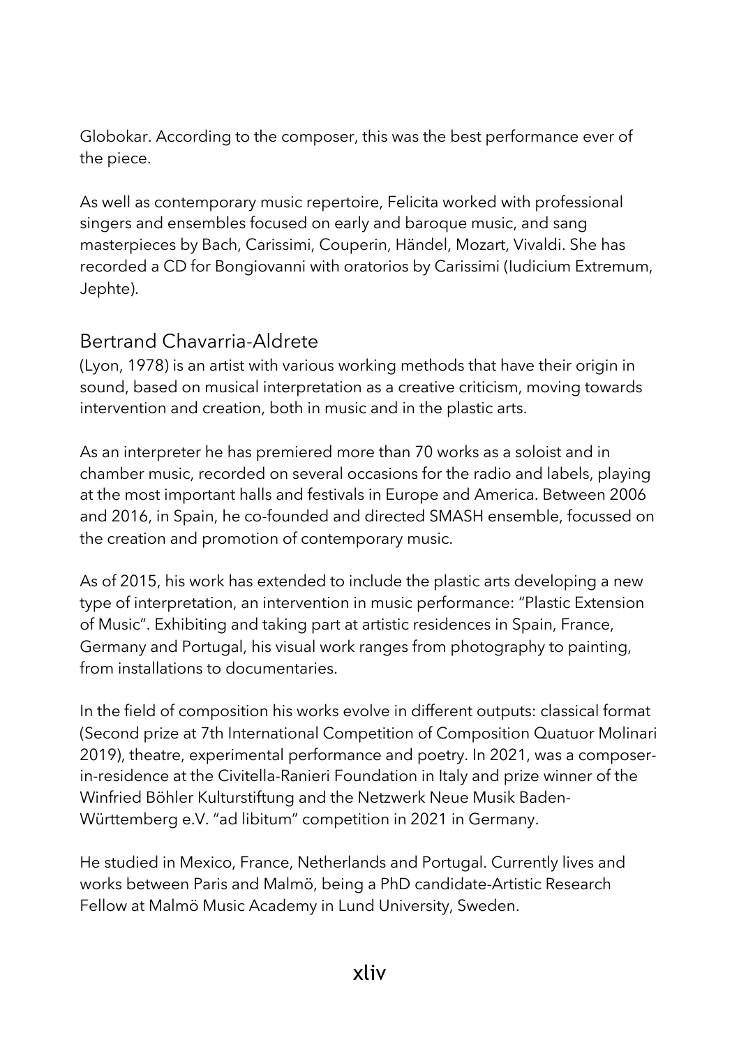Globokar. According to the composer, this was the best performance ever of the piece.

As well as contemporary music repertoire, Felicita worked with professional singers and ensembles focused on early and baroque music, and sang masterpieces by Bach, Carissimi, Couperin, Händel, Mozart, Vivaldi. She has recorded a CD for Bongiovanni with oratorios by Carissimi (Iudicium Extremum, Jephte).

## Bertrand Chavarria-Aldrete

(Lyon, 1978) is an artist with various working methods that have their origin in sound, based on musical interpretation as a creative criticism, moving towards intervention and creation, both in music and in the plastic arts.

As an interpreter he has premiered more than 70 works as a soloist and in chamber music, recorded on several occasions for the radio and labels, playing at the most important halls and festivals in Europe and America. Between 2006 and 2016, in Spain, he co-founded and directed SMASH ensemble, focussed on the creation and promotion of contemporary music.

As of 2015, his work has extended to include the plastic arts developing a new type of interpretation, an intervention in music performance: "Plastic Extension of Music". Exhibiting and taking part at artistic residences in Spain, France, Germany and Portugal, his visual work ranges from photography to painting, from installations to documentaries.

In the field of composition his works evolve in different outputs: classical format (Second prize at 7th International Competition of Composition Quatuor Molinari 2019), theatre, experimental performance and poetry. In 2021, was a composer-in-residence at the Civitella-Ranieri Foundation in Italy and prize winner of the Winfried Böhler Kulturstiftung and the Netzwerk Neue Musik Baden-Württemberg e.V. "ad libitum" competition in 2021 in Germany.

He studied in Mexico, France, Netherlands and Portugal. Currently lives and works between Paris and Malmö, being a PhD candidate-Artistic Research Fellow at Malmö Music Academy in Lund University, Sweden.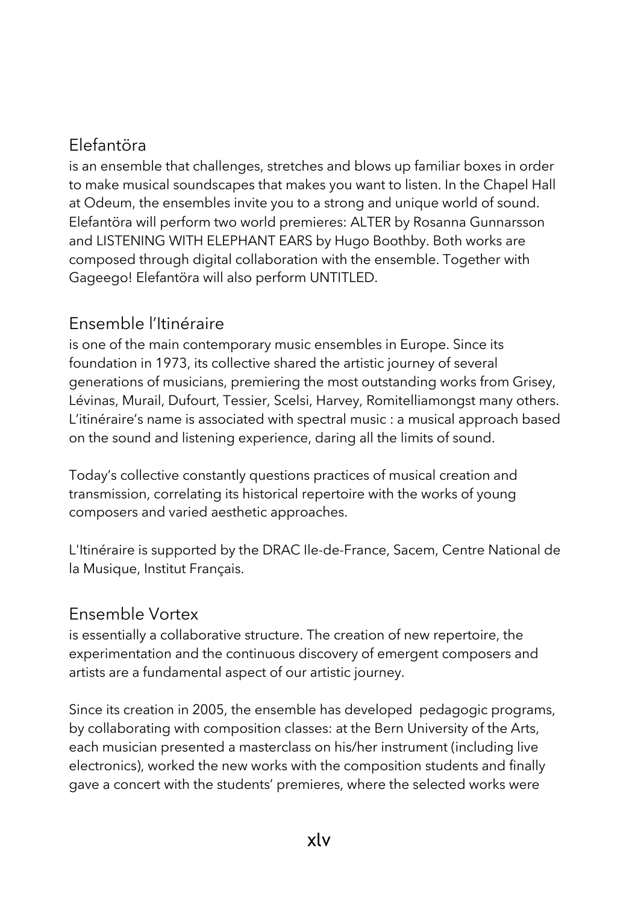## Elefantöra

is an ensemble that challenges, stretches and blows up familiar boxes in order to make musical soundscapes that makes you want to listen. In the Chapel Hall at Odeum, the ensembles invite you to a strong and unique world of sound. Elefantöra will perform two world premieres: ALTER by Rosanna Gunnarsson and LISTENING WITH ELEPHANT EARS by Hugo Boothby. Both works are composed through digital collaboration with the ensemble. Together with Gageego! Elefantöra will also perform UNTITLED.

## Ensemble l'Itinéraire

is one of the main contemporary music ensembles in Europe. Since its foundation in 1973, its collective shared the artistic journey of several generations of musicians, premiering the most outstanding works from Grisey, Lévinas, Murail, Dufourt, Tessier, Scelsi, Harvey, Romitelliamongst many others. L'itinéraire's name is associated with spectral music : a musical approach based on the sound and listening experience, daring all the limits of sound.

Today's collective constantly questions practices of musical creation and transmission, correlating its historical repertoire with the works of young composers and varied aesthetic approaches.

L'Itinéraire is supported by the DRAC Ile-de-France, Sacem, Centre National de la Musique, Institut Français.

## Ensemble Vortex

is essentially a collaborative structure. The creation of new repertoire, the experimentation and the continuous discovery of emergent composers and artists are a fundamental aspect of our artistic journey.

Since its creation in 2005, the ensemble has developed pedagogic programs, by collaborating with composition classes: at the Bern University of the Arts, each musician presented a masterclass on his/her instrument (including live electronics), worked the new works with the composition students and finally gave a concert with the students' premieres, where the selected works were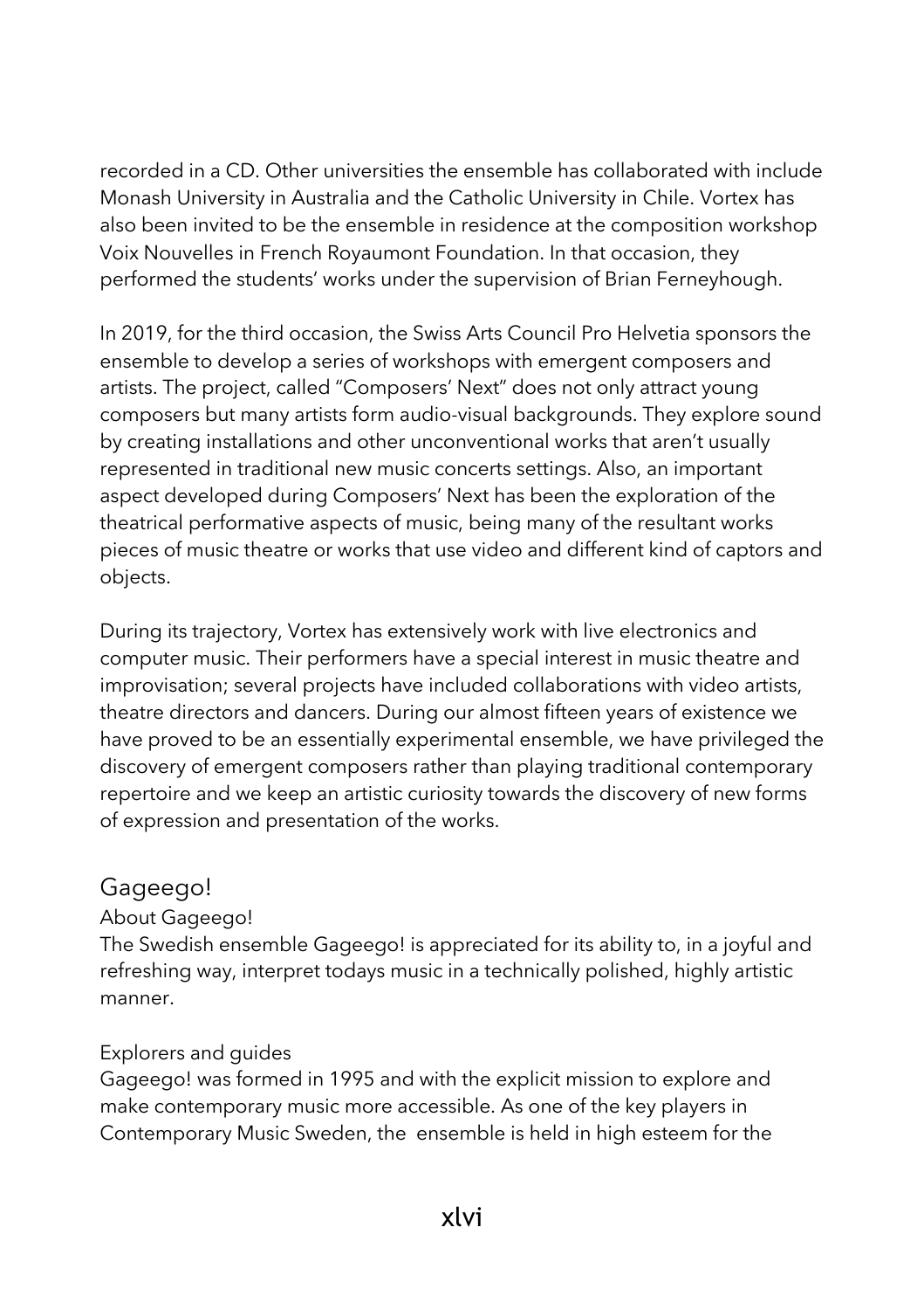recorded in a CD. Other universities the ensemble has collaborated with include Monash University in Australia and the Catholic University in Chile. Vortex has also been invited to be the ensemble in residence at the composition workshop Voix Nouvelles in French Royaumont Foundation. In that occasion, they performed the students' works under the supervision of Brian Ferneyhough.

In 2019, for the third occasion, the Swiss Arts Council Pro Helvetia sponsors the ensemble to develop a series of workshops with emergent composers and artists. The project, called "Composers' Next" does not only attract young composers but many artists form audio-visual backgrounds. They explore sound by creating installations and other unconventional works that aren't usually represented in traditional new music concerts settings. Also, an important aspect developed during Composers' Next has been the exploration of the theatrical performative aspects of music, being many of the resultant works pieces of music theatre or works that use video and different kind of captors and objects.

During its trajectory, Vortex has extensively work with live electronics and computer music. Their performers have a special interest in music theatre and improvisation; several projects have included collaborations with video artists, theatre directors and dancers. During our almost fifteen years of existence we have proved to be an essentially experimental ensemble, we have privileged the discovery of emergent composers rather than playing traditional contemporary repertoire and we keep an artistic curiosity towards the discovery of new forms of expression and presentation of the works.

## Gageego!

About Gageego!

The Swedish ensemble Gageego! is appreciated for its ability to, in a joyful and refreshing way, interpret todays music in a technically polished, highly artistic manner.

Explorers and guides

Gageego! was formed in 1995 and with the explicit mission to explore and make contemporary music more accessible. As one of the key players in Contemporary Music Sweden, the ensemble is held in high esteem for the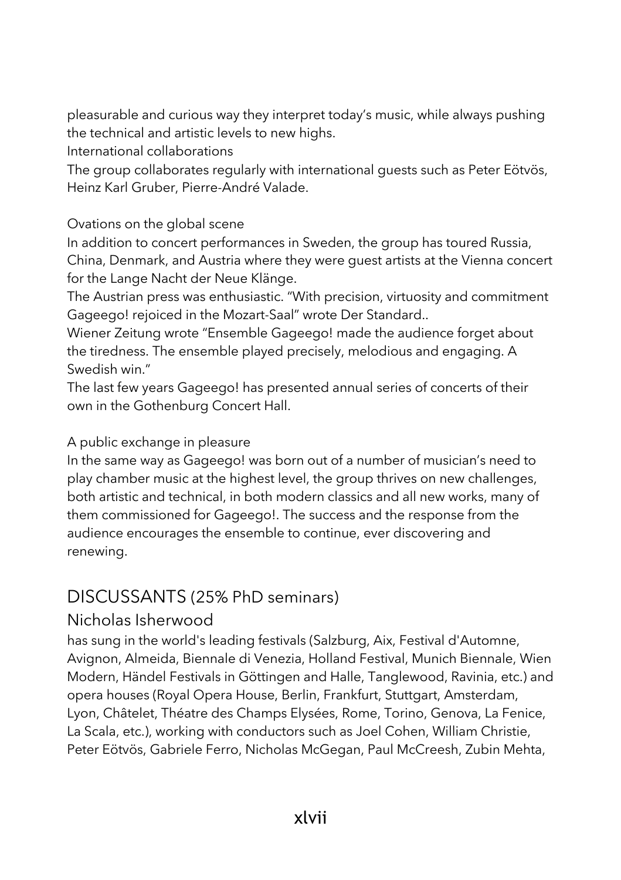pleasurable and curious way they interpret today's music, while always pushing the technical and artistic levels to new highs.

International collaborations

The group collaborates regularly with international guests such as Peter Eötvös, Heinz Karl Gruber, Pierre-André Valade.

Ovations on the global scene

In addition to concert performances in Sweden, the group has toured Russia, China, Denmark, and Austria where they were guest artists at the Vienna concert for the Lange Nacht der Neue Klänge.

The Austrian press was enthusiastic. "With precision, virtuosity and commitment Gageego! rejoiced in the Mozart-Saal" wrote Der Standard..

Wiener Zeitung wrote "Ensemble Gageego! made the audience forget about the tiredness. The ensemble played precisely, melodious and engaging. A Swedish win."

The last few years Gageego! has presented annual series of concerts of their own in the Gothenburg Concert Hall.

A public exchange in pleasure

In the same way as Gageego! was born out of a number of musician's need to play chamber music at the highest level, the group thrives on new challenges, both artistic and technical, in both modern classics and all new works, many of them commissioned for Gageego!. The success and the response from the audience encourages the ensemble to continue, ever discovering and renewing.

## DISCUSSANTS (25% PhD seminars)

### Nicholas Isherwood

has sung in the world's leading festivals (Salzburg, Aix, Festival d'Automne, Avignon, Almeida, Biennale di Venezia, Holland Festival, Munich Biennale, Wien Modern, Händel Festivals in Göttingen and Halle, Tanglewood, Ravinia, etc.) and opera houses (Royal Opera House, Berlin, Frankfurt, Stuttgart, Amsterdam, Lyon, Châtelet, Théatre des Champs Elysées, Rome, Torino, Genova, La Fenice, La Scala, etc.), working with conductors such as Joel Cohen, William Christie, Peter Eötvös, Gabriele Ferro, Nicholas McGegan, Paul McCreesh, Zubin Mehta,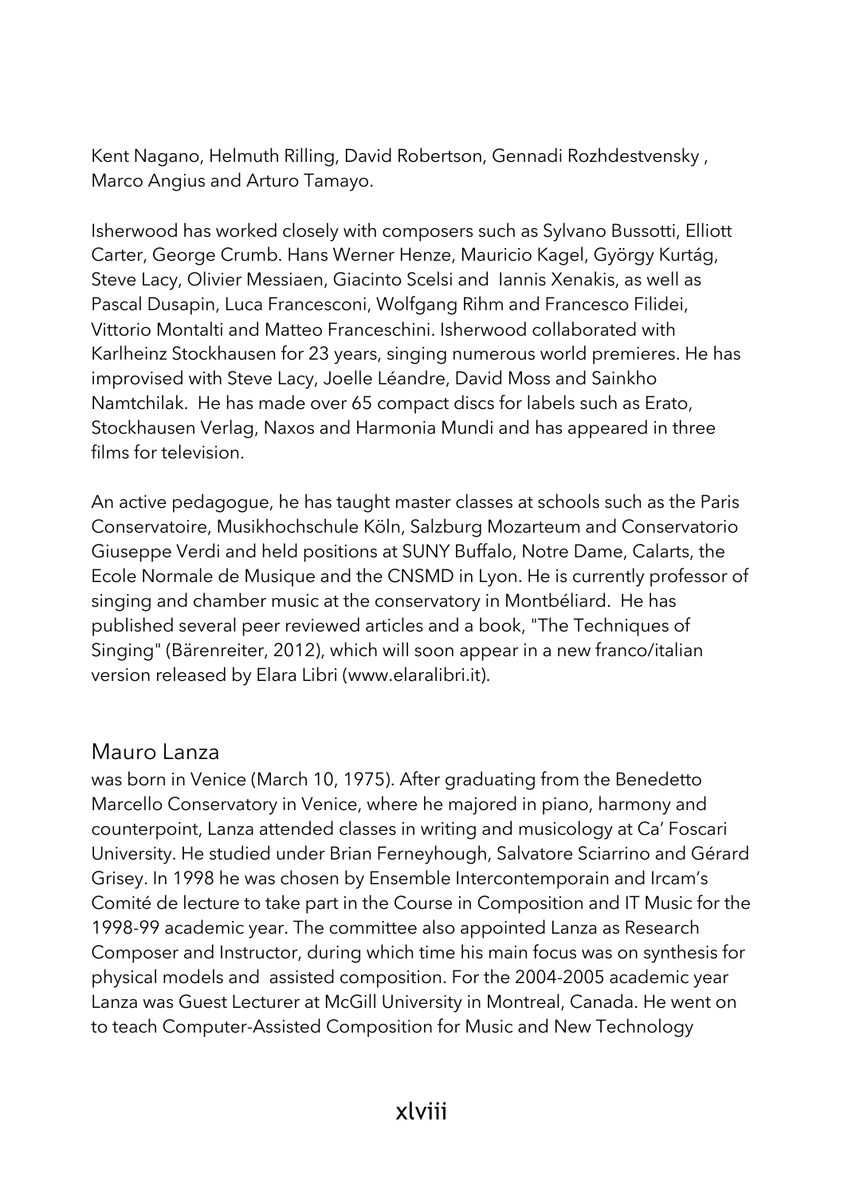Kent Nagano, Helmuth Rilling, David Robertson, Gennadi Rozhdestvensky , Marco Angius and Arturo Tamayo.

Isherwood has worked closely with composers such as Sylvano Bussotti, Elliott Carter, George Crumb. Hans Werner Henze, Mauricio Kagel, György Kurtág, Steve Lacy, Olivier Messiaen, Giacinto Scelsi and Iannis Xenakis, as well as Pascal Dusapin, Luca Francesconi, Wolfgang Rihm and Francesco Filidei, Vittorio Montalti and Matteo Franceschini. Isherwood collaborated with Karlheinz Stockhausen for 23 years, singing numerous world premieres. He has improvised with Steve Lacy, Joelle Léandre, David Moss and Sainkho Namtchilak. He has made over 65 compact discs for labels such as Erato, Stockhausen Verlag, Naxos and Harmonia Mundi and has appeared in three films for television.

An active pedagogue, he has taught master classes at schools such as the Paris Conservatoire, Musikhochschule Köln, Salzburg Mozarteum and Conservatorio Giuseppe Verdi and held positions at SUNY Buffalo, Notre Dame, Calarts, the Ecole Normale de Musique and the CNSMD in Lyon. He is currently professor of singing and chamber music at the conservatory in Montbéliard. He has published several peer reviewed articles and a book, "The Techniques of Singing" (Bärenreiter, 2012), which will soon appear in a new franco/italian version released by Elara Libri (www.elaralibri.it).

## Mauro Lanza

was born in Venice (March 10, 1975). After graduating from the Benedetto Marcello Conservatory in Venice, where he majored in piano, harmony and counterpoint, Lanza attended classes in writing and musicology at Ca' Foscari University. He studied under Brian Ferneyhough, Salvatore Sciarrino and Gérard Grisey. In 1998 he was chosen by Ensemble Intercontemporain and Ircam's Comité de lecture to take part in the Course in Composition and IT Music for the 1998-99 academic year. The committee also appointed Lanza as Research Composer and Instructor, during which time his main focus was on synthesis for physical models and assisted composition. For the 2004-2005 academic year Lanza was Guest Lecturer at McGill University in Montreal, Canada. He went on to teach Computer-Assisted Composition for Music and New Technology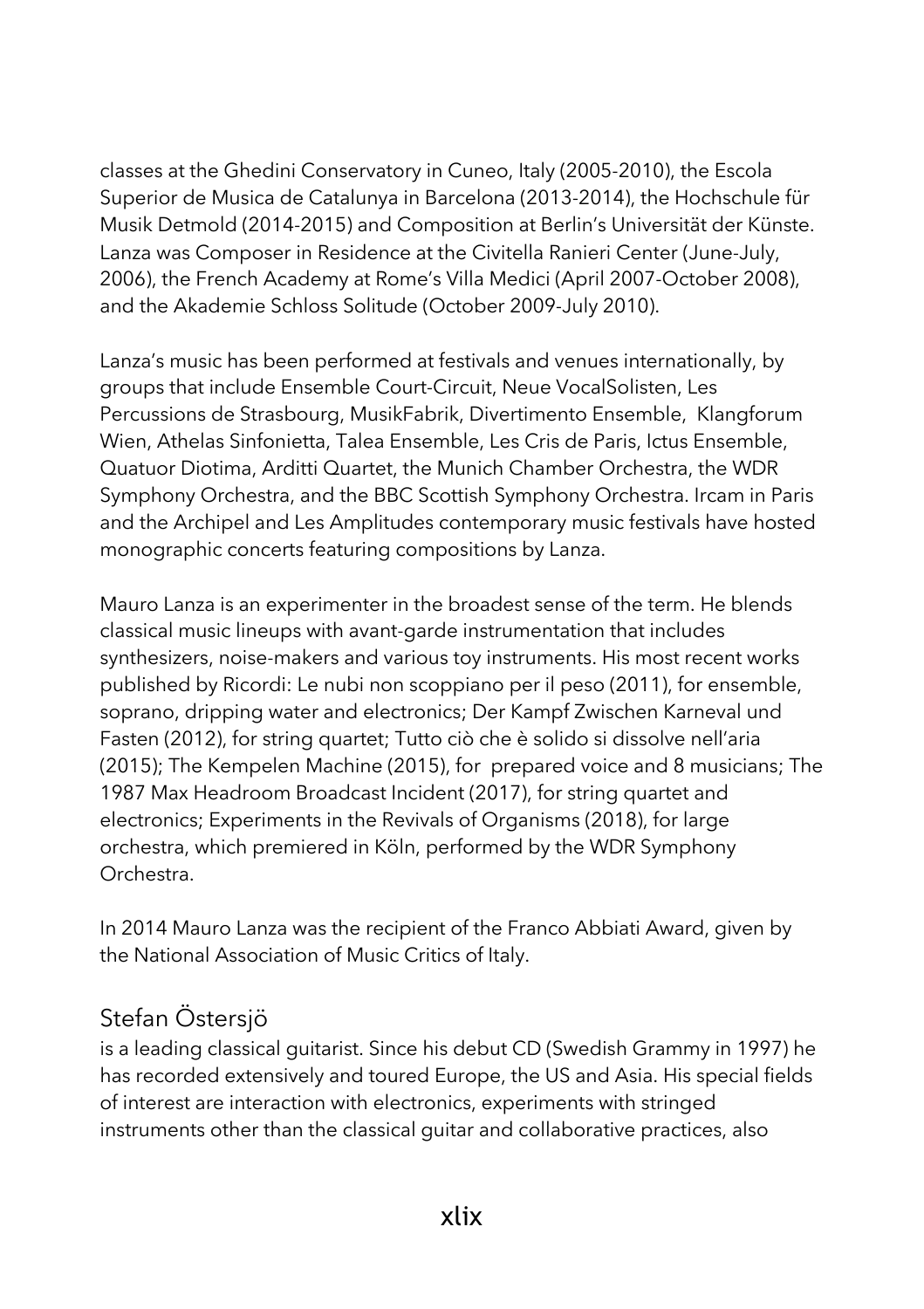classes at the Ghedini Conservatory in Cuneo, Italy (2005-2010), the Escola Superior de Musica de Catalunya in Barcelona (2013-2014), the Hochschule für Musik Detmold (2014-2015) and Composition at Berlin's Universität der Künste. Lanza was Composer in Residence at the Civitella Ranieri Center (June-July, 2006), the French Academy at Rome's Villa Medici (April 2007-October 2008), and the Akademie Schloss Solitude (October 2009-July 2010).

Lanza's music has been performed at festivals and venues internationally, by groups that include Ensemble Court-Circuit, Neue VocalSolisten, Les Percussions de Strasbourg, MusikFabrik, Divertimento Ensemble, Klangforum Wien, Athelas Sinfonietta, Talea Ensemble, Les Cris de Paris, Ictus Ensemble, Quatuor Diotima, Arditti Quartet, the Munich Chamber Orchestra, the WDR Symphony Orchestra, and the BBC Scottish Symphony Orchestra. Ircam in Paris and the Archipel and Les Amplitudes contemporary music festivals have hosted monographic concerts featuring compositions by Lanza.

Mauro Lanza is an experimenter in the broadest sense of the term. He blends classical music lineups with avant-garde instrumentation that includes synthesizers, noise-makers and various toy instruments. His most recent works published by Ricordi: Le nubi non scoppiano per il peso (2011), for ensemble, soprano, dripping water and electronics; Der Kampf Zwischen Karneval und Fasten (2012), for string quartet; Tutto ciò che è solido si dissolve nell'aria (2015); The Kempelen Machine (2015), for prepared voice and 8 musicians; The 1987 Max Headroom Broadcast Incident (2017), for string quartet and electronics; Experiments in the Revivals of Organisms (2018), for large orchestra, which premiered in Köln, performed by the WDR Symphony Orchestra.

In 2014 Mauro Lanza was the recipient of the Franco Abbiati Award, given by the National Association of Music Critics of Italy.

## Stefan Östersjö

is a leading classical guitarist. Since his debut CD (Swedish Grammy in 1997) he has recorded extensively and toured Europe, the US and Asia. His special fields of interest are interaction with electronics, experiments with stringed instruments other than the classical guitar and collaborative practices, also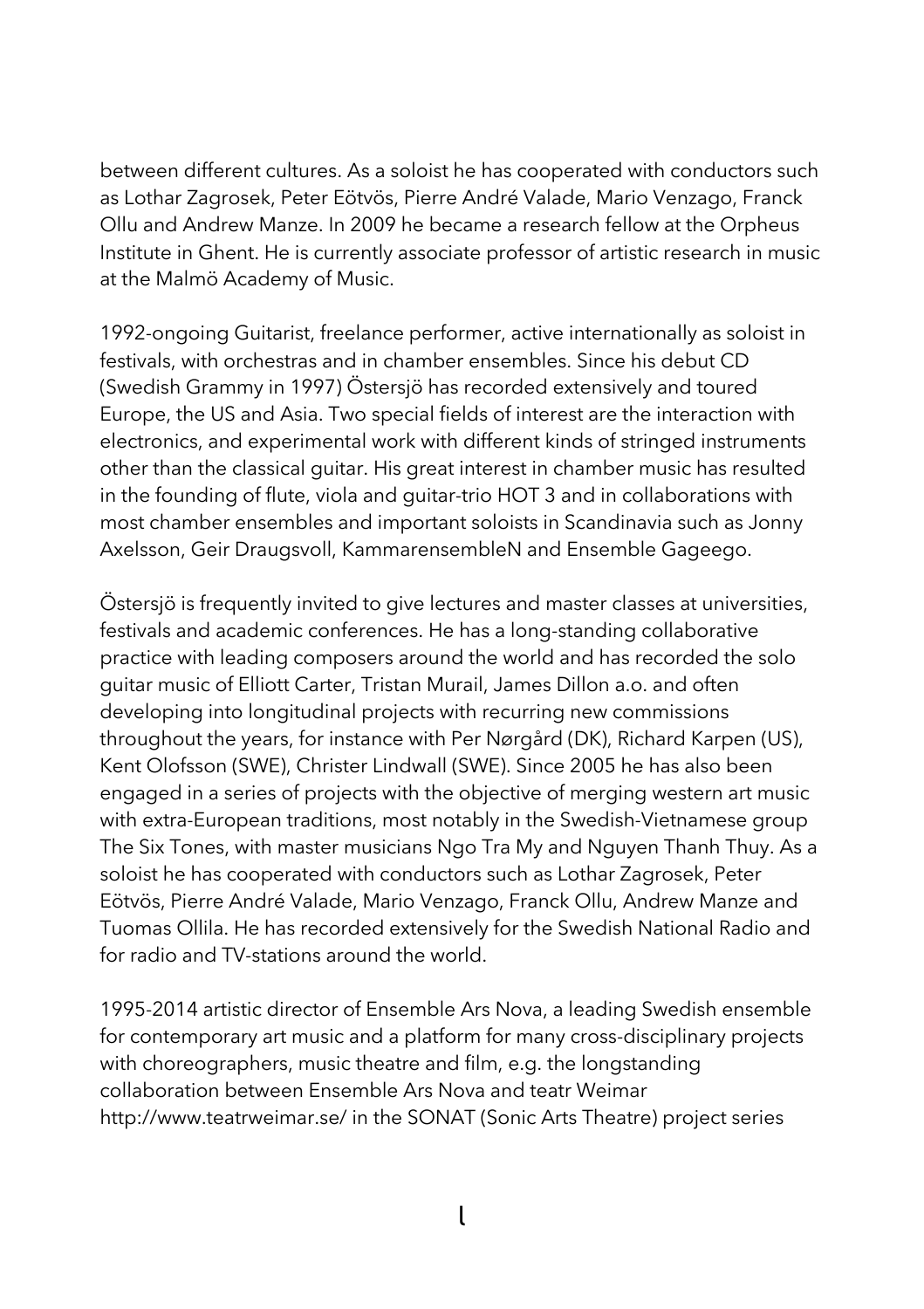between different cultures. As a soloist he has cooperated with conductors such as Lothar Zagrosek, Peter Eötvös, Pierre André Valade, Mario Venzago, Franck Ollu and Andrew Manze. In 2009 he became a research fellow at the Orpheus Institute in Ghent. He is currently associate professor of artistic research in music at the Malmö Academy of Music.

1992-ongoing Guitarist, freelance performer, active internationally as soloist in festivals, with orchestras and in chamber ensembles. Since his debut CD (Swedish Grammy in 1997) Östersjö has recorded extensively and toured Europe, the US and Asia. Two special fields of interest are the interaction with electronics, and experimental work with different kinds of stringed instruments other than the classical guitar. His great interest in chamber music has resulted in the founding of flute, viola and guitar-trio HOT 3 and in collaborations with most chamber ensembles and important soloists in Scandinavia such as Jonny Axelsson, Geir Draugsvoll, KammarensembleN and Ensemble Gageego.

Östersjö is frequently invited to give lectures and master classes at universities, festivals and academic conferences. He has a long-standing collaborative practice with leading composers around the world and has recorded the solo guitar music of Elliott Carter, Tristan Murail, James Dillon a.o. and often developing into longitudinal projects with recurring new commissions throughout the years, for instance with Per Nørgård (DK), Richard Karpen (US), Kent Olofsson (SWE), Christer Lindwall (SWE). Since 2005 he has also been engaged in a series of projects with the objective of merging western art music with extra-European traditions, most notably in the Swedish-Vietnamese group The Six Tones, with master musicians Ngo Tra My and Nguyen Thanh Thuy. As a soloist he has cooperated with conductors such as Lothar Zagrosek, Peter Eötvös, Pierre André Valade, Mario Venzago, Franck Ollu, Andrew Manze and Tuomas Ollila. He has recorded extensively for the Swedish National Radio and for radio and TV-stations around the world.

1995-2014 artistic director of Ensemble Ars Nova, a leading Swedish ensemble for contemporary art music and a platform for many cross-disciplinary projects with choreographers, music theatre and film, e.g. the longstanding collaboration between Ensemble Ars Nova and teatr Weimar http://www.teatrweimar.se/ in the SONAT (Sonic Arts Theatre) project series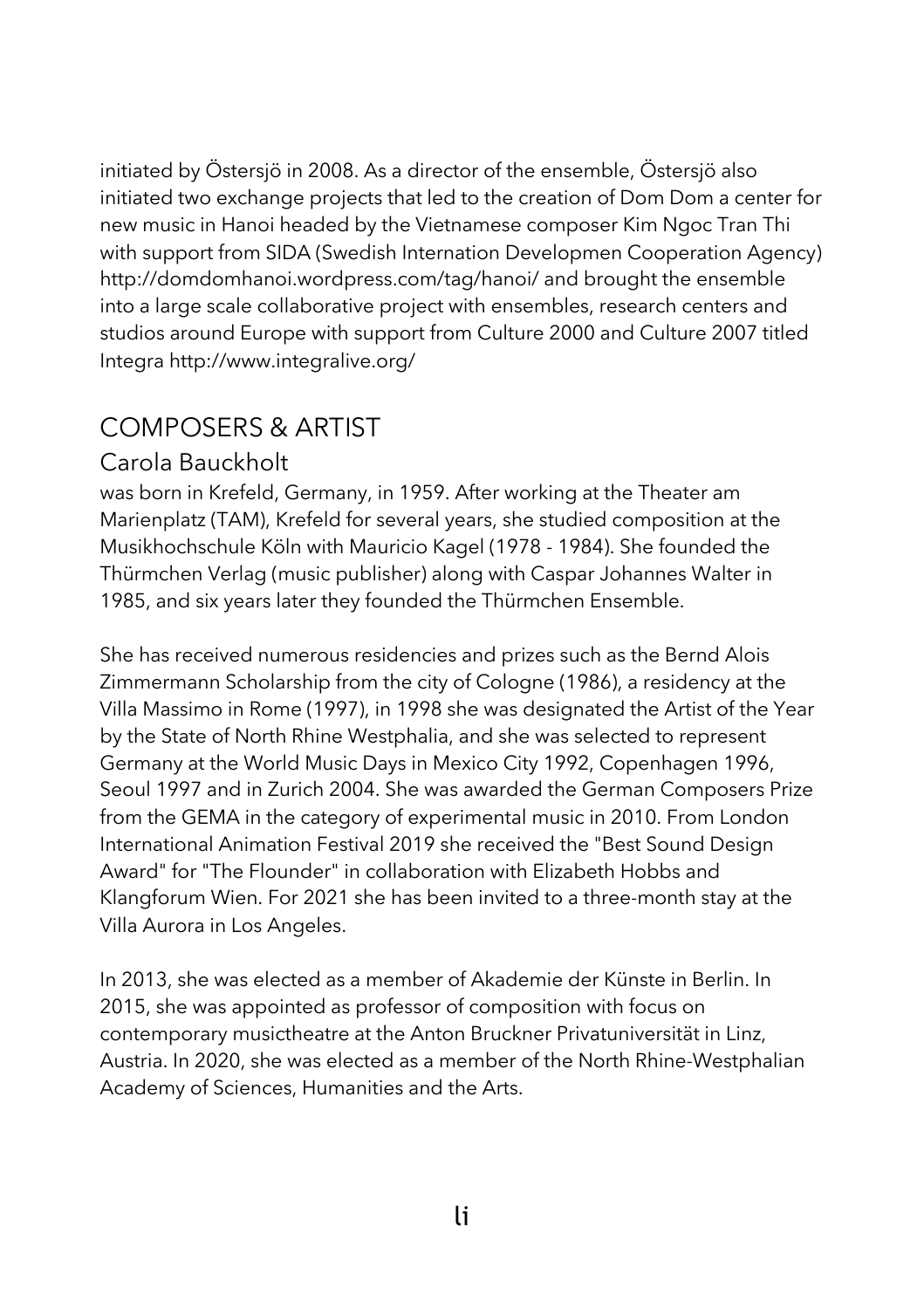initiated by Östersjö in 2008. As a director of the ensemble, Östersjö also initiated two exchange projects that led to the creation of Dom Dom a center for new music in Hanoi headed by the Vietnamese composer Kim Ngoc Tran Thi with support from SIDA (Swedish Internation Developmen Cooperation Agency) http://domdomhanoi.wordpress.com/tag/hanoi/ and brought the ensemble into a large scale collaborative project with ensembles, research centers and studios around Europe with support from Culture 2000 and Culture 2007 titled Integra http://www.integralive.org/

## COMPOSERS & ARTIST

### Carola Bauckholt

was born in Krefeld, Germany, in 1959. After working at the Theater am Marienplatz (TAM), Krefeld for several years, she studied composition at the Musikhochschule Köln with Mauricio Kagel (1978 - 1984). She founded the Thürmchen Verlag (music publisher) along with Caspar Johannes Walter in 1985, and six years later they founded the Thürmchen Ensemble.

She has received numerous residencies and prizes such as the Bernd Alois Zimmermann Scholarship from the city of Cologne (1986), a residency at the Villa Massimo in Rome (1997), in 1998 she was designated the Artist of the Year by the State of North Rhine Westphalia, and she was selected to represent Germany at the World Music Days in Mexico City 1992, Copenhagen 1996, Seoul 1997 and in Zurich 2004. She was awarded the German Composers Prize from the GEMA in the category of experimental music in 2010. From London International Animation Festival 2019 she received the "Best Sound Design Award" for "The Flounder" in collaboration with Elizabeth Hobbs and Klangforum Wien. For 2021 she has been invited to a three-month stay at the Villa Aurora in Los Angeles.

In 2013, she was elected as a member of Akademie der Künste in Berlin. In 2015, she was appointed as professor of composition with focus on contemporary musictheatre at the Anton Bruckner Privatuniversität in Linz, Austria. In 2020, she was elected as a member of the North Rhine-Westphalian Academy of Sciences, Humanities and the Arts.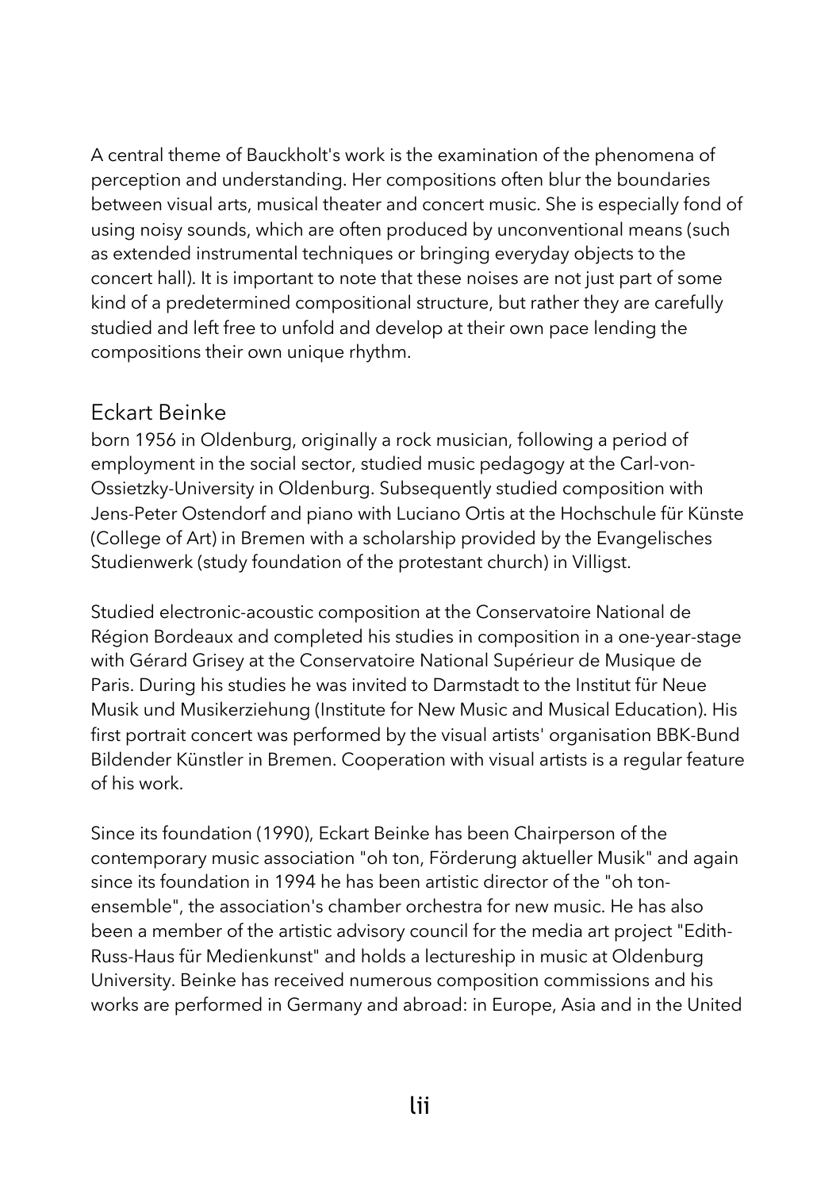A central theme of Bauckholt's work is the examination of the phenomena of perception and understanding. Her compositions often blur the boundaries between visual arts, musical theater and concert music. She is especially fond of using noisy sounds, which are often produced by unconventional means (such as extended instrumental techniques or bringing everyday objects to the concert hall). It is important to note that these noises are not just part of some kind of a predetermined compositional structure, but rather they are carefully studied and left free to unfold and develop at their own pace lending the compositions their own unique rhythm.

## Eckart Beinke

born 1956 in Oldenburg, originally a rock musician, following a period of employment in the social sector, studied music pedagogy at the Carl-von-Ossietzky-University in Oldenburg. Subsequently studied composition with Jens-Peter Ostendorf and piano with Luciano Ortis at the Hochschule für Künste (College of Art) in Bremen with a scholarship provided by the Evangelisches Studienwerk (study foundation of the protestant church) in Villigst.

Studied electronic-acoustic composition at the Conservatoire National de Région Bordeaux and completed his studies in composition in a one-year-stage with Gérard Grisey at the Conservatoire National Supérieur de Musique de Paris. During his studies he was invited to Darmstadt to the Institut für Neue Musik und Musikerziehung (Institute for New Music and Musical Education). His first portrait concert was performed by the visual artists' organisation BBK-Bund Bildender Künstler in Bremen. Cooperation with visual artists is a regular feature of his work.

Since its foundation (1990), Eckart Beinke has been Chairperson of the contemporary music association "oh ton, Förderung aktueller Musik" and again since its foundation in 1994 he has been artistic director of the "oh ton-ensemble", the association's chamber orchestra for new music. He has also been a member of the artistic advisory council for the media art project "Edith-Russ-Haus für Medienkunst" and holds a lectureship in music at Oldenburg University. Beinke has received numerous composition commissions and his works are performed in Germany and abroad: in Europe, Asia and in the United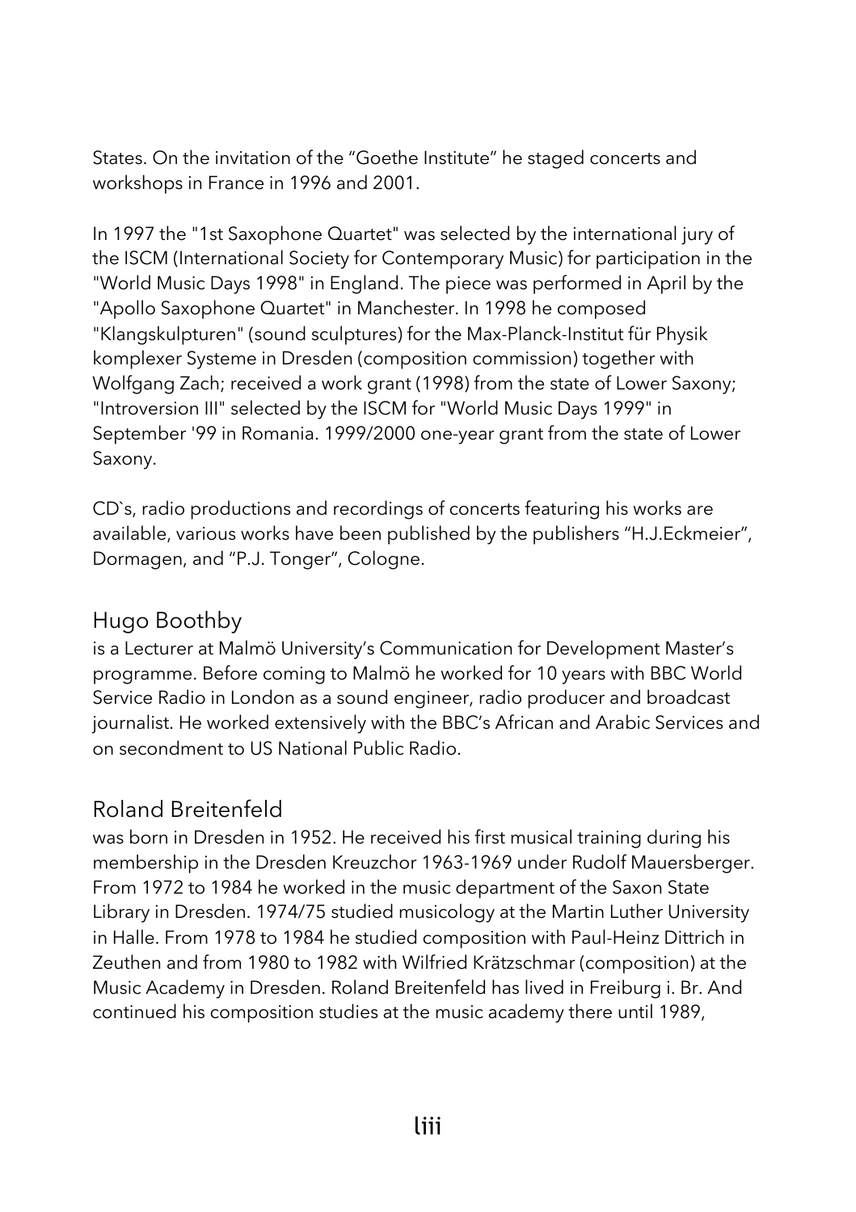States. On the invitation of the “Goethe Institute” he staged concerts and workshops in France in 1996 and 2001.

In 1997 the "1st Saxophone Quartet" was selected by the international jury of the ISCM (International Society for Contemporary Music) for participation in the "World Music Days 1998" in England. The piece was performed in April by the "Apollo Saxophone Quartet" in Manchester. In 1998 he composed "Klangskulpturen" (sound sculptures) for the Max-Planck-Institut für Physik komplexer Systeme in Dresden (composition commission) together with Wolfgang Zach; received a work grant (1998) from the state of Lower Saxony; "Introversion III" selected by the ISCM for "World Music Days 1999" in September '99 in Romania. 1999/2000 one-year grant from the state of Lower Saxony.

CD`s, radio productions and recordings of concerts featuring his works are available, various works have been published by the publishers “H.J.Eckmeier”, Dormagen, and “P.J. Tonger”, Cologne.

## Hugo Boothby

is a Lecturer at Malmö University’s Communication for Development Master’s programme. Before coming to Malmö he worked for 10 years with BBC World Service Radio in London as a sound engineer, radio producer and broadcast journalist. He worked extensively with the BBC’s African and Arabic Services and on secondment to US National Public Radio.

## Roland Breitenfeld

was born in Dresden in 1952. He received his first musical training during his membership in the Dresden Kreuzchor 1963-1969 under Rudolf Mauersberger. From 1972 to 1984 he worked in the music department of the Saxon State Library in Dresden. 1974/75 studied musicology at the Martin Luther University in Halle. From 1978 to 1984 he studied composition with Paul-Heinz Dittrich in Zeuthen and from 1980 to 1982 with Wilfried Krätzschmar (composition) at the Music Academy in Dresden. Roland Breitenfeld has lived in Freiburg i. Br. And continued his composition studies at the music academy there until 1989,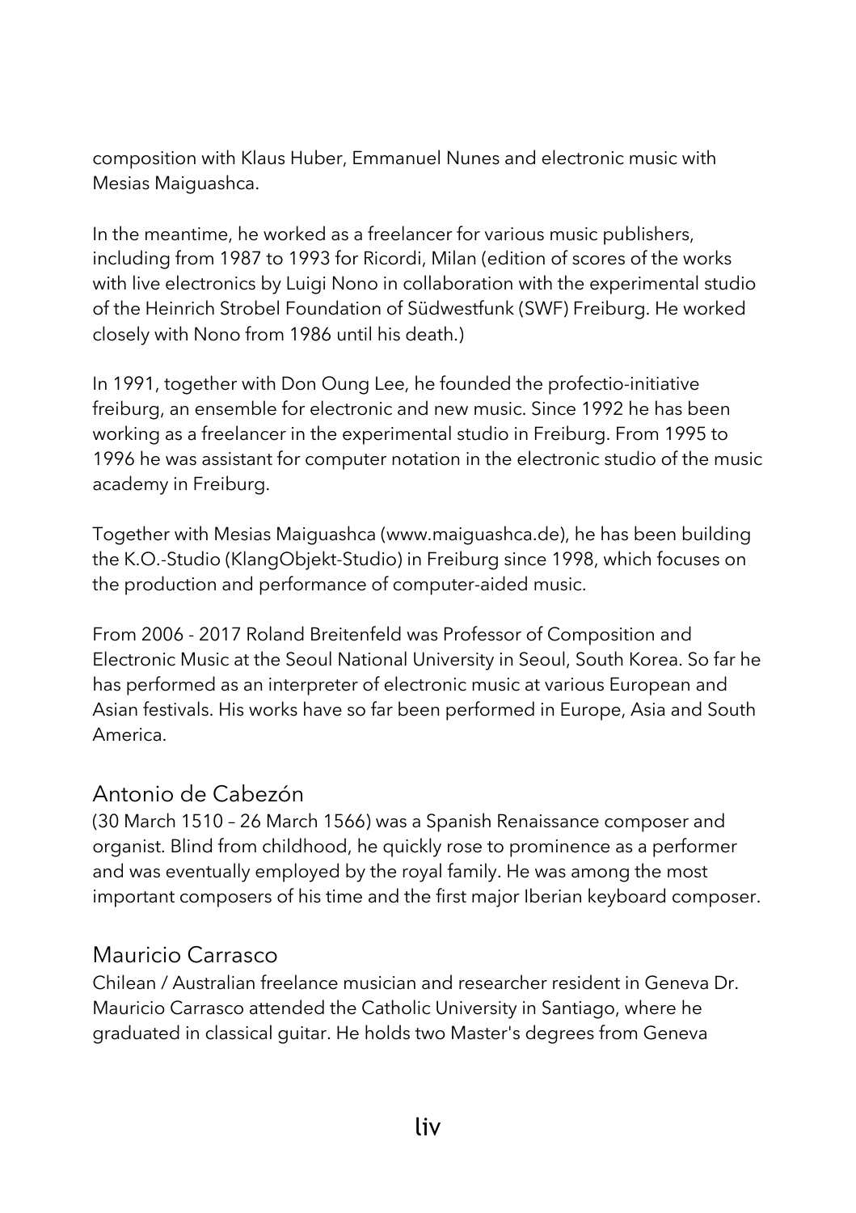composition with Klaus Huber, Emmanuel Nunes and electronic music with Mesias Maiguashca.

In the meantime, he worked as a freelancer for various music publishers, including from 1987 to 1993 for Ricordi, Milan (edition of scores of the works with live electronics by Luigi Nono in collaboration with the experimental studio of the Heinrich Strobel Foundation of Südwestfunk (SWF) Freiburg. He worked closely with Nono from 1986 until his death.)

In 1991, together with Don Oung Lee, he founded the profectio-initiative freiburg, an ensemble for electronic and new music. Since 1992 he has been working as a freelancer in the experimental studio in Freiburg. From 1995 to 1996 he was assistant for computer notation in the electronic studio of the music academy in Freiburg.

Together with Mesias Maiguashca (www.maiguashca.de), he has been building the K.O.-Studio (KlangObjekt-Studio) in Freiburg since 1998, which focuses on the production and performance of computer-aided music.

From 2006 - 2017 Roland Breitenfeld was Professor of Composition and Electronic Music at the Seoul National University in Seoul, South Korea. So far he has performed as an interpreter of electronic music at various European and Asian festivals. His works have so far been performed in Europe, Asia and South America.

## Antonio de Cabezón

(30 March 1510 – 26 March 1566) was a Spanish Renaissance composer and organist. Blind from childhood, he quickly rose to prominence as a performer and was eventually employed by the royal family. He was among the most important composers of his time and the first major Iberian keyboard composer.

## Mauricio Carrasco

Chilean / Australian freelance musician and researcher resident in Geneva Dr. Mauricio Carrasco attended the Catholic University in Santiago, where he graduated in classical guitar. He holds two Master's degrees from Geneva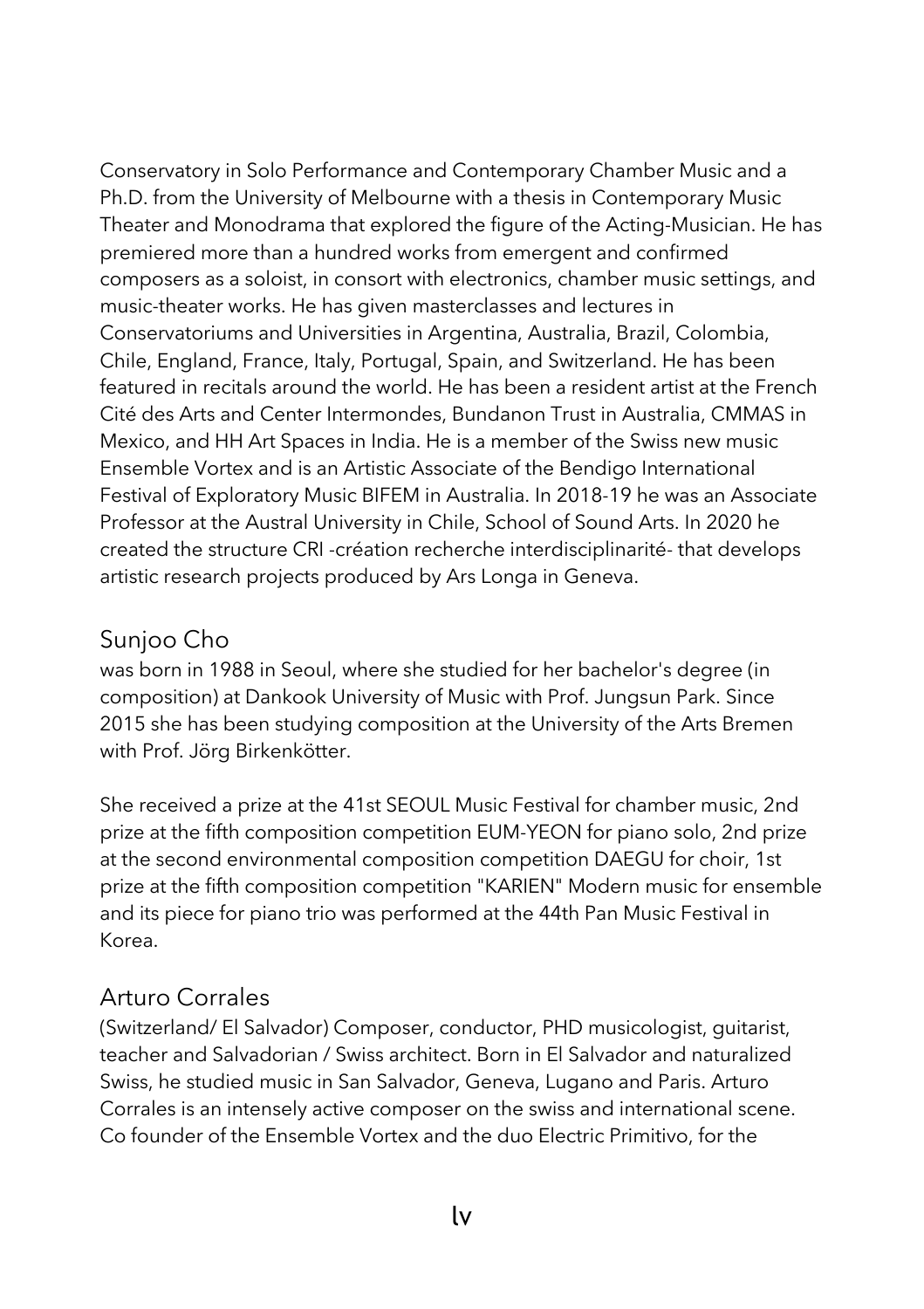Conservatory in Solo Performance and Contemporary Chamber Music and a Ph.D. from the University of Melbourne with a thesis in Contemporary Music Theater and Monodrama that explored the figure of the Acting-Musician. He has premiered more than a hundred works from emergent and confirmed composers as a soloist, in consort with electronics, chamber music settings, and music-theater works. He has given masterclasses and lectures in Conservatoriums and Universities in Argentina, Australia, Brazil, Colombia, Chile, England, France, Italy, Portugal, Spain, and Switzerland. He has been featured in recitals around the world. He has been a resident artist at the French Cité des Arts and Center Intermondes, Bundanon Trust in Australia, CMMAS in Mexico, and HH Art Spaces in India. He is a member of the Swiss new music Ensemble Vortex and is an Artistic Associate of the Bendigo International Festival of Exploratory Music BIFEM in Australia. In 2018-19 he was an Associate Professor at the Austral University in Chile, School of Sound Arts. In 2020 he created the structure CRI -création recherche interdisciplinarité- that develops artistic research projects produced by Ars Longa in Geneva.

## Sunjoo Cho

was born in 1988 in Seoul, where she studied for her bachelor's degree (in composition) at Dankook University of Music with Prof. Jungsun Park. Since 2015 she has been studying composition at the University of the Arts Bremen with Prof. Jörg Birkenkötter.

She received a prize at the 41st SEOUL Music Festival for chamber music, 2nd prize at the fifth composition competition EUM-YEON for piano solo, 2nd prize at the second environmental composition competition DAEGU for choir, 1st prize at the fifth composition competition "KARIEN" Modern music for ensemble and its piece for piano trio was performed at the 44th Pan Music Festival in Korea.

## Arturo Corrales

(Switzerland/ El Salvador) Composer, conductor, PHD musicologist, guitarist, teacher and Salvadorian / Swiss architect. Born in El Salvador and naturalized Swiss, he studied music in San Salvador, Geneva, Lugano and Paris. Arturo Corrales is an intensely active composer on the swiss and international scene. Co founder of the Ensemble Vortex and the duo Electric Primitivo, for the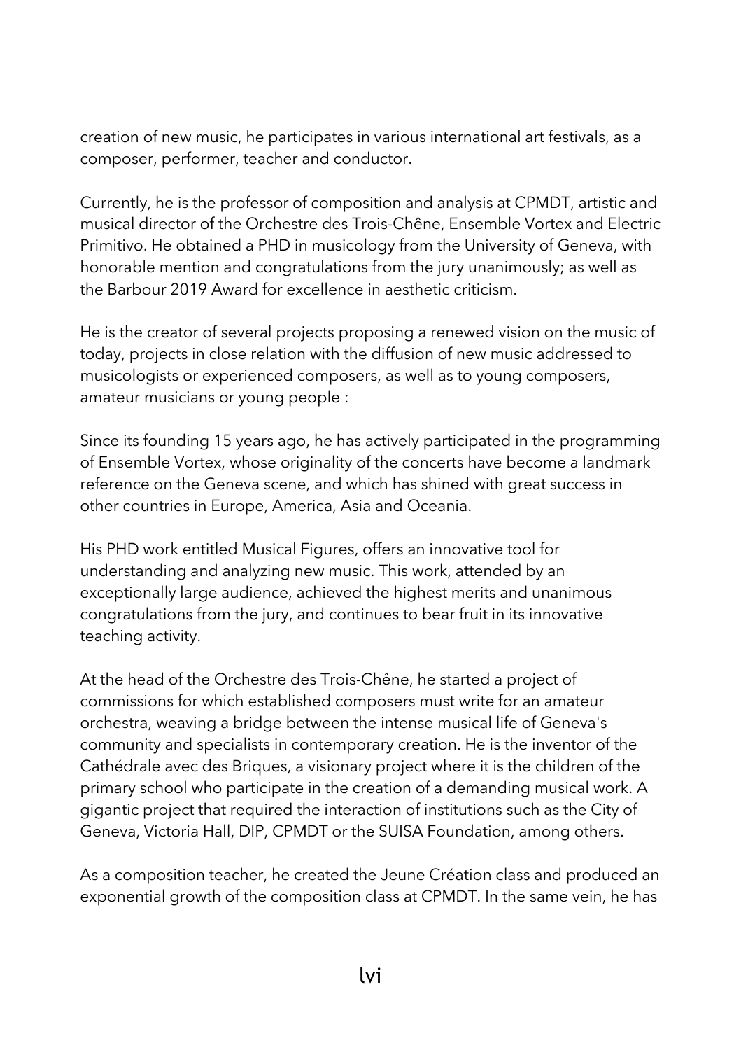creation of new music, he participates in various international art festivals, as a composer, performer, teacher and conductor.

Currently, he is the professor of composition and analysis at CPMDT, artistic and musical director of the Orchestre des Trois-Chêne, Ensemble Vortex and Electric Primitivo. He obtained a PHD in musicology from the University of Geneva, with honorable mention and congratulations from the jury unanimously; as well as the Barbour 2019 Award for excellence in aesthetic criticism.

He is the creator of several projects proposing a renewed vision on the music of today, projects in close relation with the diffusion of new music addressed to musicologists or experienced composers, as well as to young composers, amateur musicians or young people :

Since its founding 15 years ago, he has actively participated in the programming of Ensemble Vortex, whose originality of the concerts have become a landmark reference on the Geneva scene, and which has shined with great success in other countries in Europe, America, Asia and Oceania.

His PHD work entitled Musical Figures, offers an innovative tool for understanding and analyzing new music. This work, attended by an exceptionally large audience, achieved the highest merits and unanimous congratulations from the jury, and continues to bear fruit in its innovative teaching activity.

At the head of the Orchestre des Trois-Chêne, he started a project of commissions for which established composers must write for an amateur orchestra, weaving a bridge between the intense musical life of Geneva's community and specialists in contemporary creation. He is the inventor of the Cathédrale avec des Briques, a visionary project where it is the children of the primary school who participate in the creation of a demanding musical work. A gigantic project that required the interaction of institutions such as the City of Geneva, Victoria Hall, DIP, CPMDT or the SUISA Foundation, among others.

As a composition teacher, he created the Jeune Création class and produced an exponential growth of the composition class at CPMDT. In the same vein, he has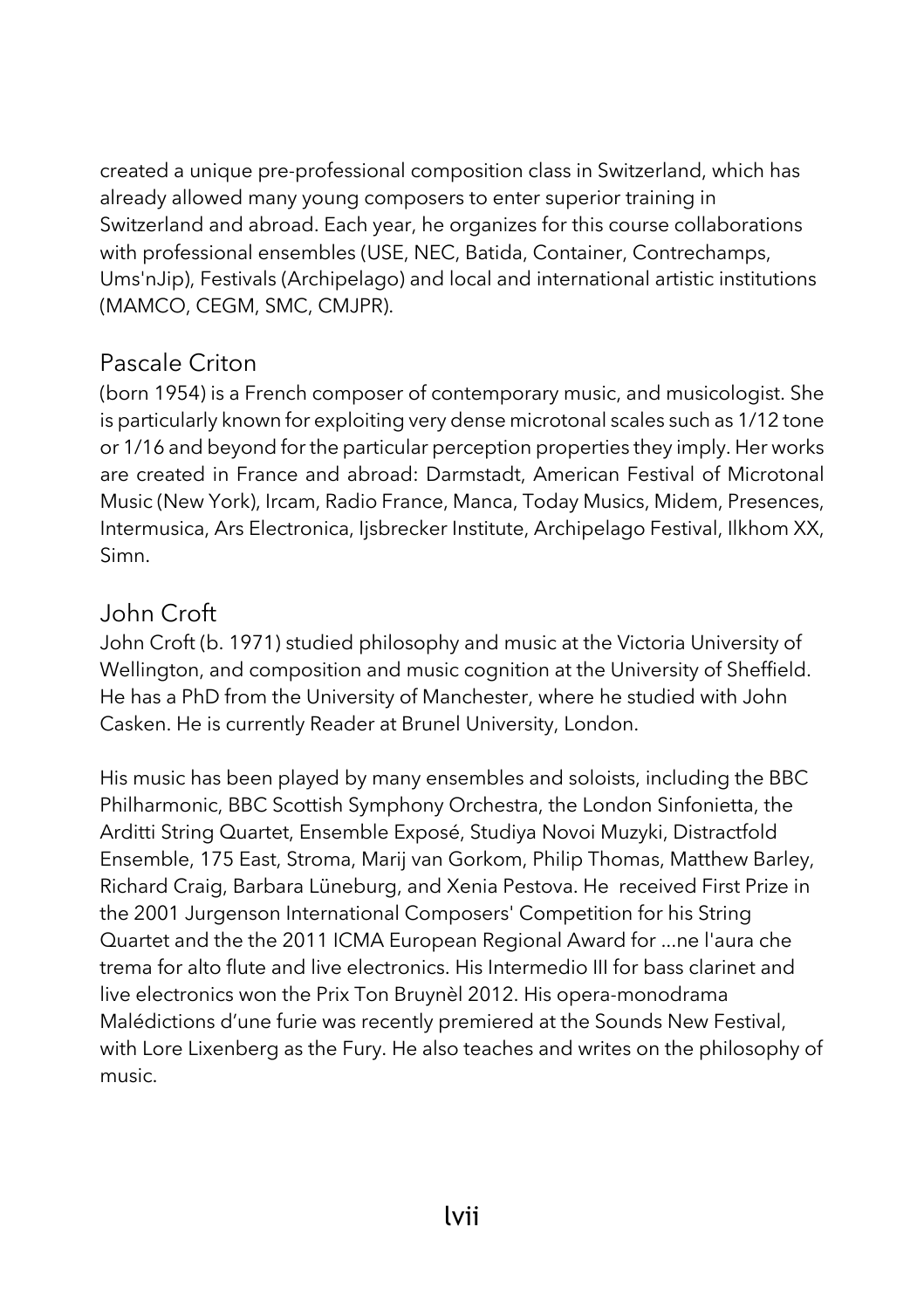created a unique pre-professional composition class in Switzerland, which has already allowed many young composers to enter superior training in Switzerland and abroad. Each year, he organizes for this course collaborations with professional ensembles (USE, NEC, Batida, Container, Contrechamps, Ums'nJip), Festivals (Archipelago) and local and international artistic institutions (MAMCO, CEGM, SMC, CMJPR).

## Pascale Criton

(born 1954) is a French composer of contemporary music, and musicologist. She is particularly known for exploiting very dense microtonal scales such as 1/12 tone or 1/16 and beyond for the particular perception properties they imply. Her works are created in France and abroad: Darmstadt, American Festival of Microtonal Music (New York), Ircam, Radio France, Manca, Today Musics, Midem, Presences, Intermusica, Ars Electronica, Ijsbrecker Institute, Archipelago Festival, Ilkhom XX, Simn.

## John Croft

John Croft (b. 1971) studied philosophy and music at the Victoria University of Wellington, and composition and music cognition at the University of Sheffield. He has a PhD from the University of Manchester, where he studied with John Casken. He is currently Reader at Brunel University, London.

His music has been played by many ensembles and soloists, including the BBC Philharmonic, BBC Scottish Symphony Orchestra, the London Sinfonietta, the Arditti String Quartet, Ensemble Exposé, Studiya Novoi Muzyki, Distractfold Ensemble, 175 East, Stroma, Marij van Gorkom, Philip Thomas, Matthew Barley, Richard Craig, Barbara Lüneburg, and Xenia Pestova. He received First Prize in the 2001 Jurgenson International Composers' Competition for his String Quartet and the the 2011 ICMA European Regional Award for ...ne l'aura che trema for alto flute and live electronics. His Intermedio III for bass clarinet and live electronics won the Prix Ton Bruynèl 2012. His opera-monodrama Malédictions d'une furie was recently premiered at the Sounds New Festival, with Lore Lixenberg as the Fury. He also teaches and writes on the philosophy of music.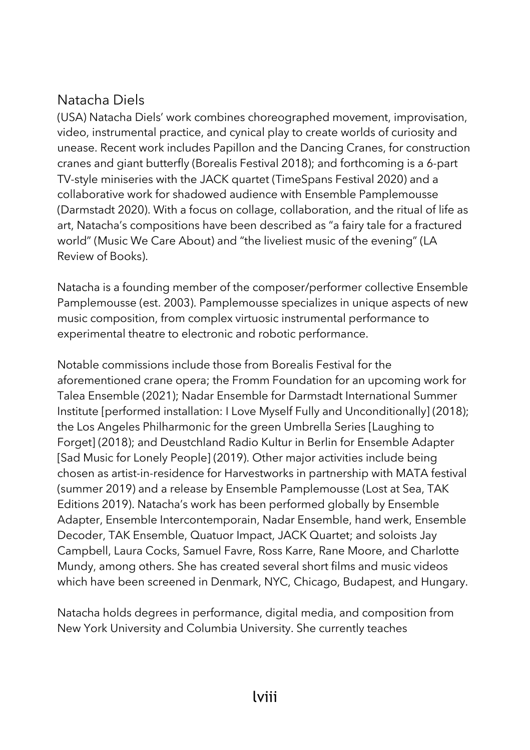## Natacha Diels

(USA) Natacha Diels' work combines choreographed movement, improvisation, video, instrumental practice, and cynical play to create worlds of curiosity and unease. Recent work includes Papillon and the Dancing Cranes, for construction cranes and giant butterfly (Borealis Festival 2018); and forthcoming is a 6-part TV-style miniseries with the JACK quartet (TimeSpans Festival 2020) and a collaborative work for shadowed audience with Ensemble Pamplemousse (Darmstadt 2020). With a focus on collage, collaboration, and the ritual of life as art, Natacha's compositions have been described as "a fairy tale for a fractured world" (Music We Care About) and "the liveliest music of the evening" (LA Review of Books).

Natacha is a founding member of the composer/performer collective Ensemble Pamplemousse (est. 2003). Pamplemousse specializes in unique aspects of new music composition, from complex virtuosic instrumental performance to experimental theatre to electronic and robotic performance.

Notable commissions include those from Borealis Festival for the aforementioned crane opera; the Fromm Foundation for an upcoming work for Talea Ensemble (2021); Nadar Ensemble for Darmstadt International Summer Institute [performed installation: I Love Myself Fully and Unconditionally] (2018); the Los Angeles Philharmonic for the green Umbrella Series [Laughing to Forget] (2018); and Deustchland Radio Kultur in Berlin for Ensemble Adapter [Sad Music for Lonely People] (2019). Other major activities include being chosen as artist-in-residence for Harvestworks in partnership with MATA festival (summer 2019) and a release by Ensemble Pamplemousse (Lost at Sea, TAK Editions 2019). Natacha's work has been performed globally by Ensemble Adapter, Ensemble Intercontemporain, Nadar Ensemble, hand werk, Ensemble Decoder, TAK Ensemble, Quatuor Impact, JACK Quartet; and soloists Jay Campbell, Laura Cocks, Samuel Favre, Ross Karre, Rane Moore, and Charlotte Mundy, among others. She has created several short films and music videos which have been screened in Denmark, NYC, Chicago, Budapest, and Hungary.

Natacha holds degrees in performance, digital media, and composition from New York University and Columbia University. She currently teaches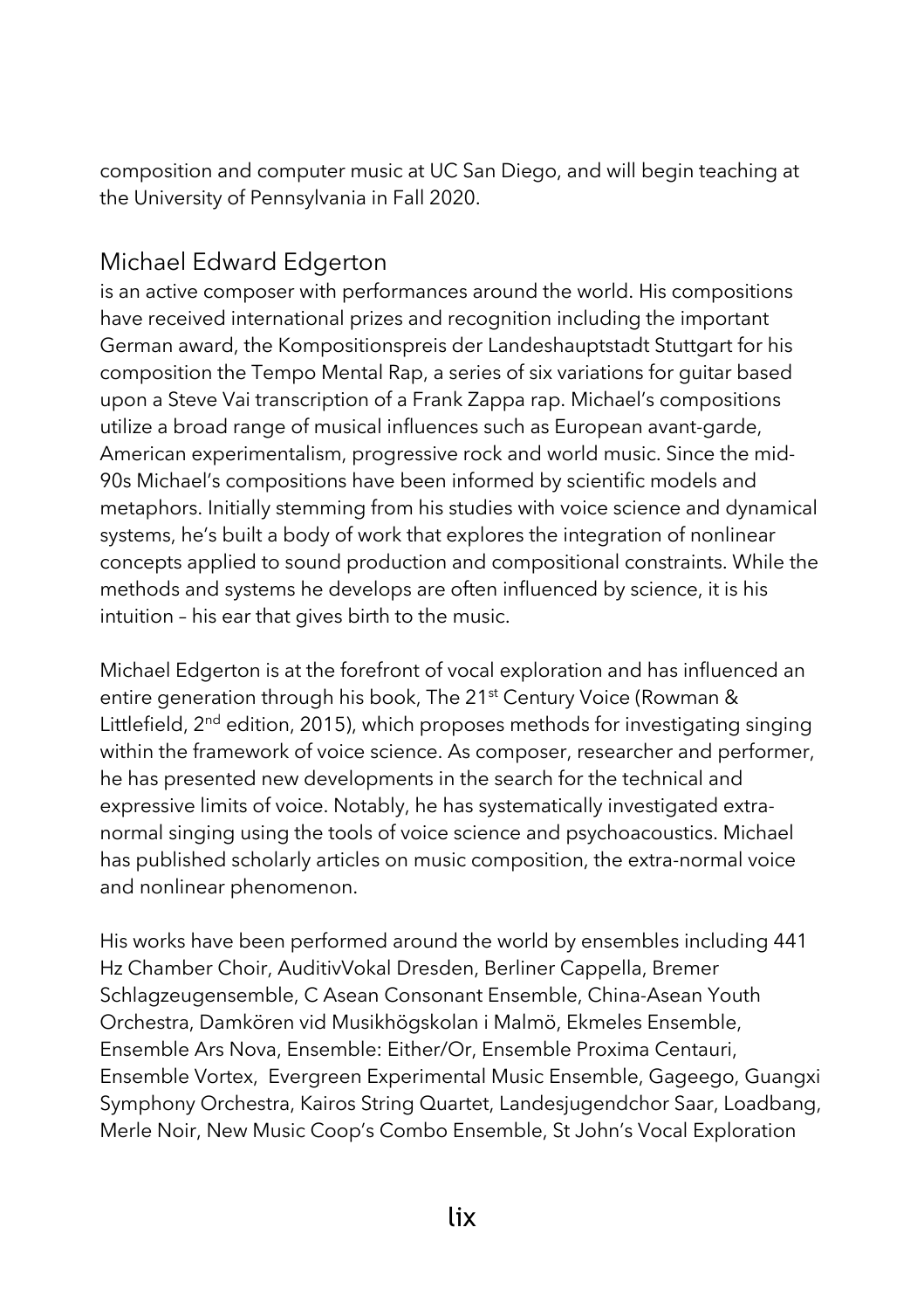composition and computer music at UC San Diego, and will begin teaching at the University of Pennsylvania in Fall 2020.

## Michael Edward Edgerton

is an active composer with performances around the world. His compositions have received international prizes and recognition including the important German award, the Kompositionspreis der Landeshauptstadt Stuttgart for his composition the Tempo Mental Rap, a series of six variations for guitar based upon a Steve Vai transcription of a Frank Zappa rap. Michael's compositions utilize a broad range of musical influences such as European avant-garde, American experimentalism, progressive rock and world music. Since the mid-90s Michael's compositions have been informed by scientific models and metaphors. Initially stemming from his studies with voice science and dynamical systems, he's built a body of work that explores the integration of nonlinear concepts applied to sound production and compositional constraints. While the methods and systems he develops are often influenced by science, it is his intuition – his ear that gives birth to the music.

Michael Edgerton is at the forefront of vocal exploration and has influenced an entire generation through his book, The 21st Century Voice (Rowman & Littlefield, 2nd edition, 2015), which proposes methods for investigating singing within the framework of voice science. As composer, researcher and performer, he has presented new developments in the search for the technical and expressive limits of voice. Notably, he has systematically investigated extra-normal singing using the tools of voice science and psychoacoustics. Michael has published scholarly articles on music composition, the extra-normal voice and nonlinear phenomenon.

His works have been performed around the world by ensembles including 441 Hz Chamber Choir, AuditivVokal Dresden, Berliner Cappella, Bremer Schlagzeugensemble, C Asean Consonant Ensemble, China-Asean Youth Orchestra, Damkören vid Musikhögskolan i Malmö, Ekmeles Ensemble, Ensemble Ars Nova, Ensemble: Either/Or, Ensemble Proxima Centauri, Ensemble Vortex, Evergreen Experimental Music Ensemble, Gageego, Guangxi Symphony Orchestra, Kairos String Quartet, Landesjugendchor Saar, Loadbang, Merle Noir, New Music Coop's Combo Ensemble, St John's Vocal Exploration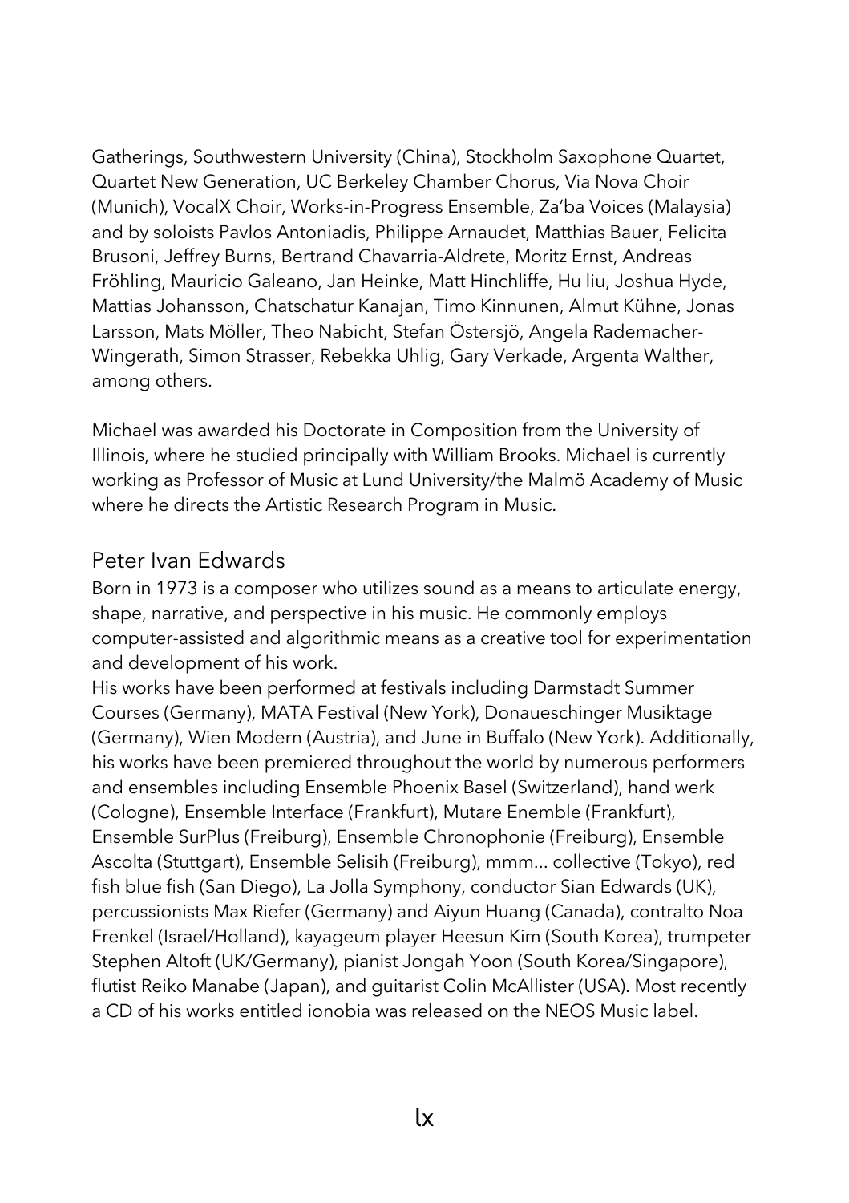Gatherings, Southwestern University (China), Stockholm Saxophone Quartet, Quartet New Generation, UC Berkeley Chamber Chorus, Via Nova Choir (Munich), VocalX Choir, Works-in-Progress Ensemble, Za'ba Voices (Malaysia) and by soloists Pavlos Antoniadis, Philippe Arnaudet, Matthias Bauer, Felicita Brusoni, Jeffrey Burns, Bertrand Chavarria-Aldrete, Moritz Ernst, Andreas Fröhling, Mauricio Galeano, Jan Heinke, Matt Hinchliffe, Hu liu, Joshua Hyde, Mattias Johansson, Chatschatur Kanajan, Timo Kinnunen, Almut Kühne, Jonas Larsson, Mats Möller, Theo Nabicht, Stefan Östersjö, Angela Rademacher-Wingerath, Simon Strasser, Rebekka Uhlig, Gary Verkade, Argenta Walther, among others.

Michael was awarded his Doctorate in Composition from the University of Illinois, where he studied principally with William Brooks. Michael is currently working as Professor of Music at Lund University/the Malmö Academy of Music where he directs the Artistic Research Program in Music.

## Peter Ivan Edwards

Born in 1973 is a composer who utilizes sound as a means to articulate energy, shape, narrative, and perspective in his music. He commonly employs computer-assisted and algorithmic means as a creative tool for experimentation and development of his work.

His works have been performed at festivals including Darmstadt Summer Courses (Germany), MATA Festival (New York), Donaueschinger Musiktage (Germany), Wien Modern (Austria), and June in Buffalo (New York). Additionally, his works have been premiered throughout the world by numerous performers and ensembles including Ensemble Phoenix Basel (Switzerland), hand werk (Cologne), Ensemble Interface (Frankfurt), Mutare Enemble (Frankfurt), Ensemble SurPlus (Freiburg), Ensemble Chronophonie (Freiburg), Ensemble Ascolta (Stuttgart), Ensemble Selisih (Freiburg), mmm... collective (Tokyo), red fish blue fish (San Diego), La Jolla Symphony, conductor Sian Edwards (UK), percussionists Max Riefer (Germany) and Aiyun Huang (Canada), contralto Noa Frenkel (Israel/Holland), kayageum player Heesun Kim (South Korea), trumpeter Stephen Altoft (UK/Germany), pianist Jongah Yoon (South Korea/Singapore), flutist Reiko Manabe (Japan), and guitarist Colin McAllister (USA). Most recently a CD of his works entitled ionobia was released on the NEOS Music label.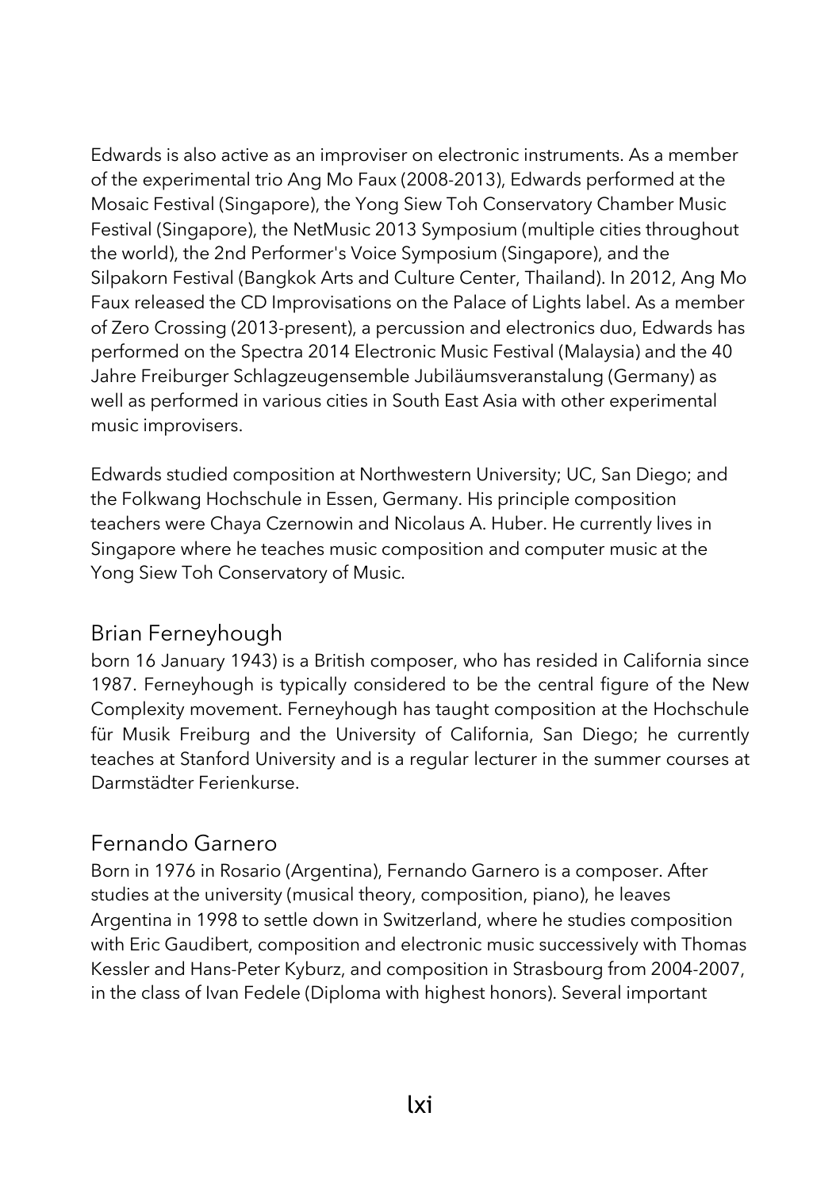Edwards is also active as an improviser on electronic instruments. As a member of the experimental trio Ang Mo Faux (2008-2013), Edwards performed at the Mosaic Festival (Singapore), the Yong Siew Toh Conservatory Chamber Music Festival (Singapore), the NetMusic 2013 Symposium (multiple cities throughout the world), the 2nd Performer's Voice Symposium (Singapore), and the Silpakorn Festival (Bangkok Arts and Culture Center, Thailand). In 2012, Ang Mo Faux released the CD Improvisations on the Palace of Lights label. As a member of Zero Crossing (2013-present), a percussion and electronics duo, Edwards has performed on the Spectra 2014 Electronic Music Festival (Malaysia) and the 40 Jahre Freiburger Schlagzeugensemble Jubiläumsveranstalung (Germany) as well as performed in various cities in South East Asia with other experimental music improvisers.

Edwards studied composition at Northwestern University; UC, San Diego; and the Folkwang Hochschule in Essen, Germany. His principle composition teachers were Chaya Czernowin and Nicolaus A. Huber. He currently lives in Singapore where he teaches music composition and computer music at the Yong Siew Toh Conservatory of Music.

## Brian Ferneyhough

born 16 January 1943) is a British composer, who has resided in California since 1987. Ferneyhough is typically considered to be the central figure of the New Complexity movement. Ferneyhough has taught composition at the Hochschule für Musik Freiburg and the University of California, San Diego; he currently teaches at Stanford University and is a regular lecturer in the summer courses at Darmstädter Ferienkurse.

## Fernando Garnero

Born in 1976 in Rosario (Argentina), Fernando Garnero is a composer. After studies at the university (musical theory, composition, piano), he leaves Argentina in 1998 to settle down in Switzerland, where he studies composition with Eric Gaudibert, composition and electronic music successively with Thomas Kessler and Hans-Peter Kyburz, and composition in Strasbourg from 2004-2007, in the class of Ivan Fedele (Diploma with highest honors). Several important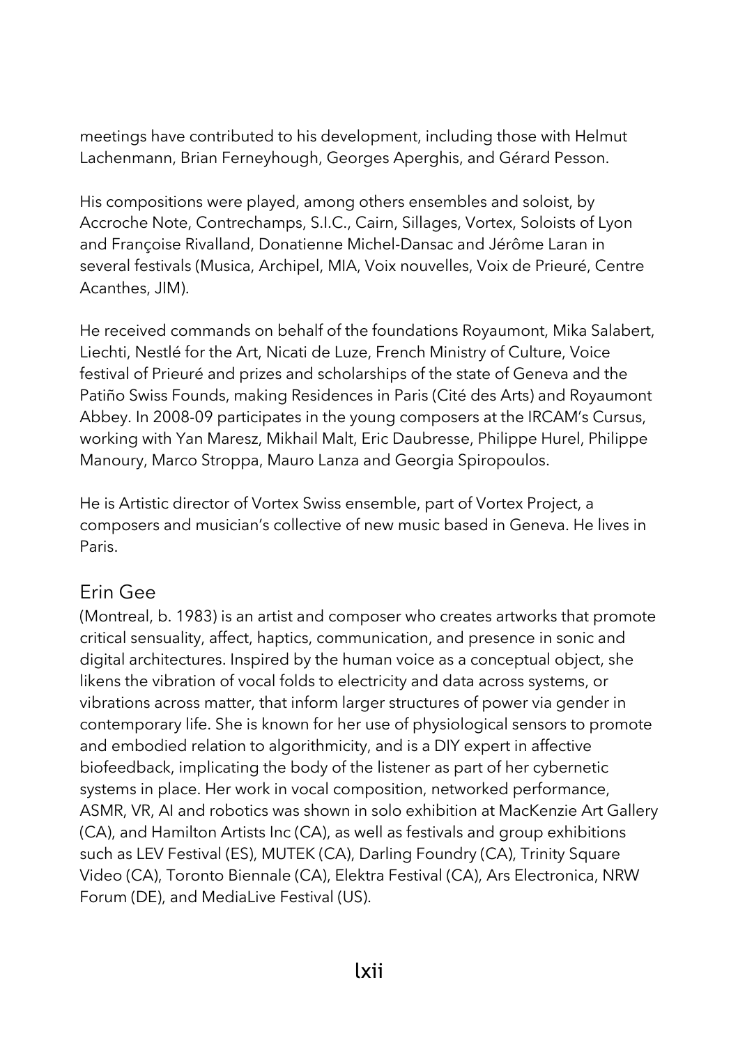meetings have contributed to his development, including those with Helmut Lachenmann, Brian Ferneyhough, Georges Aperghis, and Gérard Pesson.

His compositions were played, among others ensembles and soloist, by Accroche Note, Contrechamps, S.I.C., Cairn, Sillages, Vortex, Soloists of Lyon and Françoise Rivalland, Donatienne Michel-Dansac and Jérôme Laran in several festivals (Musica, Archipel, MIA, Voix nouvelles, Voix de Prieuré, Centre Acanthes, JIM).

He received commands on behalf of the foundations Royaumont, Mika Salabert, Liechti, Nestlé for the Art, Nicati de Luze, French Ministry of Culture, Voice festival of Prieuré and prizes and scholarships of the state of Geneva and the Patiño Swiss Founds, making Residences in Paris (Cité des Arts) and Royaumont Abbey. In 2008-09 participates in the young composers at the IRCAM's Cursus, working with Yan Maresz, Mikhail Malt, Eric Daubresse, Philippe Hurel, Philippe Manoury, Marco Stroppa, Mauro Lanza and Georgia Spiropoulos.

He is Artistic director of Vortex Swiss ensemble, part of Vortex Project, a composers and musician's collective of new music based in Geneva. He lives in Paris.

## Erin Gee

(Montreal, b. 1983) is an artist and composer who creates artworks that promote critical sensuality, affect, haptics, communication, and presence in sonic and digital architectures. Inspired by the human voice as a conceptual object, she likens the vibration of vocal folds to electricity and data across systems, or vibrations across matter, that inform larger structures of power via gender in contemporary life. She is known for her use of physiological sensors to promote and embodied relation to algorithmicity, and is a DIY expert in affective biofeedback, implicating the body of the listener as part of her cybernetic systems in place. Her work in vocal composition, networked performance, ASMR, VR, AI and robotics was shown in solo exhibition at MacKenzie Art Gallery (CA), and Hamilton Artists Inc (CA), as well as festivals and group exhibitions such as LEV Festival (ES), MUTEK (CA), Darling Foundry (CA), Trinity Square Video (CA), Toronto Biennale (CA), Elektra Festival (CA), Ars Electronica, NRW Forum (DE), and MediaLive Festival (US).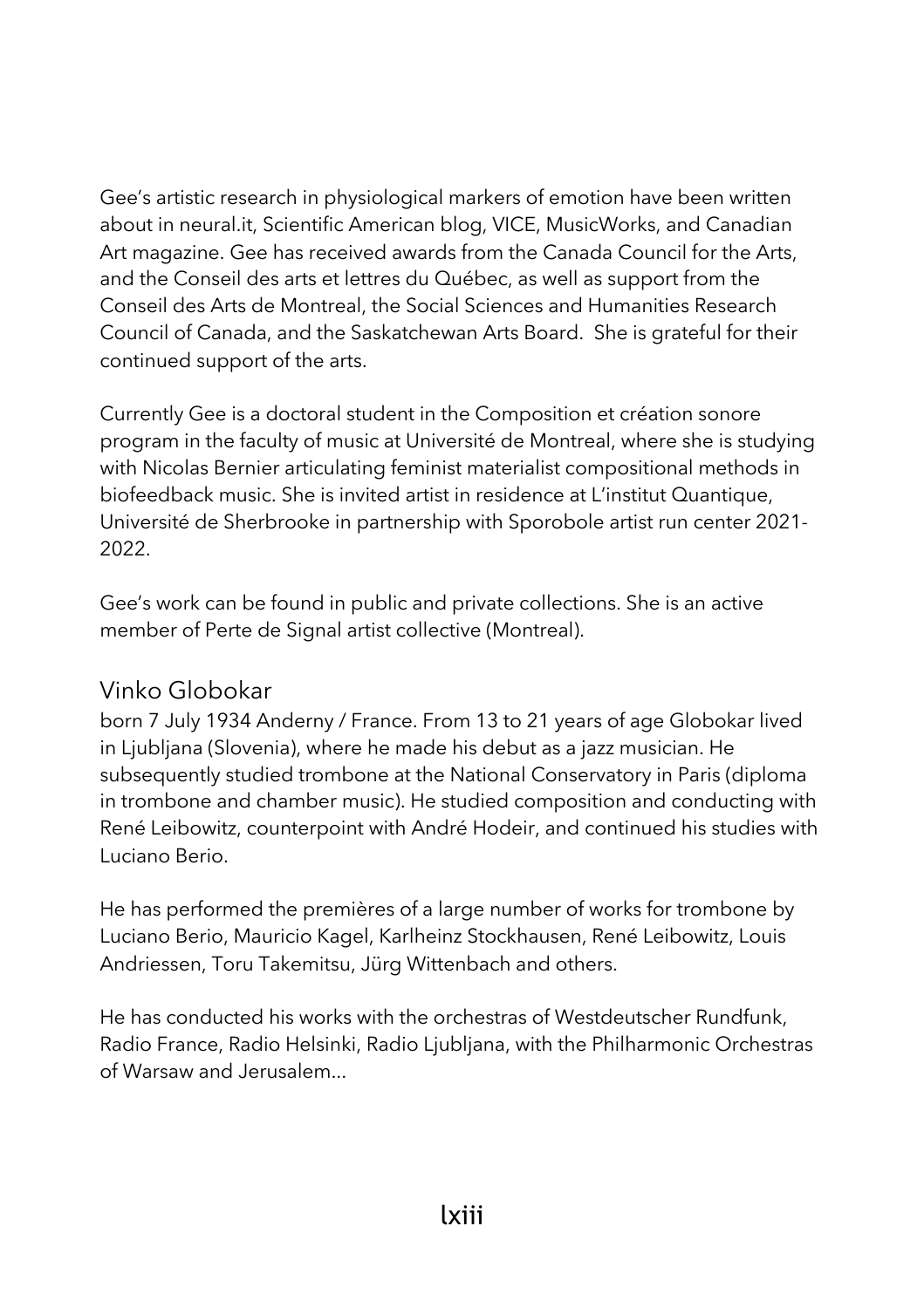Gee's artistic research in physiological markers of emotion have been written about in neural.it, Scientific American blog, VICE, MusicWorks, and Canadian Art magazine. Gee has received awards from the Canada Council for the Arts, and the Conseil des arts et lettres du Québec, as well as support from the Conseil des Arts de Montreal, the Social Sciences and Humanities Research Council of Canada, and the Saskatchewan Arts Board.  She is grateful for their continued support of the arts.

Currently Gee is a doctoral student in the Composition et création sonore program in the faculty of music at Université de Montreal, where she is studying with Nicolas Bernier articulating feminist materialist compositional methods in biofeedback music. She is invited artist in residence at L'institut Quantique, Université de Sherbrooke in partnership with Sporobole artist run center 2021-2022.

Gee's work can be found in public and private collections. She is an active member of Perte de Signal artist collective (Montreal).

## Vinko Globokar

born 7 July 1934 Anderny / France. From 13 to 21 years of age Globokar lived in Ljubljana (Slovenia), where he made his debut as a jazz musician. He subsequently studied trombone at the National Conservatory in Paris (diploma in trombone and chamber music). He studied composition and conducting with René Leibowitz, counterpoint with André Hodeir, and continued his studies with Luciano Berio.

He has performed the premières of a large number of works for trombone by Luciano Berio, Mauricio Kagel, Karlheinz Stockhausen, René Leibowitz, Louis Andriessen, Toru Takemitsu, Jürg Wittenbach and others.

He has conducted his works with the orchestras of Westdeutscher Rundfunk, Radio France, Radio Helsinki, Radio Ljubljana, with the Philharmonic Orchestras of Warsaw and Jerusalem...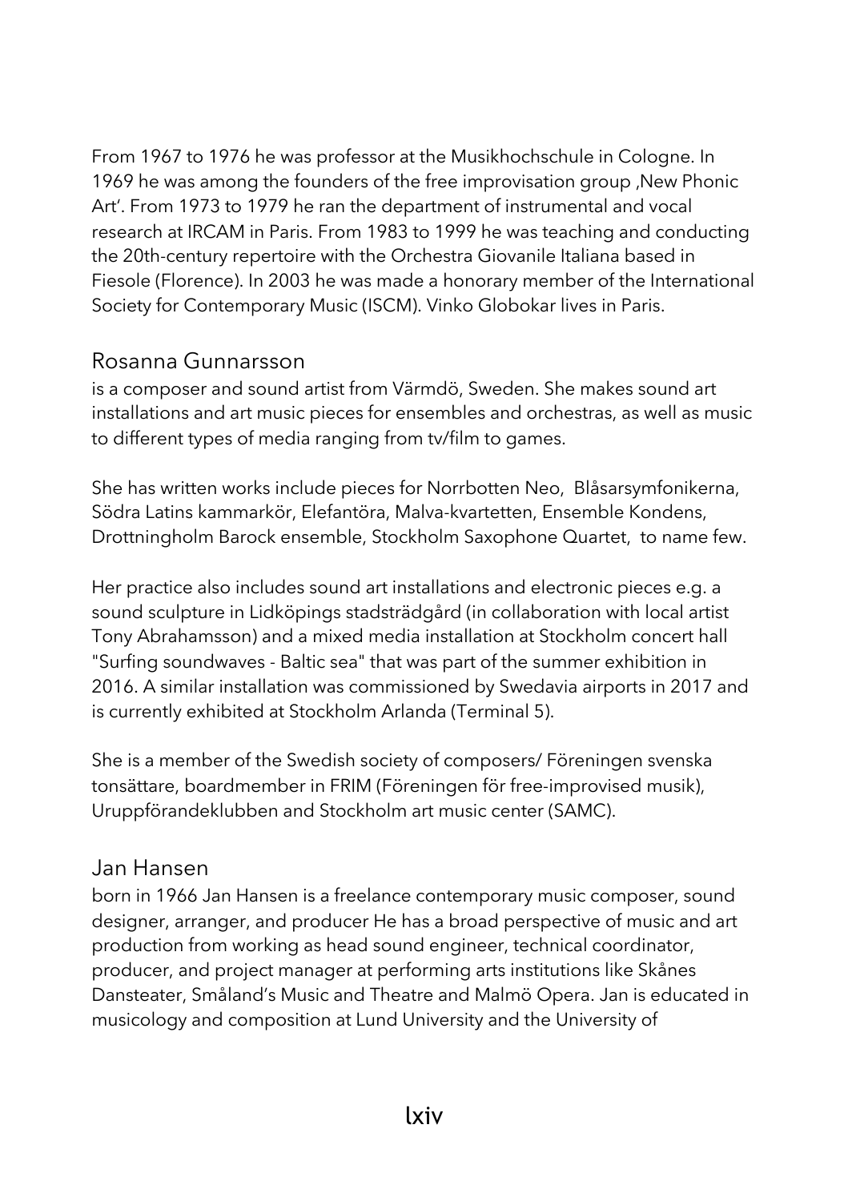From 1967 to 1976 he was professor at the Musikhochschule in Cologne. In 1969 he was among the founders of the free improvisation group ,New Phonic Art'. From 1973 to 1979 he ran the department of instrumental and vocal research at IRCAM in Paris. From 1983 to 1999 he was teaching and conducting the 20th-century repertoire with the Orchestra Giovanile Italiana based in Fiesole (Florence). In 2003 he was made a honorary member of the International Society for Contemporary Music (ISCM). Vinko Globokar lives in Paris.

## Rosanna Gunnarsson

is a composer and sound artist from Värmdö, Sweden. She makes sound art installations and art music pieces for ensembles and orchestras, as well as music to different types of media ranging from tv/film to games.

She has written works include pieces for Norrbotten Neo, Blåsarsymfonikerna, Södra Latins kammarkör, Elefantöra, Malva-kvartetten, Ensemble Kondens, Drottningholm Barock ensemble, Stockholm Saxophone Quartet, to name few.

Her practice also includes sound art installations and electronic pieces e.g. a sound sculpture in Lidköpings stadsträdgård (in collaboration with local artist Tony Abrahamsson) and a mixed media installation at Stockholm concert hall "Surfing soundwaves - Baltic sea" that was part of the summer exhibition in 2016. A similar installation was commissioned by Swedavia airports in 2017 and is currently exhibited at Stockholm Arlanda (Terminal 5).

She is a member of the Swedish society of composers/ Föreningen svenska tonsättare, boardmember in FRIM (Föreningen för free-improvised musik), Uruppförandeklubben and Stockholm art music center (SAMC).

## Jan Hansen

born in 1966 Jan Hansen is a freelance contemporary music composer, sound designer, arranger, and producer He has a broad perspective of music and art production from working as head sound engineer, technical coordinator, producer, and project manager at performing arts institutions like Skånes Dansteater, Småland's Music and Theatre and Malmö Opera. Jan is educated in musicology and composition at Lund University and the University of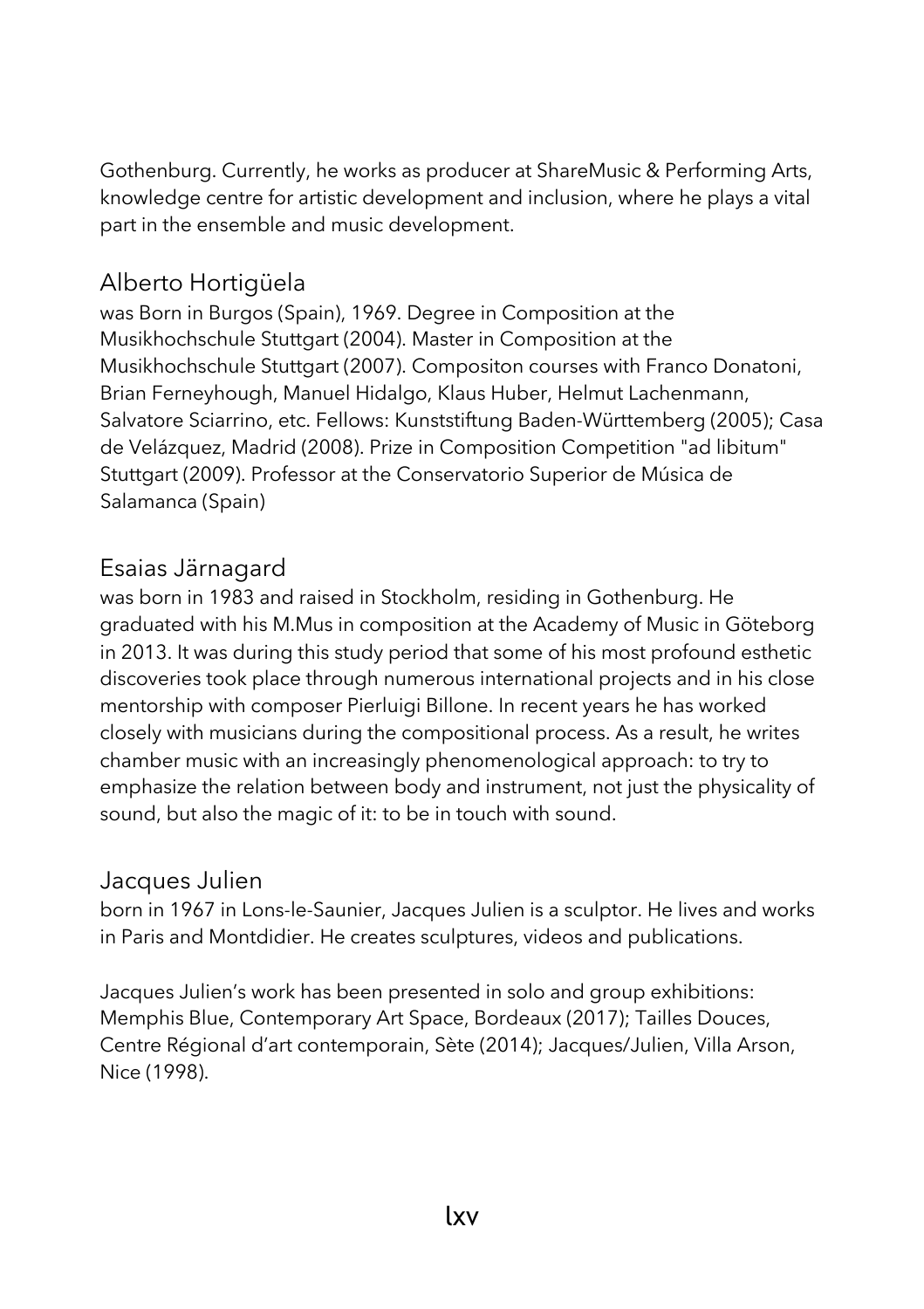Gothenburg. Currently, he works as producer at ShareMusic & Performing Arts, knowledge centre for artistic development and inclusion, where he plays a vital part in the ensemble and music development.

## Alberto Hortigüela

was Born in Burgos (Spain), 1969. Degree in Composition at the Musikhochschule Stuttgart (2004). Master in Composition at the Musikhochschule Stuttgart (2007). Compositon courses with Franco Donatoni, Brian Ferneyhough, Manuel Hidalgo, Klaus Huber, Helmut Lachenmann, Salvatore Sciarrino, etc. Fellows: Kunststiftung Baden-Württemberg (2005); Casa de Velázquez, Madrid (2008). Prize in Composition Competition "ad libitum" Stuttgart (2009). Professor at the Conservatorio Superior de Música de Salamanca (Spain)

## Esaias Järnagard

was born in 1983 and raised in Stockholm, residing in Gothenburg. He graduated with his M.Mus in composition at the Academy of Music in Göteborg in 2013. It was during this study period that some of his most profound esthetic discoveries took place through numerous international projects and in his close mentorship with composer Pierluigi Billone. In recent years he has worked closely with musicians during the compositional process. As a result, he writes chamber music with an increasingly phenomenological approach: to try to emphasize the relation between body and instrument, not just the physicality of sound, but also the magic of it: to be in touch with sound.

## Jacques Julien

born in 1967 in Lons-le-Saunier, Jacques Julien is a sculptor. He lives and works in Paris and Montdidier. He creates sculptures, videos and publications.

Jacques Julien's work has been presented in solo and group exhibitions: Memphis Blue, Contemporary Art Space, Bordeaux (2017); Tailles Douces, Centre Régional d'art contemporain, Sète (2014); Jacques/Julien, Villa Arson, Nice (1998).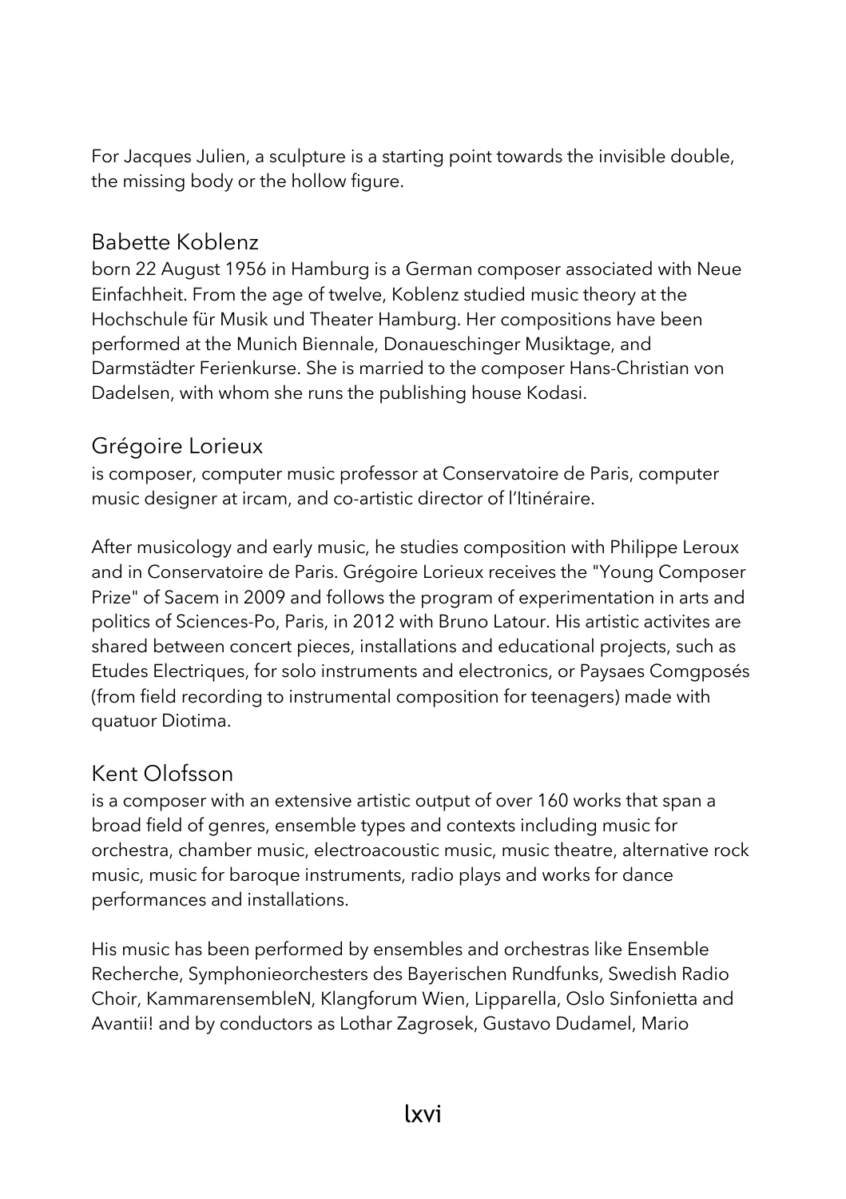For Jacques Julien, a sculpture is a starting point towards the invisible double, the missing body or the hollow figure.

## Babette Koblenz

born 22 August 1956 in Hamburg is a German composer associated with Neue Einfachheit. From the age of twelve, Koblenz studied music theory at the Hochschule für Musik und Theater Hamburg. Her compositions have been performed at the Munich Biennale, Donaueschinger Musiktage, and Darmstädter Ferienkurse. She is married to the composer Hans-Christian von Dadelsen, with whom she runs the publishing house Kodasi.

## Grégoire Lorieux

is composer, computer music professor at Conservatoire de Paris, computer music designer at ircam, and co-artistic director of l'Itinéraire.

After musicology and early music, he studies composition with Philippe Leroux and in Conservatoire de Paris. Grégoire Lorieux receives the "Young Composer Prize" of Sacem in 2009 and follows the program of experimentation in arts and politics of Sciences-Po, Paris, in 2012 with Bruno Latour. His artistic activites are shared between concert pieces, installations and educational projects, such as Etudes Electriques, for solo instruments and electronics, or Paysaes Comgposés (from field recording to instrumental composition for teenagers) made with quatuor Diotima.

## Kent Olofsson

is a composer with an extensive artistic output of over 160 works that span a broad field of genres, ensemble types and contexts including music for orchestra, chamber music, electroacoustic music, music theatre, alternative rock music, music for baroque instruments, radio plays and works for dance performances and installations.

His music has been performed by ensembles and orchestras like Ensemble Recherche, Symphonieorchesters des Bayerischen Rundfunks, Swedish Radio Choir, KammarensembleN, Klangforum Wien, Lipparella, Oslo Sinfonietta and Avantii! and by conductors as Lothar Zagrosek, Gustavo Dudamel, Mario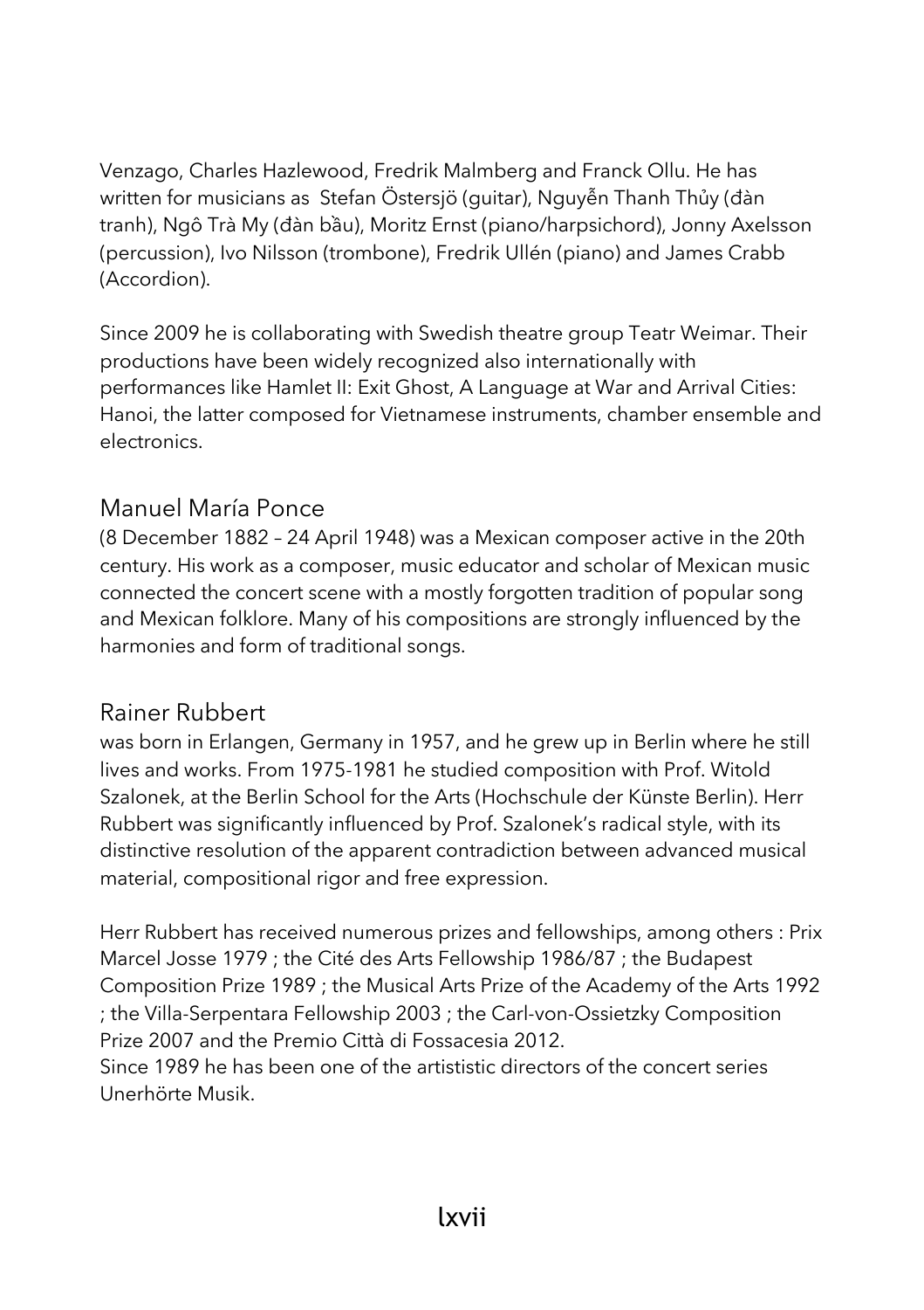Venzago, Charles Hazlewood, Fredrik Malmberg and Franck Ollu. He has written for musicians as  Stefan Östersjö (guitar), Nguyễn Thanh Thủy (đàn tranh), Ngô Trà My (đàn bầu), Moritz Ernst (piano/harpsichord), Jonny Axelsson (percussion), Ivo Nilsson (trombone), Fredrik Ullén (piano) and James Crabb (Accordion).

Since 2009 he is collaborating with Swedish theatre group Teatr Weimar. Their productions have been widely recognized also internationally with performances like Hamlet II: Exit Ghost, A Language at War and Arrival Cities: Hanoi, the latter composed for Vietnamese instruments, chamber ensemble and electronics.

## Manuel María Ponce

(8 December 1882 – 24 April 1948) was a Mexican composer active in the 20th century. His work as a composer, music educator and scholar of Mexican music connected the concert scene with a mostly forgotten tradition of popular song and Mexican folklore. Many of his compositions are strongly influenced by the harmonies and form of traditional songs.

## Rainer Rubbert

was born in Erlangen, Germany in 1957, and he grew up in Berlin where he still lives and works. From 1975-1981 he studied composition with Prof. Witold Szalonek, at the Berlin School for the Arts (Hochschule der Künste Berlin). Herr Rubbert was significantly influenced by Prof. Szalonek's radical style, with its distinctive resolution of the apparent contradiction between advanced musical material, compositional rigor and free expression.

Herr Rubbert has received numerous prizes and fellowships, among others : Prix Marcel Josse 1979 ; the Cité des Arts Fellowship 1986/87 ; the Budapest Composition Prize 1989 ; the Musical Arts Prize of the Academy of the Arts 1992 ; the Villa-Serpentara Fellowship 2003 ; the Carl-von-Ossietzky Composition Prize 2007 and the Premio Città di Fossacesia 2012.
Since 1989 he has been one of the artistic directors of the concert series Unerhörte Musik.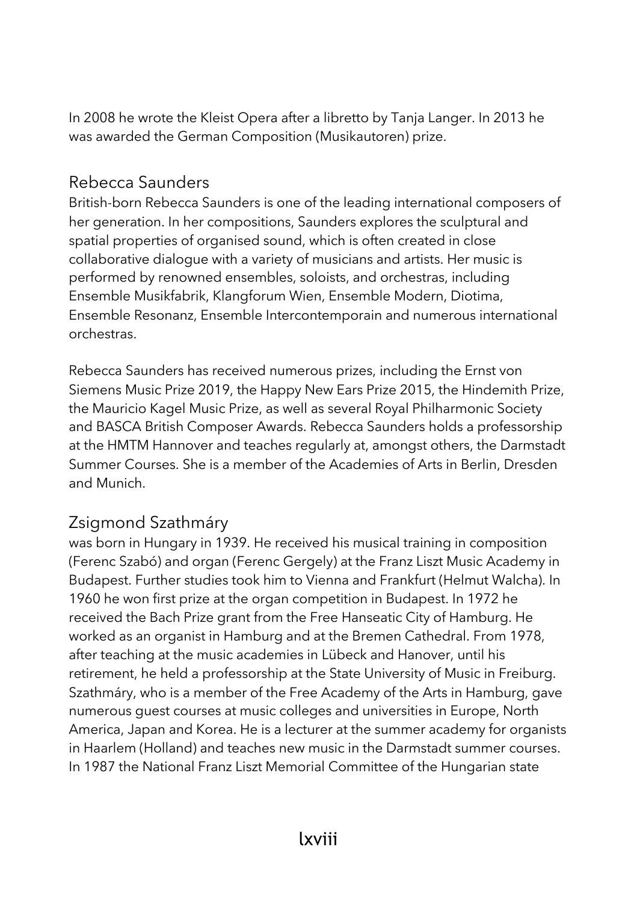In 2008 he wrote the Kleist Opera after a libretto by Tanja Langer. In 2013 he was awarded the German Composition (Musikautoren) prize.

## Rebecca Saunders

British-born Rebecca Saunders is one of the leading international composers of her generation. In her compositions, Saunders explores the sculptural and spatial properties of organised sound, which is often created in close collaborative dialogue with a variety of musicians and artists. Her music is performed by renowned ensembles, soloists, and orchestras, including Ensemble Musikfabrik, Klangforum Wien, Ensemble Modern, Diotima, Ensemble Resonanz, Ensemble Intercontemporain and numerous international orchestras.

Rebecca Saunders has received numerous prizes, including the Ernst von Siemens Music Prize 2019, the Happy New Ears Prize 2015, the Hindemith Prize, the Mauricio Kagel Music Prize, as well as several Royal Philharmonic Society and BASCA British Composer Awards. Rebecca Saunders holds a professorship at the HMTM Hannover and teaches regularly at, amongst others, the Darmstadt Summer Courses. She is a member of the Academies of Arts in Berlin, Dresden and Munich.

## Zsigmond Szathmáry

was born in Hungary in 1939. He received his musical training in composition (Ferenc Szabó) and organ (Ferenc Gergely) at the Franz Liszt Music Academy in Budapest. Further studies took him to Vienna and Frankfurt (Helmut Walcha). In 1960 he won first prize at the organ competition in Budapest. In 1972 he received the Bach Prize grant from the Free Hanseatic City of Hamburg. He worked as an organist in Hamburg and at the Bremen Cathedral. From 1978, after teaching at the music academies in Lübeck and Hanover, until his retirement, he held a professorship at the State University of Music in Freiburg. Szathmáry, who is a member of the Free Academy of the Arts in Hamburg, gave numerous guest courses at music colleges and universities in Europe, North America, Japan and Korea. He is a lecturer at the summer academy for organists in Haarlem (Holland) and teaches new music in the Darmstadt summer courses. In 1987 the National Franz Liszt Memorial Committee of the Hungarian state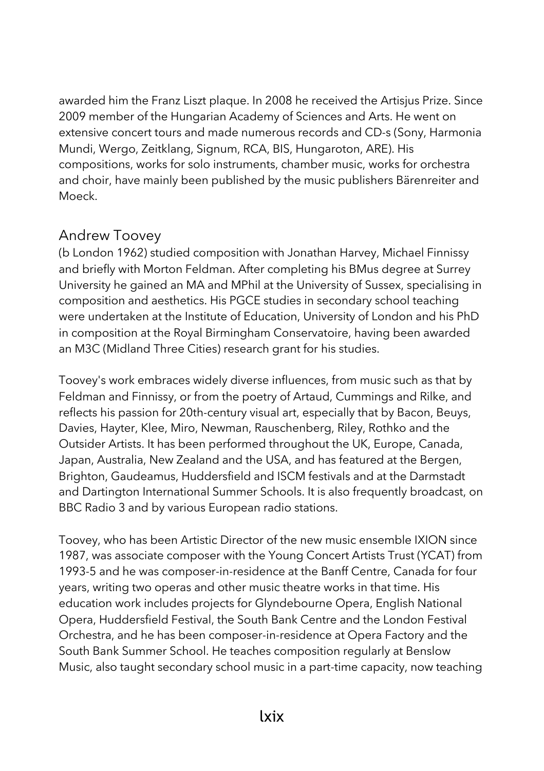awarded him the Franz Liszt plaque. In 2008 he received the Artisjus Prize. Since 2009 member of the Hungarian Academy of Sciences and Arts. He went on extensive concert tours and made numerous records and CD-s (Sony, Harmonia Mundi, Wergo, Zeitklang, Signum, RCA, BIS, Hungaroton, ARE). His compositions, works for solo instruments, chamber music, works for orchestra and choir, have mainly been published by the music publishers Bärenreiter and Moeck.

## Andrew Toovey

(b London 1962) studied composition with Jonathan Harvey, Michael Finnissy and briefly with Morton Feldman. After completing his BMus degree at Surrey University he gained an MA and MPhil at the University of Sussex, specialising in composition and aesthetics. His PGCE studies in secondary school teaching were undertaken at the Institute of Education, University of London and his PhD in composition at the Royal Birmingham Conservatoire, having been awarded an M3C (Midland Three Cities) research grant for his studies.

Toovey's work embraces widely diverse influences, from music such as that by Feldman and Finnissy, or from the poetry of Artaud, Cummings and Rilke, and reflects his passion for 20th-century visual art, especially that by Bacon, Beuys, Davies, Hayter, Klee, Miro, Newman, Rauschenberg, Riley, Rothko and the Outsider Artists. It has been performed throughout the UK, Europe, Canada, Japan, Australia, New Zealand and the USA, and has featured at the Bergen, Brighton, Gaudeamus, Huddersfield and ISCM festivals and at the Darmstadt and Dartington International Summer Schools. It is also frequently broadcast, on BBC Radio 3 and by various European radio stations.

Toovey, who has been Artistic Director of the new music ensemble IXION since 1987, was associate composer with the Young Concert Artists Trust (YCAT) from 1993-5 and he was composer-in-residence at the Banff Centre, Canada for four years, writing two operas and other music theatre works in that time. His education work includes projects for Glyndebourne Opera, English National Opera, Huddersfield Festival, the South Bank Centre and the London Festival Orchestra, and he has been composer-in-residence at Opera Factory and the South Bank Summer School. He teaches composition regularly at Benslow Music, also taught secondary school music in a part-time capacity, now teaching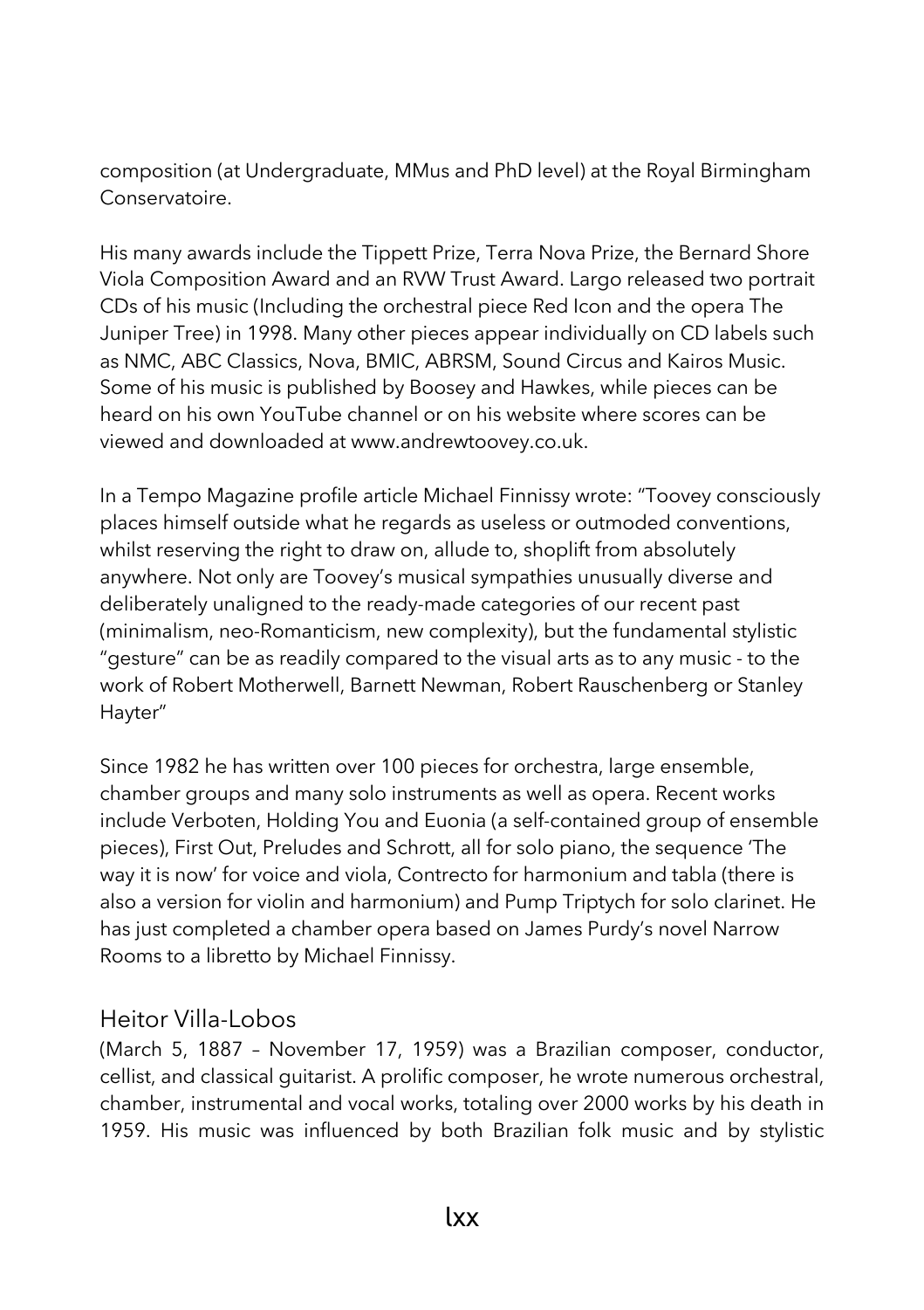composition (at Undergraduate, MMus and PhD level) at the Royal Birmingham Conservatoire.

His many awards include the Tippett Prize, Terra Nova Prize, the Bernard Shore Viola Composition Award and an RVW Trust Award. Largo released two portrait CDs of his music (Including the orchestral piece Red Icon and the opera The Juniper Tree) in 1998. Many other pieces appear individually on CD labels such as NMC, ABC Classics, Nova, BMIC, ABRSM, Sound Circus and Kairos Music. Some of his music is published by Boosey and Hawkes, while pieces can be heard on his own YouTube channel or on his website where scores can be viewed and downloaded at www.andrewtoovey.co.uk.

In a Tempo Magazine profile article Michael Finnissy wrote: "Toovey consciously places himself outside what he regards as useless or outmoded conventions, whilst reserving the right to draw on, allude to, shoplift from absolutely anywhere. Not only are Toovey's musical sympathies unusually diverse and deliberately unaligned to the ready-made categories of our recent past (minimalism, neo-Romanticism, new complexity), but the fundamental stylistic "gesture" can be as readily compared to the visual arts as to any music - to the work of Robert Motherwell, Barnett Newman, Robert Rauschenberg or Stanley Hayter"

Since 1982 he has written over 100 pieces for orchestra, large ensemble, chamber groups and many solo instruments as well as opera. Recent works include Verboten, Holding You and Euonia (a self-contained group of ensemble pieces), First Out, Preludes and Schrott, all for solo piano, the sequence 'The way it is now' for voice and viola, Contrecto for harmonium and tabla (there is also a version for violin and harmonium) and Pump Triptych for solo clarinet. He has just completed a chamber opera based on James Purdy's novel Narrow Rooms to a libretto by Michael Finnissy.

## Heitor Villa-Lobos

(March 5, 1887 – November 17, 1959) was a Brazilian composer, conductor, cellist, and classical guitarist. A prolific composer, he wrote numerous orchestral, chamber, instrumental and vocal works, totaling over 2000 works by his death in 1959. His music was influenced by both Brazilian folk music and by stylistic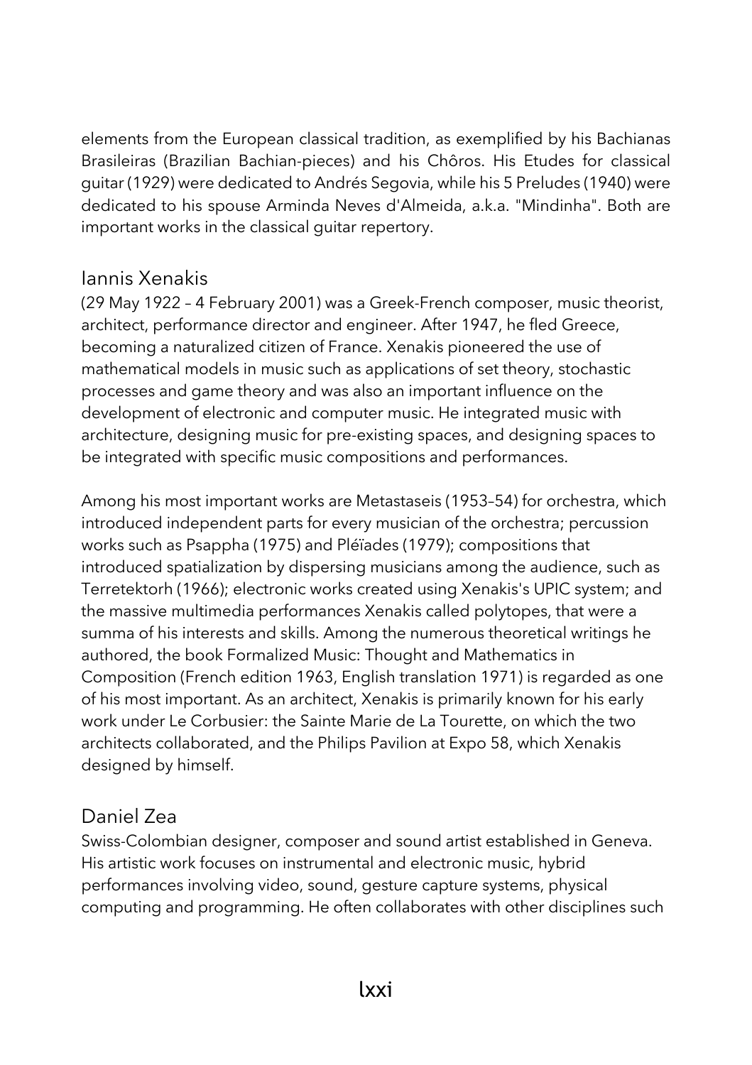elements from the European classical tradition, as exemplified by his Bachianas Brasileiras (Brazilian Bachian-pieces) and his Chôros. His Etudes for classical guitar (1929) were dedicated to Andrés Segovia, while his 5 Preludes (1940) were dedicated to his spouse Arminda Neves d'Almeida, a.k.a. "Mindinha". Both are important works in the classical guitar repertory.

## Iannis Xenakis

(29 May 1922 – 4 February 2001) was a Greek-French composer, music theorist, architect, performance director and engineer. After 1947, he fled Greece, becoming a naturalized citizen of France. Xenakis pioneered the use of mathematical models in music such as applications of set theory, stochastic processes and game theory and was also an important influence on the development of electronic and computer music. He integrated music with architecture, designing music for pre-existing spaces, and designing spaces to be integrated with specific music compositions and performances.

Among his most important works are Metastaseis (1953–54) for orchestra, which introduced independent parts for every musician of the orchestra; percussion works such as Psappha (1975) and Pléïades (1979); compositions that introduced spatialization by dispersing musicians among the audience, such as Terretektorh (1966); electronic works created using Xenakis's UPIC system; and the massive multimedia performances Xenakis called polytopes, that were a summa of his interests and skills. Among the numerous theoretical writings he authored, the book Formalized Music: Thought and Mathematics in Composition (French edition 1963, English translation 1971) is regarded as one of his most important. As an architect, Xenakis is primarily known for his early work under Le Corbusier: the Sainte Marie de La Tourette, on which the two architects collaborated, and the Philips Pavilion at Expo 58, which Xenakis designed by himself.

## Daniel Zea

Swiss-Colombian designer, composer and sound artist established in Geneva. His artistic work focuses on instrumental and electronic music, hybrid performances involving video, sound, gesture capture systems, physical computing and programming. He often collaborates with other disciplines such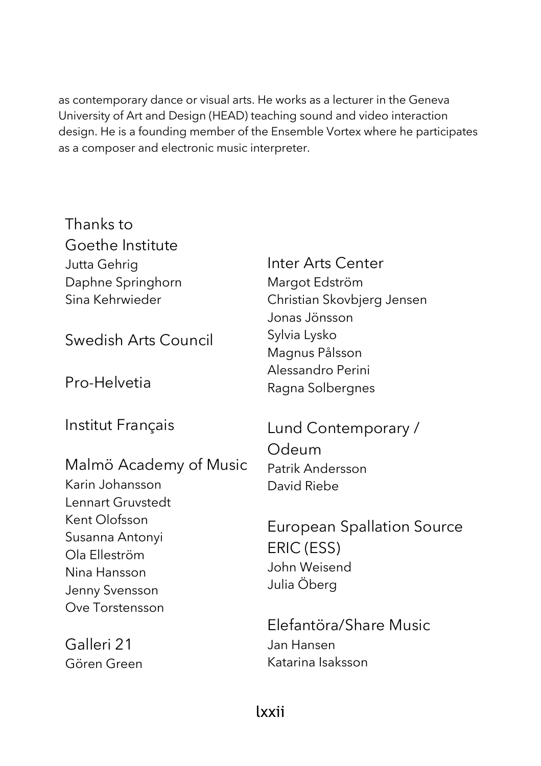as contemporary dance or visual arts. He works as a lecturer in the Geneva University of Art and Design (HEAD) teaching sound and video interaction design. He is a founding member of the Ensemble Vortex where he participates as a composer and electronic music interpreter.

## Thanks to

### Goethe Institute
Jutta Gehrig  
Daphne Springhorn  
Sina Kehrwieder

### Swedish Arts Council

### Pro-Helvetia

### Institut Français

### Malmö Academy of Music
Karin Johansson  
Lennart Gruvstedt  
Kent Olofsson  
Susanna Antonyi  
Ola Elleström  
Nina Hansson  
Jenny Svensson  
Ove Torstensson

### Galleri 21
Gören Green

### Inter Arts Center
Margot Edström  
Christian Skovbjerg Jensen  
Jonas Jönsson  
Sylvia Lysko  
Magnus Pålsson  
Alessandro Perini  
Ragna Solbergnes

### Lund Contemporary / Odeum
Patrik Andersson  
David Riebe

### European Spallation Source ERIC (ESS)
John Weisend  
Julia Öberg

### Elefantöra/Share Music
Jan Hansen  
Katarina Isaksson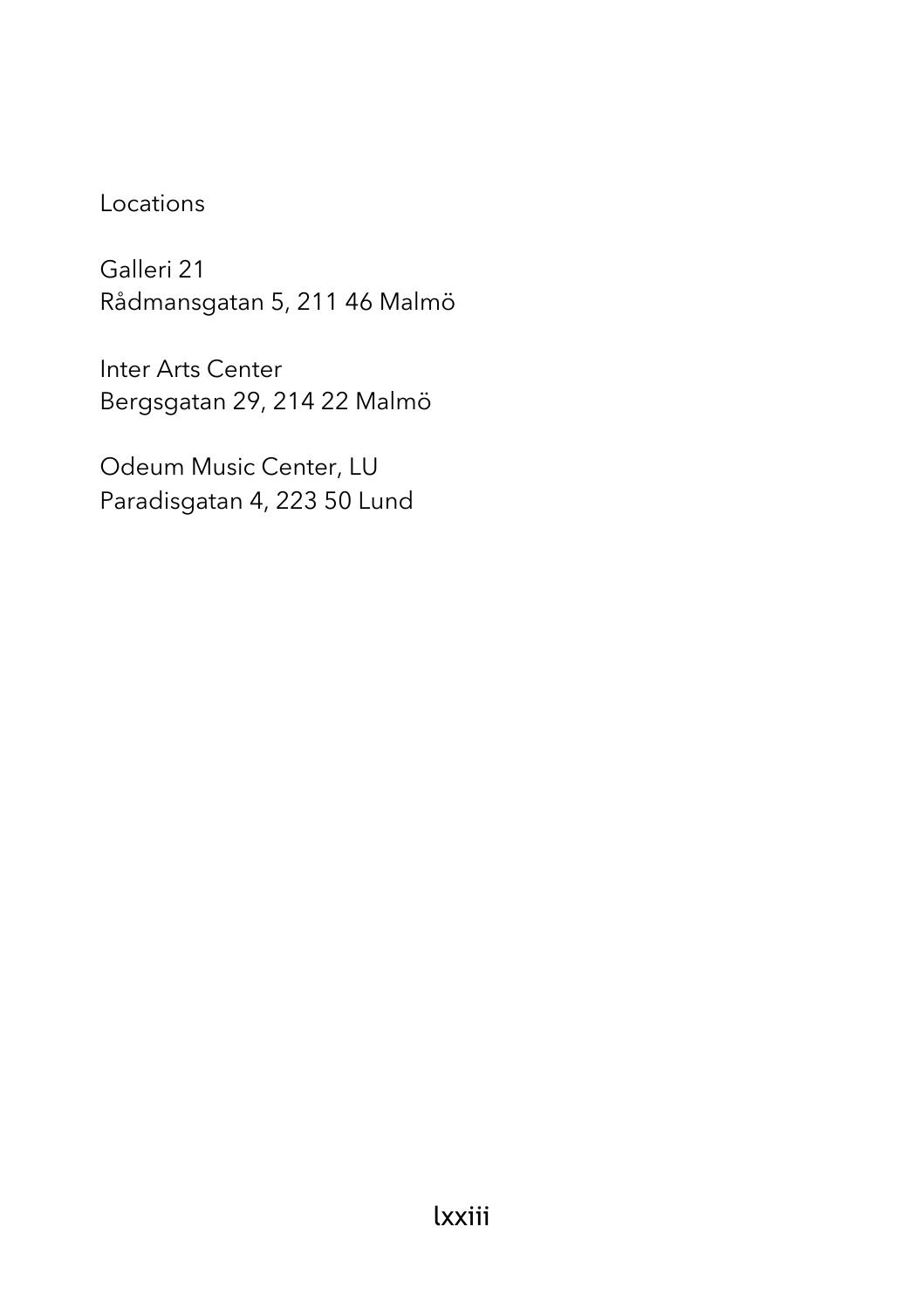## Locations

Galleri 21
Rådmansgatan 5, 211 46 Malmö

Inter Arts Center
Bergsgatan 29, 214 22 Malmö

Odeum Music Center, LU
Paradisgatan 4, 223 50 Lund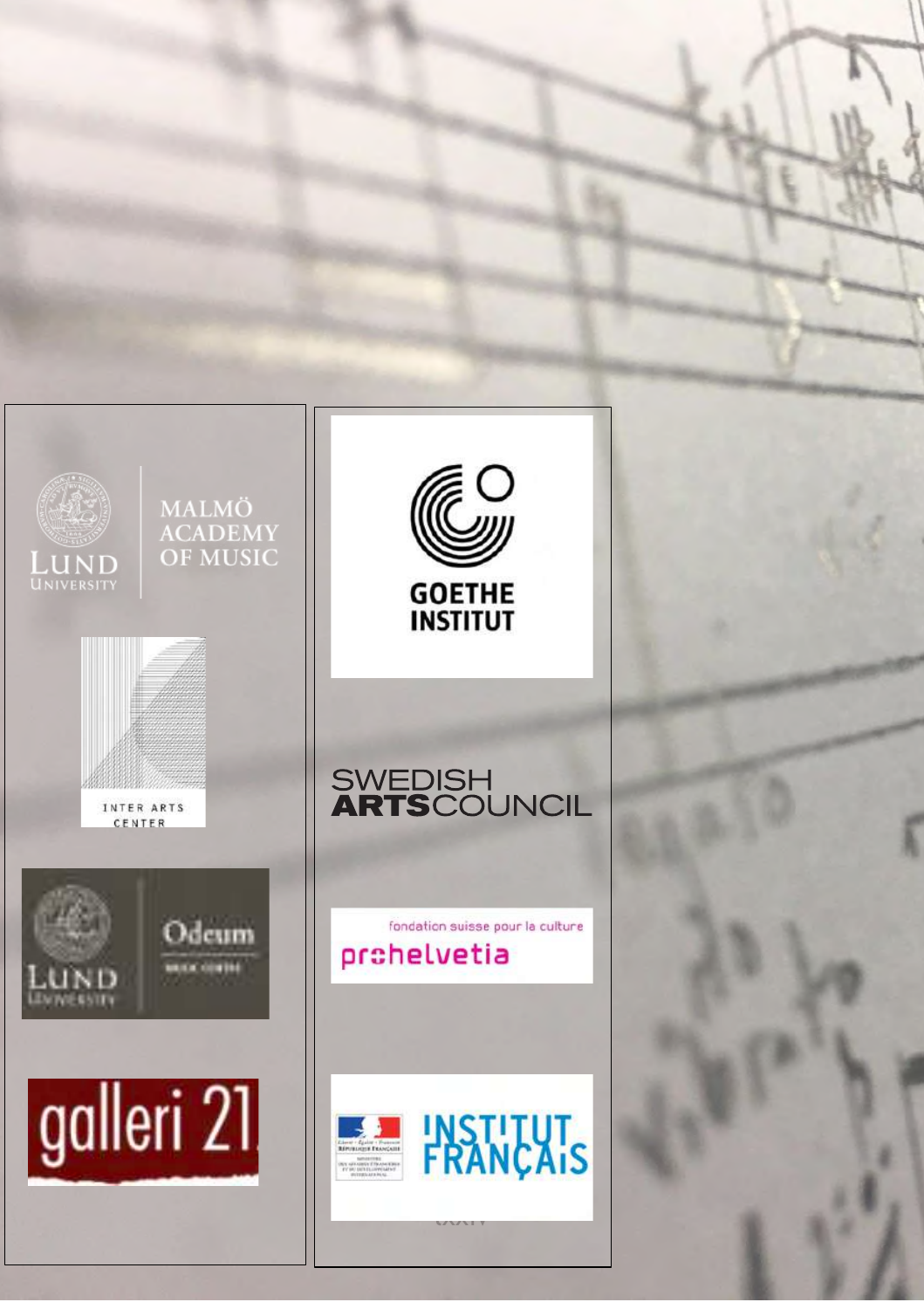LUND UNIVERSITY

MALMÖ ACADEMY OF MUSIC

INTER ARTS CENTER

LUND UNIVERSITY

Odeum

galleri 21

GOETHE INSTITUT

SWEDISH ARTS COUNCIL

fondation suisse pour la culture

prohelvetia

INSTITUT FRANÇAIS